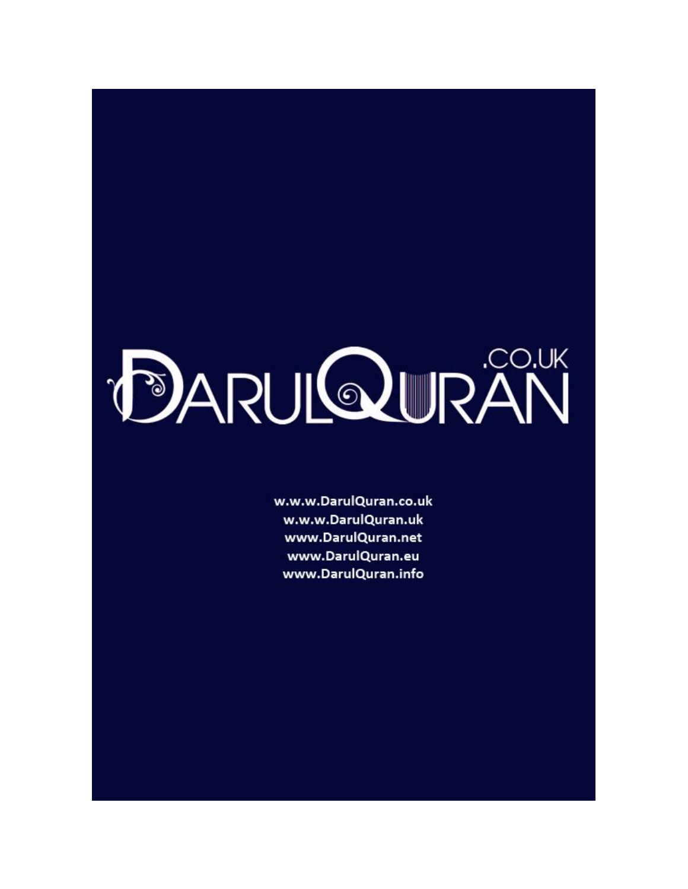# DARULQURAN.CO.UK

w.w.w.DarulQuran.co.uk
w.w.w.DarulQuran.uk
www.DarulQuran.net
www.DarulQuran.eu
www.DarulQuran.info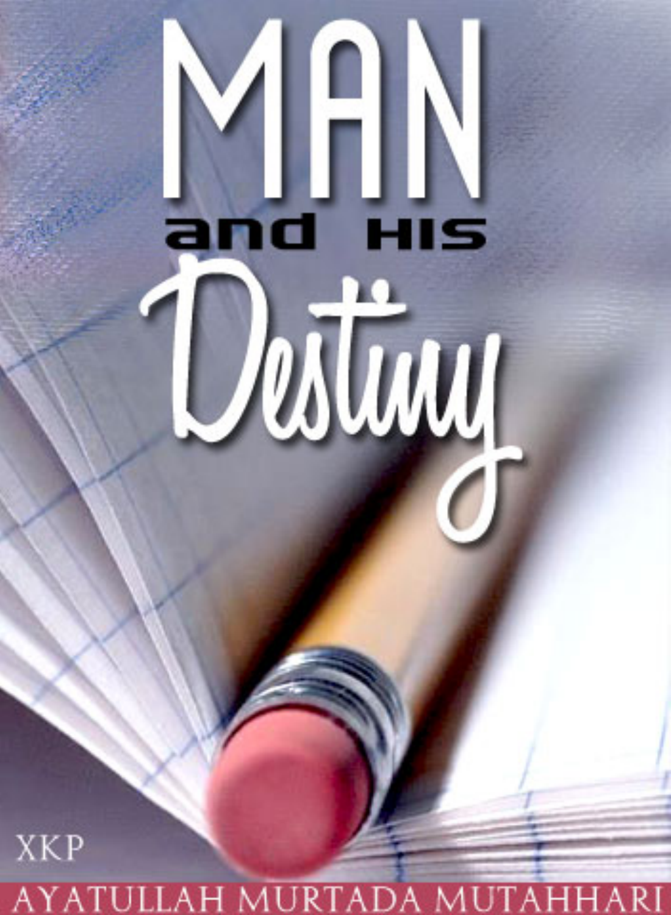# MAN and HIS Destiny

XKP

AYATULLAH MURTADA MUTAHHARI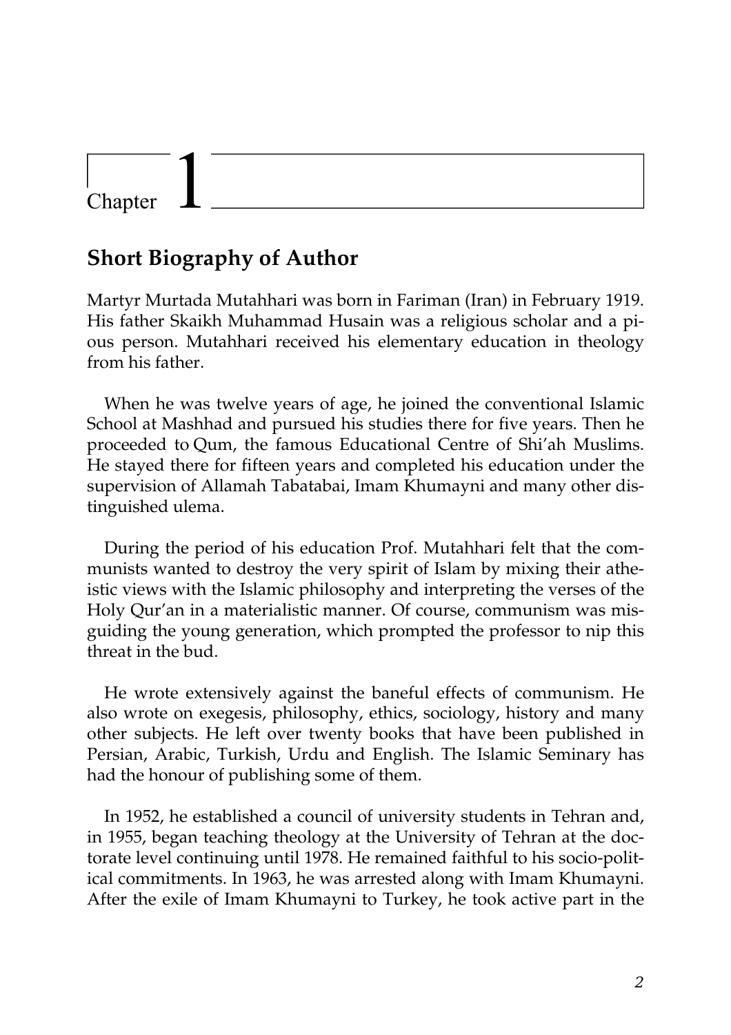# Chapter 1

## Short Biography of Author

Martyr Murtada Mutahhari was born in Fariman (Iran) in February 1919. His father Skaikh Muhammad Husain was a religious scholar and a pious person. Mutahhari received his elementary education in theology from his father.

When he was twelve years of age, he joined the conventional Islamic School at Mashhad and pursued his studies there for five years. Then he proceeded to Qum, the famous Educational Centre of Shi'ah Muslims. He stayed there for fifteen years and completed his education under the supervision of Allamah Tabatabai, Imam Khumayni and many other distinguished ulema.

During the period of his education Prof. Mutahhari felt that the communists wanted to destroy the very spirit of Islam by mixing their atheistic views with the Islamic philosophy and interpreting the verses of the Holy Qur'an in a materialistic manner. Of course, communism was misguiding the young generation, which prompted the professor to nip this threat in the bud.

He wrote extensively against the baneful effects of communism. He also wrote on exegesis, philosophy, ethics, sociology, history and many other subjects. He left over twenty books that have been published in Persian, Arabic, Turkish, Urdu and English. The Islamic Seminary has had the honour of publishing some of them.

In 1952, he established a council of university students in Tehran and, in 1955, began teaching theology at the University of Tehran at the doctorate level continuing until 1978. He remained faithful to his socio-political commitments. In 1963, he was arrested along with Imam Khumayni. After the exile of Imam Khumayni to Turkey, he took active part in the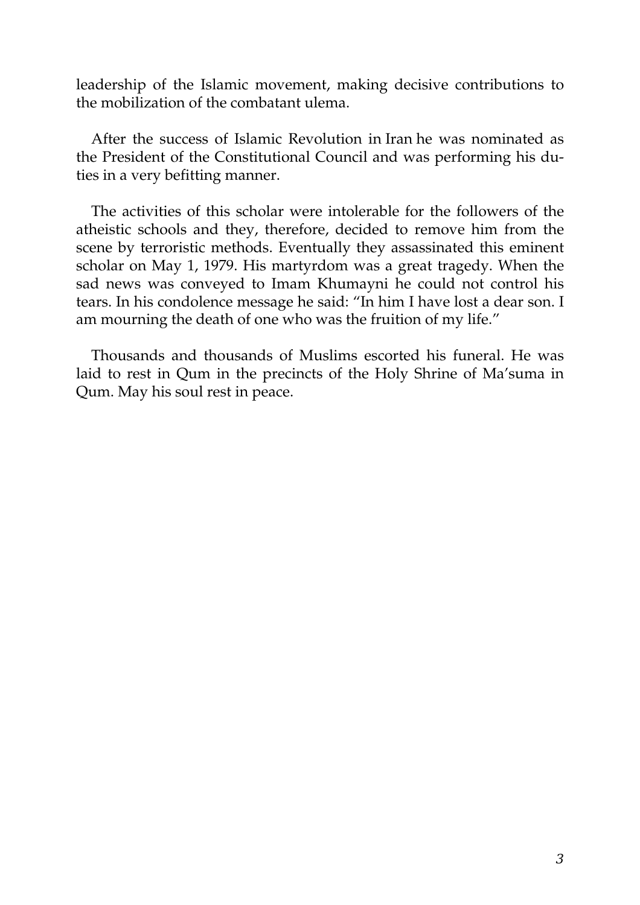leadership of the Islamic movement, making decisive contributions to the mobilization of the combatant ulema.

After the success of Islamic Revolution in Iran he was nominated as the President of the Constitutional Council and was performing his duties in a very befitting manner.

The activities of this scholar were intolerable for the followers of the atheistic schools and they, therefore, decided to remove him from the scene by terroristic methods. Eventually they assassinated this eminent scholar on May 1, 1979. His martyrdom was a great tragedy. When the sad news was conveyed to Imam Khumayni he could not control his tears. In his condolence message he said: "In him I have lost a dear son. I am mourning the death of one who was the fruition of my life."

Thousands and thousands of Muslims escorted his funeral. He was laid to rest in Qum in the precincts of the Holy Shrine of Ma'suma in Qum. May his soul rest in peace.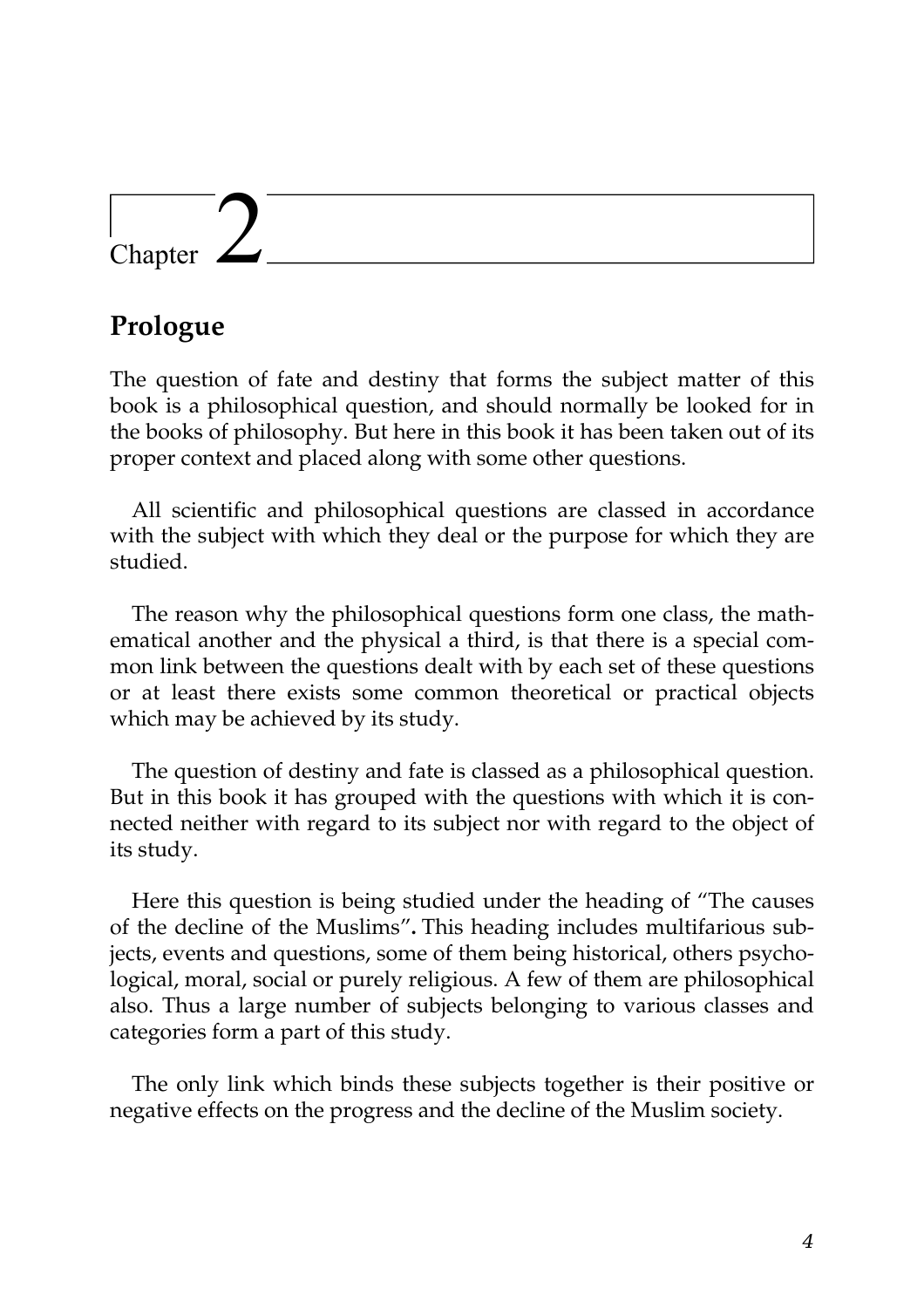# Chapter 2

## Prologue

The question of fate and destiny that forms the subject matter of this book is a philosophical question, and should normally be looked for in the books of philosophy. But here in this book it has been taken out of its proper context and placed along with some other questions.

All scientific and philosophical questions are classed in accordance with the subject with which they deal or the purpose for which they are studied.

The reason why the philosophical questions form one class, the mathematical another and the physical a third, is that there is a special common link between the questions dealt with by each set of these questions or at least there exists some common theoretical or practical objects which may be achieved by its study.

The question of destiny and fate is classed as a philosophical question. But in this book it has grouped with the questions with which it is connected neither with regard to its subject nor with regard to the object of its study.

Here this question is being studied under the heading of "The causes of the decline of the Muslims"**.** This heading includes multifarious subjects, events and questions, some of them being historical, others psychological, moral, social or purely religious. A few of them are philosophical also. Thus a large number of subjects belonging to various classes and categories form a part of this study.

The only link which binds these subjects together is their positive or negative effects on the progress and the decline of the Muslim society.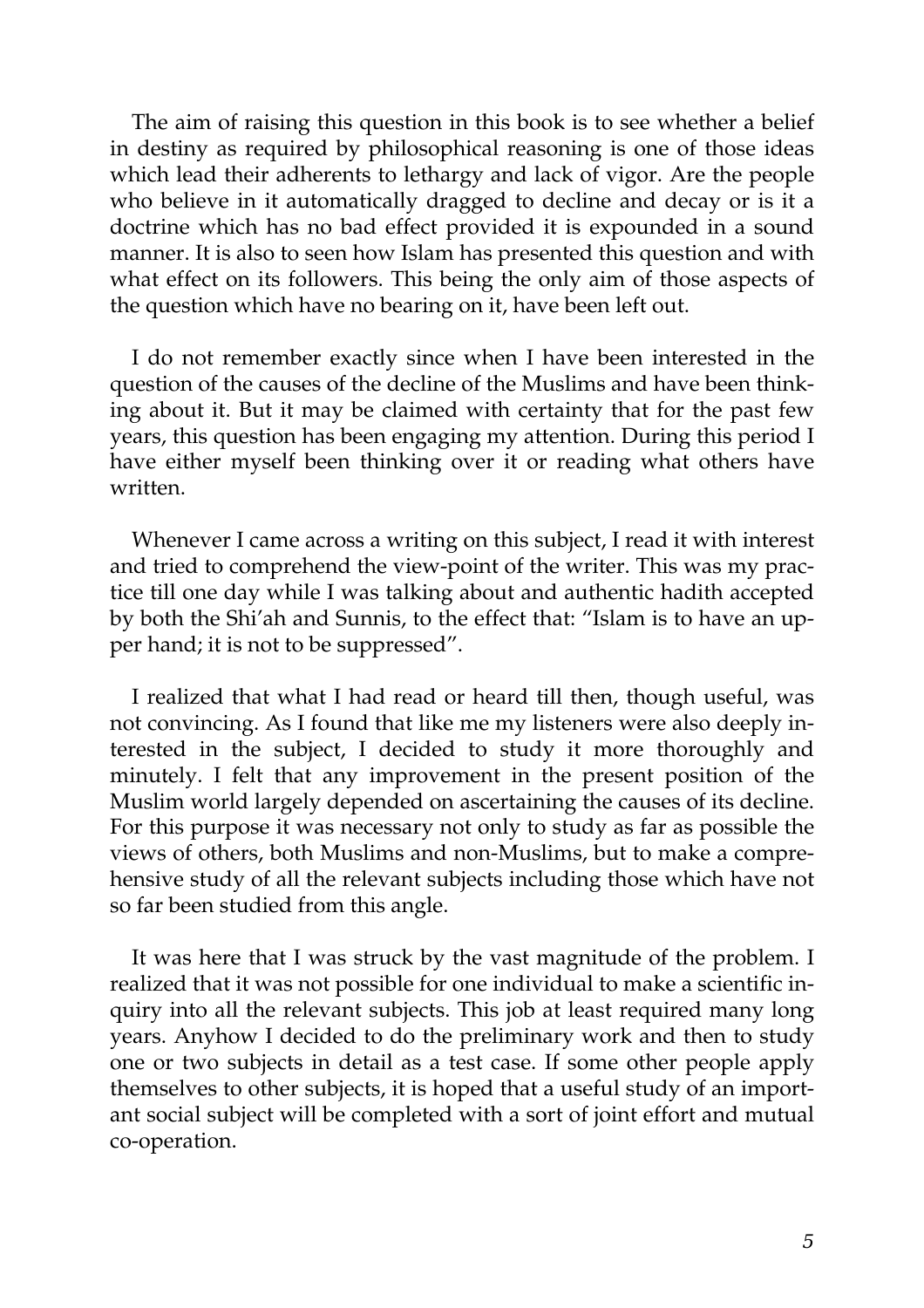The aim of raising this question in this book is to see whether a belief in destiny as required by philosophical reasoning is one of those ideas which lead their adherents to lethargy and lack of vigor. Are the people who believe in it automatically dragged to decline and decay or is it a doctrine which has no bad effect provided it is expounded in a sound manner. It is also to seen how Islam has presented this question and with what effect on its followers. This being the only aim of those aspects of the question which have no bearing on it, have been left out.

I do not remember exactly since when I have been interested in the question of the causes of the decline of the Muslims and have been thinking about it. But it may be claimed with certainty that for the past few years, this question has been engaging my attention. During this period I have either myself been thinking over it or reading what others have written.

Whenever I came across a writing on this subject, I read it with interest and tried to comprehend the view-point of the writer. This was my practice till one day while I was talking about and authentic hadith accepted by both the Shi'ah and Sunnis, to the effect that: "Islam is to have an upper hand; it is not to be suppressed".

I realized that what I had read or heard till then, though useful, was not convincing. As I found that like me my listeners were also deeply interested in the subject, I decided to study it more thoroughly and minutely. I felt that any improvement in the present position of the Muslim world largely depended on ascertaining the causes of its decline. For this purpose it was necessary not only to study as far as possible the views of others, both Muslims and non-Muslims, but to make a comprehensive study of all the relevant subjects including those which have not so far been studied from this angle.

It was here that I was struck by the vast magnitude of the problem. I realized that it was not possible for one individual to make a scientific inquiry into all the relevant subjects. This job at least required many long years. Anyhow I decided to do the preliminary work and then to study one or two subjects in detail as a test case. If some other people apply themselves to other subjects, it is hoped that a useful study of an important social subject will be completed with a sort of joint effort and mutual co-operation.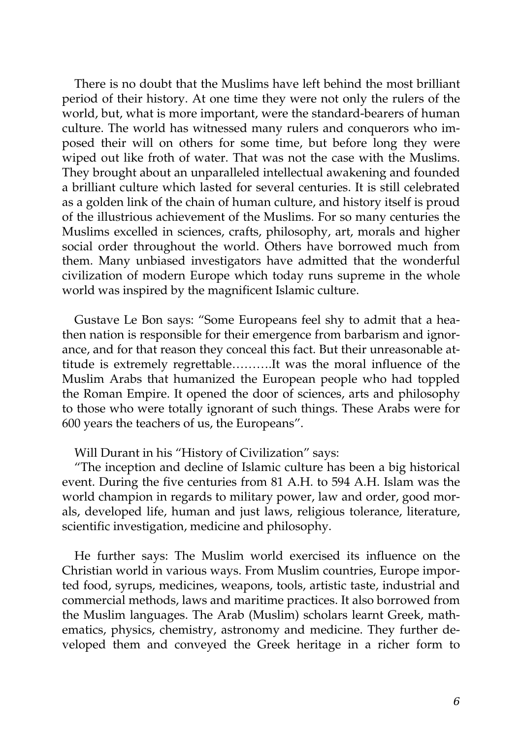There is no doubt that the Muslims have left behind the most brilliant period of their history. At one time they were not only the rulers of the world, but, what is more important, were the standard-bearers of human culture. The world has witnessed many rulers and conquerors who imposed their will on others for some time, but before long they were wiped out like froth of water. That was not the case with the Muslims. They brought about an unparalleled intellectual awakening and founded a brilliant culture which lasted for several centuries. It is still celebrated as a golden link of the chain of human culture, and history itself is proud of the illustrious achievement of the Muslims. For so many centuries the Muslims excelled in sciences, crafts, philosophy, art, morals and higher social order throughout the world. Others have borrowed much from them. Many unbiased investigators have admitted that the wonderful civilization of modern Europe which today runs supreme in the whole world was inspired by the magnificent Islamic culture.

Gustave Le Bon says: "Some Europeans feel shy to admit that a heathen nation is responsible for their emergence from barbarism and ignorance, and for that reason they conceal this fact. But their unreasonable attitude is extremely regrettable………It was the moral influence of the Muslim Arabs that humanized the European people who had toppled the Roman Empire. It opened the door of sciences, arts and philosophy to those who were totally ignorant of such things. These Arabs were for 600 years the teachers of us, the Europeans".

Will Durant in his "History of Civilization" says:

"The inception and decline of Islamic culture has been a big historical event. During the five centuries from 81 A.H. to 594 A.H. Islam was the world champion in regards to military power, law and order, good morals, developed life, human and just laws, religious tolerance, literature, scientific investigation, medicine and philosophy.

He further says: The Muslim world exercised its influence on the Christian world in various ways. From Muslim countries, Europe imported food, syrups, medicines, weapons, tools, artistic taste, industrial and commercial methods, laws and maritime practices. It also borrowed from the Muslim languages. The Arab (Muslim) scholars learnt Greek, mathematics, physics, chemistry, astronomy and medicine. They further developed them and conveyed the Greek heritage in a richer form to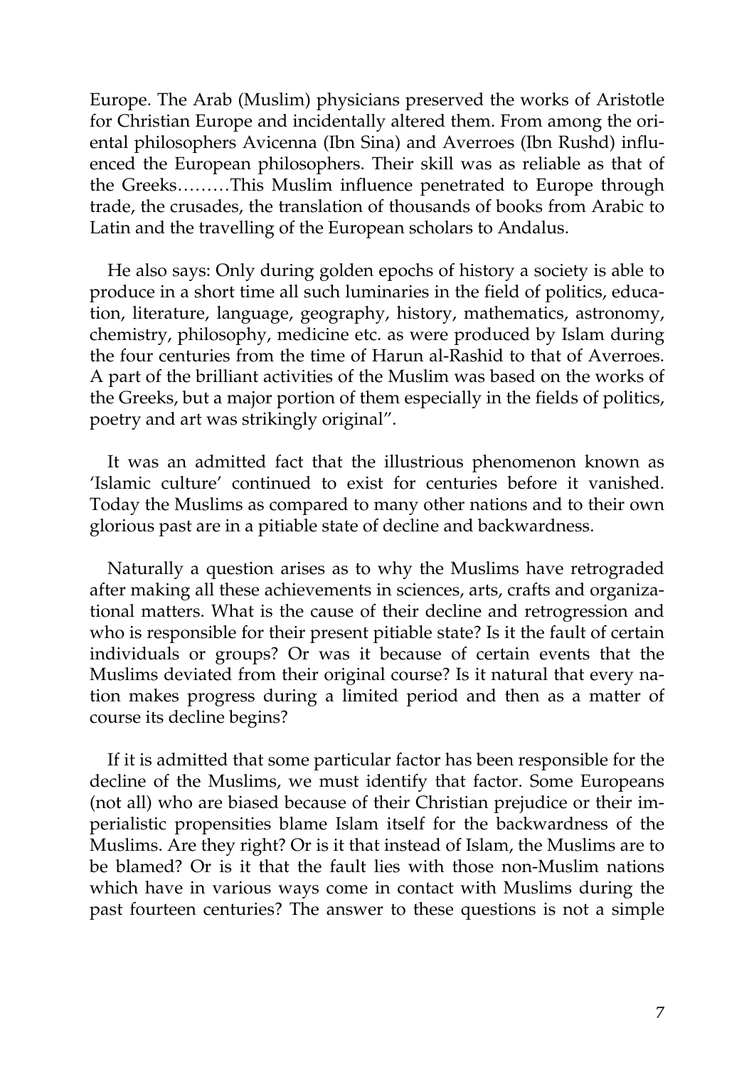Europe. The Arab (Muslim) physicians preserved the works of Aristotle for Christian Europe and incidentally altered them. From among the oriental philosophers Avicenna (Ibn Sina) and Averroes (Ibn Rushd) influenced the European philosophers. Their skill was as reliable as that of the Greeks………This Muslim influence penetrated to Europe through trade, the crusades, the translation of thousands of books from Arabic to Latin and the travelling of the European scholars to Andalus.

He also says: Only during golden epochs of history a society is able to produce in a short time all such luminaries in the field of politics, education, literature, language, geography, history, mathematics, astronomy, chemistry, philosophy, medicine etc. as were produced by Islam during the four centuries from the time of Harun al-Rashid to that of Averroes. A part of the brilliant activities of the Muslim was based on the works of the Greeks, but a major portion of them especially in the fields of politics, poetry and art was strikingly original".

It was an admitted fact that the illustrious phenomenon known as 'Islamic culture' continued to exist for centuries before it vanished. Today the Muslims as compared to many other nations and to their own glorious past are in a pitiable state of decline and backwardness.

Naturally a question arises as to why the Muslims have retrograded after making all these achievements in sciences, arts, crafts and organizational matters. What is the cause of their decline and retrogression and who is responsible for their present pitiable state? Is it the fault of certain individuals or groups? Or was it because of certain events that the Muslims deviated from their original course? Is it natural that every nation makes progress during a limited period and then as a matter of course its decline begins?

If it is admitted that some particular factor has been responsible for the decline of the Muslims, we must identify that factor. Some Europeans (not all) who are biased because of their Christian prejudice or their imperialistic propensities blame Islam itself for the backwardness of the Muslims. Are they right? Or is it that instead of Islam, the Muslims are to be blamed? Or is it that the fault lies with those non-Muslim nations which have in various ways come in contact with Muslims during the past fourteen centuries? The answer to these questions is not a simple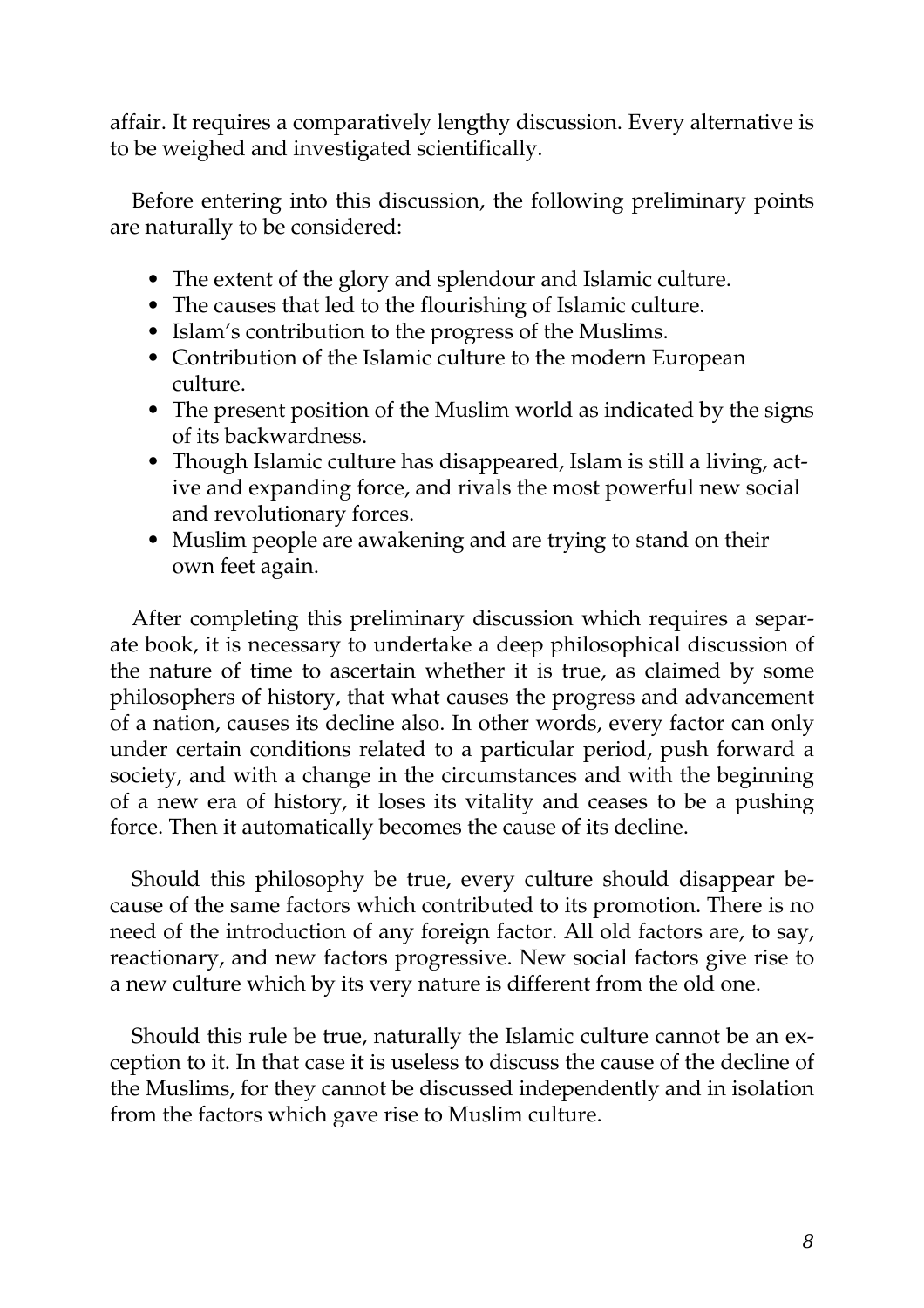affair. It requires a comparatively lengthy discussion. Every alternative is to be weighed and investigated scientifically.

Before entering into this discussion, the following preliminary points are naturally to be considered:

- The extent of the glory and splendour and Islamic culture.
- The causes that led to the flourishing of Islamic culture.
- Islam's contribution to the progress of the Muslims.
- Contribution of the Islamic culture to the modern European culture.
- The present position of the Muslim world as indicated by the signs of its backwardness.
- Though Islamic culture has disappeared, Islam is still a living, active and expanding force, and rivals the most powerful new social and revolutionary forces.
- Muslim people are awakening and are trying to stand on their own feet again.

After completing this preliminary discussion which requires a separate book, it is necessary to undertake a deep philosophical discussion of the nature of time to ascertain whether it is true, as claimed by some philosophers of history, that what causes the progress and advancement of a nation, causes its decline also. In other words, every factor can only under certain conditions related to a particular period, push forward a society, and with a change in the circumstances and with the beginning of a new era of history, it loses its vitality and ceases to be a pushing force. Then it automatically becomes the cause of its decline.

Should this philosophy be true, every culture should disappear because of the same factors which contributed to its promotion. There is no need of the introduction of any foreign factor. All old factors are, to say, reactionary, and new factors progressive. New social factors give rise to a new culture which by its very nature is different from the old one.

Should this rule be true, naturally the Islamic culture cannot be an exception to it. In that case it is useless to discuss the cause of the decline of the Muslims, for they cannot be discussed independently and in isolation from the factors which gave rise to Muslim culture.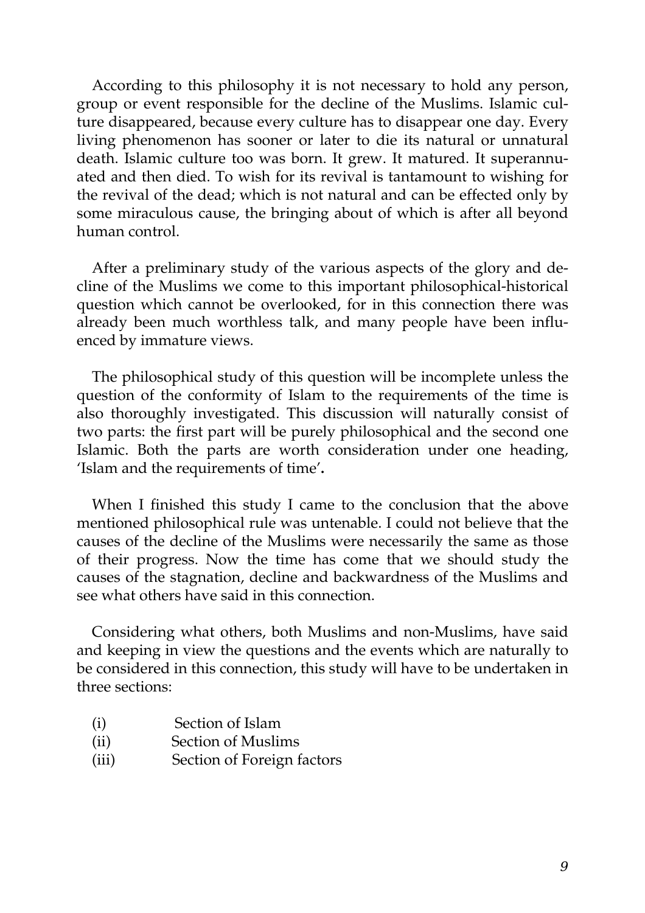According to this philosophy it is not necessary to hold any person, group or event responsible for the decline of the Muslims. Islamic culture disappeared, because every culture has to disappear one day. Every living phenomenon has sooner or later to die its natural or unnatural death. Islamic culture too was born. It grew. It matured. It superannuated and then died. To wish for its revival is tantamount to wishing for the revival of the dead; which is not natural and can be effected only by some miraculous cause, the bringing about of which is after all beyond human control.

After a preliminary study of the various aspects of the glory and decline of the Muslims we come to this important philosophical-historical question which cannot be overlooked, for in this connection there was already been much worthless talk, and many people have been influenced by immature views.

The philosophical study of this question will be incomplete unless the question of the conformity of Islam to the requirements of the time is also thoroughly investigated. This discussion will naturally consist of two parts: the first part will be purely philosophical and the second one Islamic. Both the parts are worth consideration under one heading, 'Islam and the requirements of time'**.**

When I finished this study I came to the conclusion that the above mentioned philosophical rule was untenable. I could not believe that the causes of the decline of the Muslims were necessarily the same as those of their progress. Now the time has come that we should study the causes of the stagnation, decline and backwardness of the Muslims and see what others have said in this connection.

Considering what others, both Muslims and non-Muslims, have said and keeping in view the questions and the events which are naturally to be considered in this connection, this study will have to be undertaken in three sections:

(i) Section of Islam
(ii) Section of Muslims
(iii) Section of Foreign factors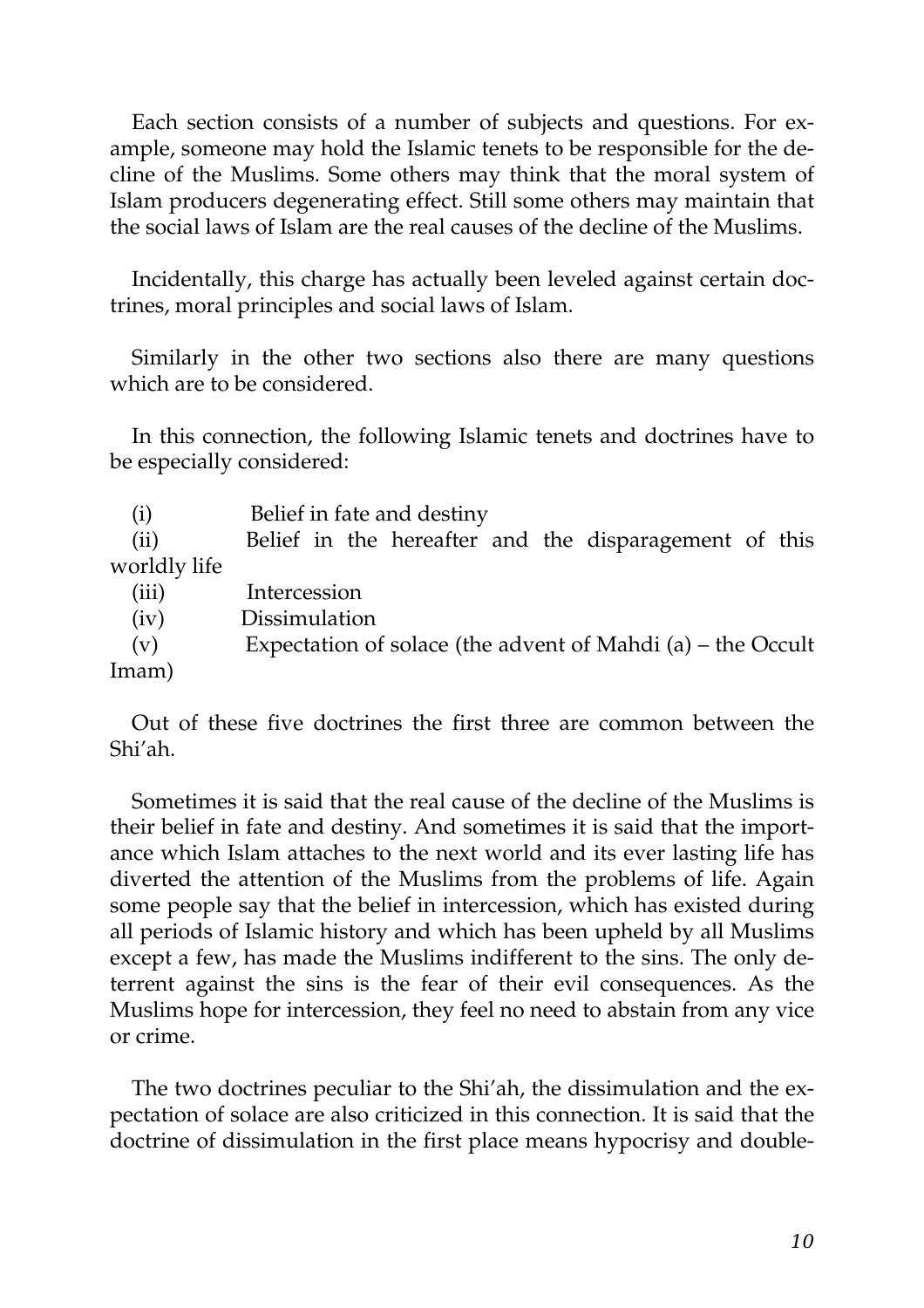Each section consists of a number of subjects and questions. For example, someone may hold the Islamic tenets to be responsible for the decline of the Muslims. Some others may think that the moral system of Islam producers degenerating effect. Still some others may maintain that the social laws of Islam are the real causes of the decline of the Muslims.

Incidentally, this charge has actually been leveled against certain doctrines, moral principles and social laws of Islam.

Similarly in the other two sections also there are many questions which are to be considered.

In this connection, the following Islamic tenets and doctrines have to be especially considered:

(i) Belief in fate and destiny  
(ii) Belief in the hereafter and the disparagement of this worldly life  
(iii) Intercession  
(iv) Dissimulation  
(v) Expectation of solace (the advent of Mahdi (a) – the Occult Imam)

Out of these five doctrines the first three are common between the Shi'ah.

Sometimes it is said that the real cause of the decline of the Muslims is their belief in fate and destiny. And sometimes it is said that the importance which Islam attaches to the next world and its ever lasting life has diverted the attention of the Muslims from the problems of life. Again some people say that the belief in intercession, which has existed during all periods of Islamic history and which has been upheld by all Muslims except a few, has made the Muslims indifferent to the sins. The only deterrent against the sins is the fear of their evil consequences. As the Muslims hope for intercession, they feel no need to abstain from any vice or crime.

The two doctrines peculiar to the Shi'ah, the dissimulation and the expectation of solace are also criticized in this connection. It is said that the doctrine of dissimulation in the first place means hypocrisy and double-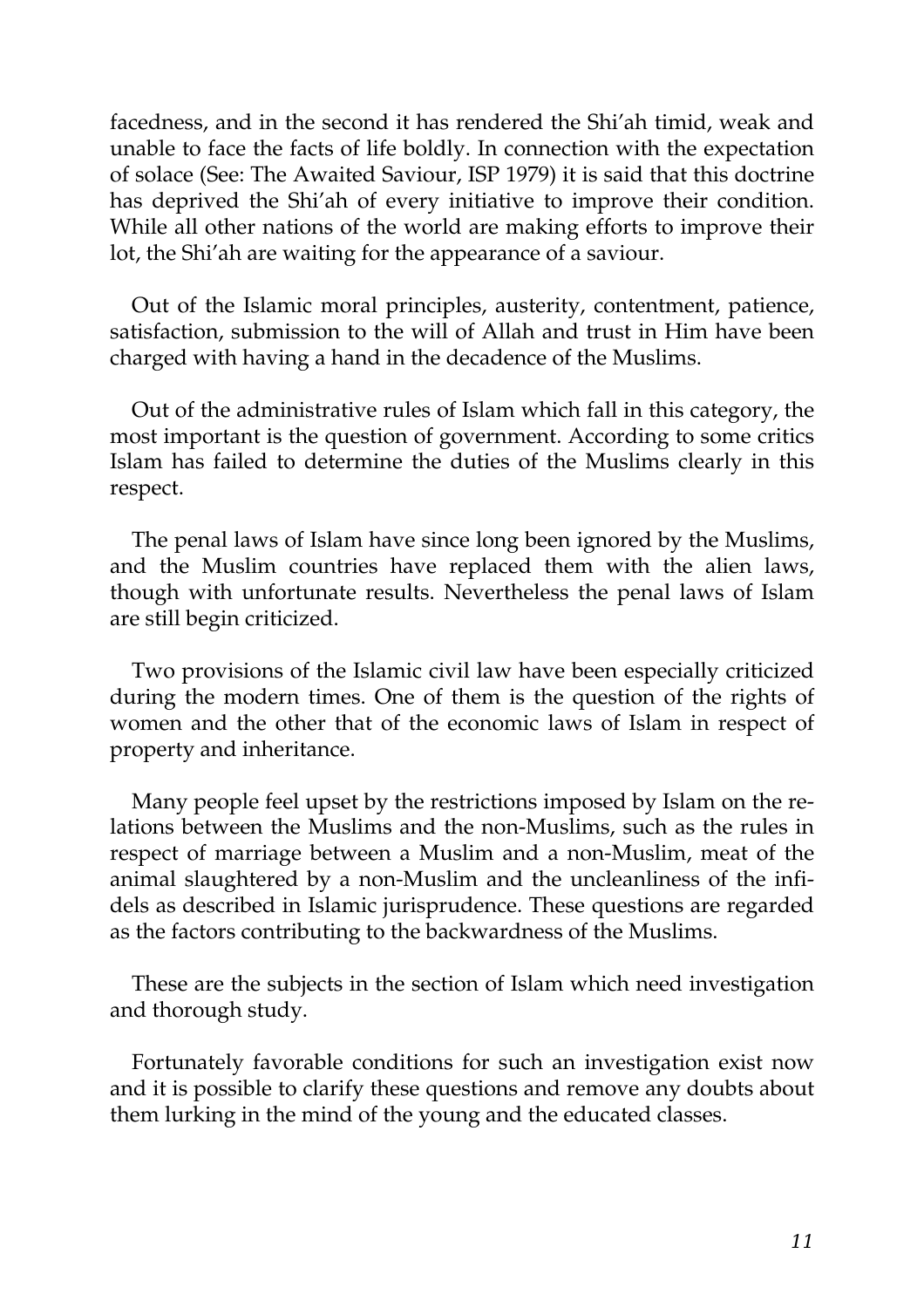facedness, and in the second it has rendered the Shi'ah timid, weak and unable to face the facts of life boldly. In connection with the expectation of solace (See: The Awaited Saviour, ISP 1979) it is said that this doctrine has deprived the Shi'ah of every initiative to improve their condition. While all other nations of the world are making efforts to improve their lot, the Shi'ah are waiting for the appearance of a saviour.

Out of the Islamic moral principles, austerity, contentment, patience, satisfaction, submission to the will of Allah and trust in Him have been charged with having a hand in the decadence of the Muslims.

Out of the administrative rules of Islam which fall in this category, the most important is the question of government. According to some critics Islam has failed to determine the duties of the Muslims clearly in this respect.

The penal laws of Islam have since long been ignored by the Muslims, and the Muslim countries have replaced them with the alien laws, though with unfortunate results. Nevertheless the penal laws of Islam are still begin criticized.

Two provisions of the Islamic civil law have been especially criticized during the modern times. One of them is the question of the rights of women and the other that of the economic laws of Islam in respect of property and inheritance.

Many people feel upset by the restrictions imposed by Islam on the relations between the Muslims and the non-Muslims, such as the rules in respect of marriage between a Muslim and a non-Muslim, meat of the animal slaughtered by a non-Muslim and the uncleanliness of the infidels as described in Islamic jurisprudence. These questions are regarded as the factors contributing to the backwardness of the Muslims.

These are the subjects in the section of Islam which need investigation and thorough study.

Fortunately favorable conditions for such an investigation exist now and it is possible to clarify these questions and remove any doubts about them lurking in the mind of the young and the educated classes.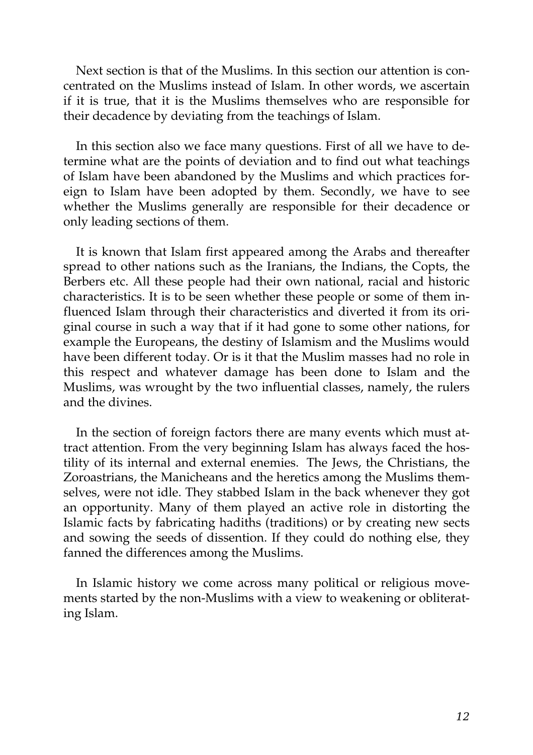Next section is that of the Muslims. In this section our attention is concentrated on the Muslims instead of Islam. In other words, we ascertain if it is true, that it is the Muslims themselves who are responsible for their decadence by deviating from the teachings of Islam.

In this section also we face many questions. First of all we have to determine what are the points of deviation and to find out what teachings of Islam have been abandoned by the Muslims and which practices foreign to Islam have been adopted by them. Secondly, we have to see whether the Muslims generally are responsible for their decadence or only leading sections of them.

It is known that Islam first appeared among the Arabs and thereafter spread to other nations such as the Iranians, the Indians, the Copts, the Berbers etc. All these people had their own national, racial and historic characteristics. It is to be seen whether these people or some of them influenced Islam through their characteristics and diverted it from its original course in such a way that if it had gone to some other nations, for example the Europeans, the destiny of Islamism and the Muslims would have been different today. Or is it that the Muslim masses had no role in this respect and whatever damage has been done to Islam and the Muslims, was wrought by the two influential classes, namely, the rulers and the divines.

In the section of foreign factors there are many events which must attract attention. From the very beginning Islam has always faced the hostility of its internal and external enemies. The Jews, the Christians, the Zoroastrians, the Manicheans and the heretics among the Muslims themselves, were not idle. They stabbed Islam in the back whenever they got an opportunity. Many of them played an active role in distorting the Islamic facts by fabricating hadiths (traditions) or by creating new sects and sowing the seeds of dissention. If they could do nothing else, they fanned the differences among the Muslims.

In Islamic history we come across many political or religious movements started by the non-Muslims with a view to weakening or obliterating Islam.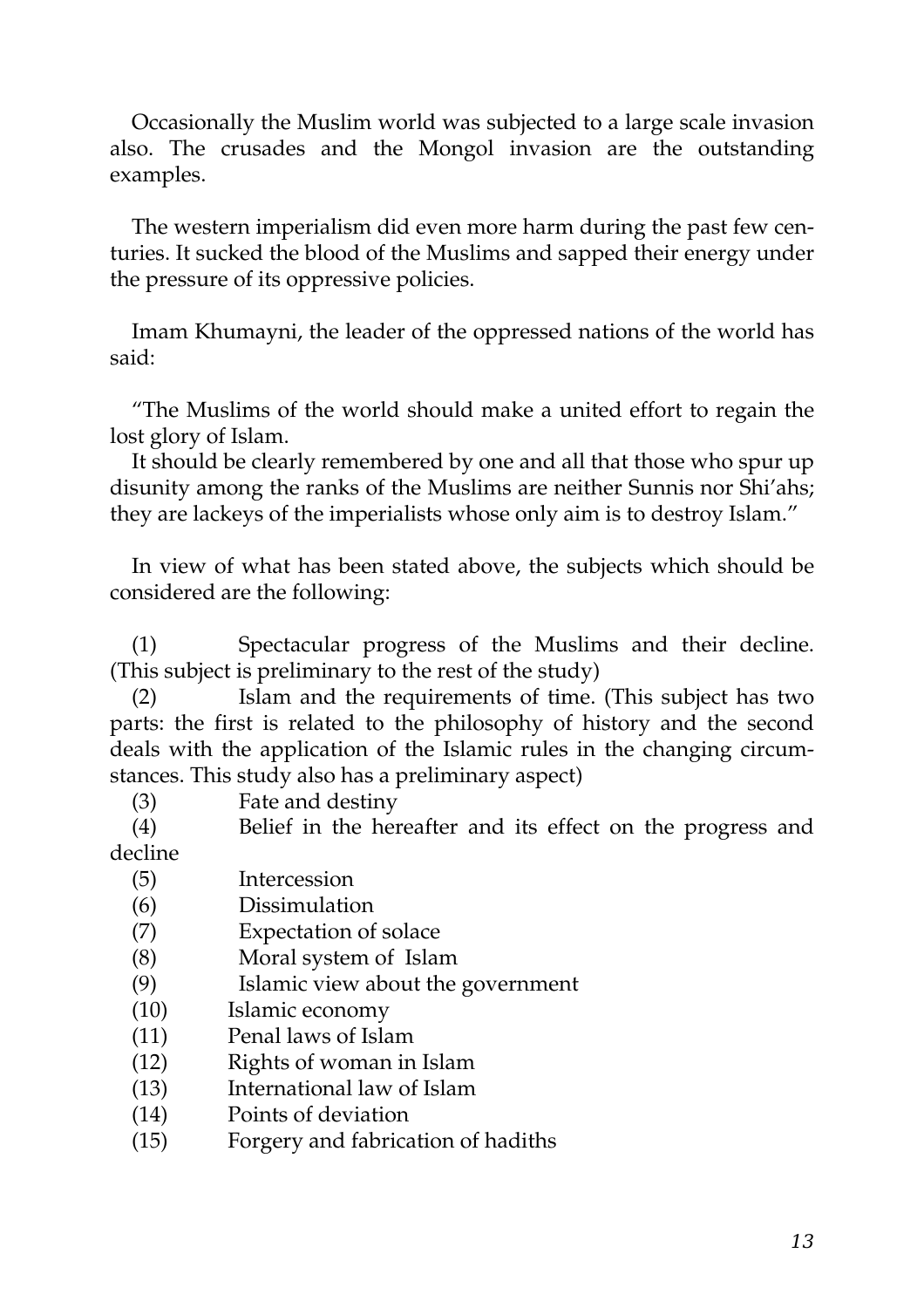Occasionally the Muslim world was subjected to a large scale invasion also. The crusades and the Mongol invasion are the outstanding examples.

The western imperialism did even more harm during the past few centuries. It sucked the blood of the Muslims and sapped their energy under the pressure of its oppressive policies.

Imam Khumayni, the leader of the oppressed nations of the world has said:

"The Muslims of the world should make a united effort to regain the lost glory of Islam.

It should be clearly remembered by one and all that those who spur up disunity among the ranks of the Muslims are neither Sunnis nor Shi'ahs; they are lackeys of the imperialists whose only aim is to destroy Islam."

In view of what has been stated above, the subjects which should be considered are the following:

(1) Spectacular progress of the Muslims and their decline. (This subject is preliminary to the rest of the study)
(2) Islam and the requirements of time. (This subject has two parts: the first is related to the philosophy of history and the second deals with the application of the Islamic rules in the changing circumstances. This study also has a preliminary aspect)
(3) Fate and destiny
(4) Belief in the hereafter and its effect on the progress and decline
(5) Intercession
(6) Dissimulation
(7) Expectation of solace
(8) Moral system of Islam
(9) Islamic view about the government
(10) Islamic economy
(11) Penal laws of Islam
(12) Rights of woman in Islam
(13) International law of Islam
(14) Points of deviation
(15) Forgery and fabrication of hadiths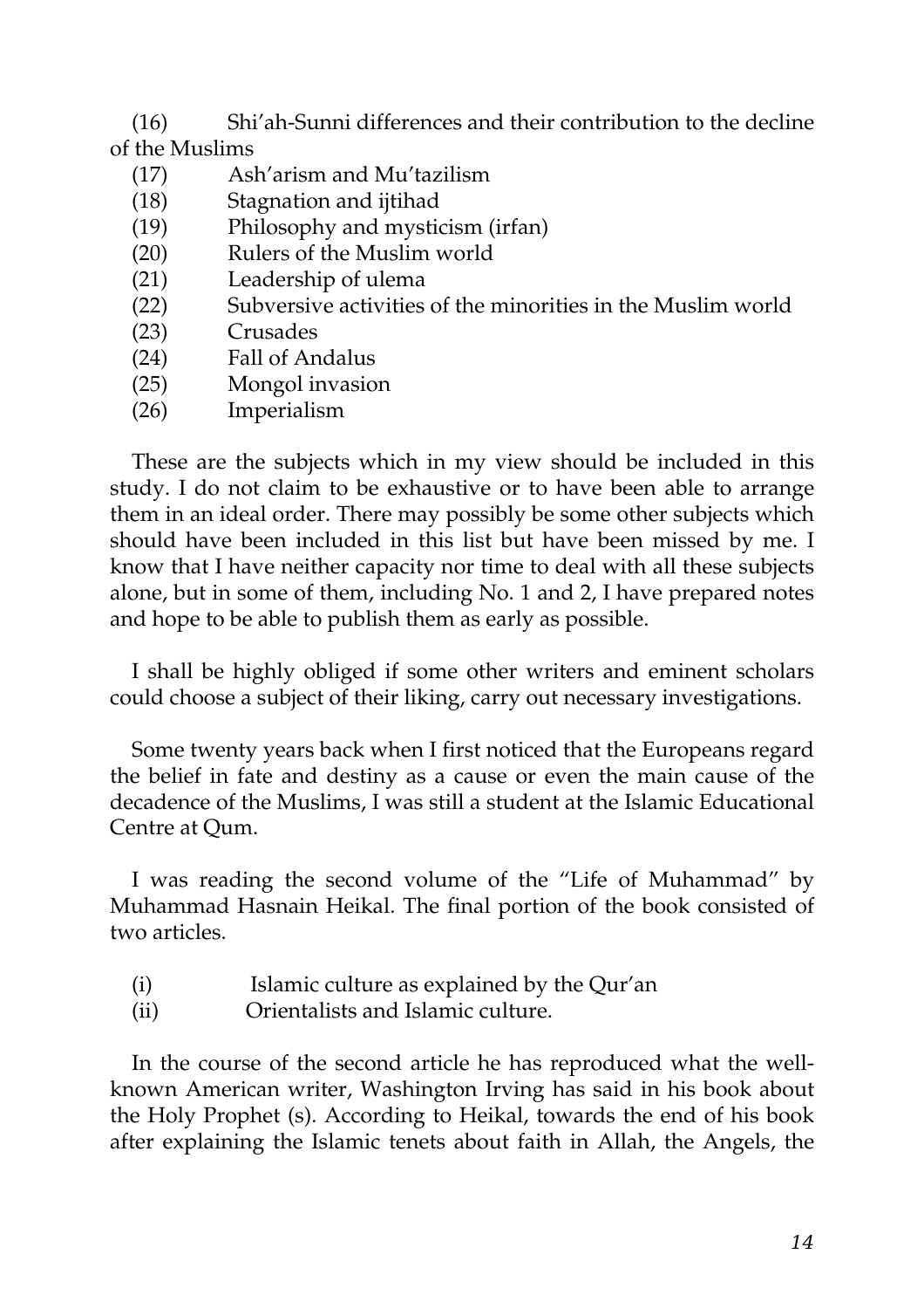(16) Shi'ah-Sunni differences and their contribution to the decline of the Muslims

(17) Ash'arism and Mu'tazilism

(18) Stagnation and ijtihad

(19) Philosophy and mysticism (irfan)

(20) Rulers of the Muslim world

(21) Leadership of ulema

(22) Subversive activities of the minorities in the Muslim world

(23) Crusades

(24) Fall of Andalus

(25) Mongol invasion

(26) Imperialism

These are the subjects which in my view should be included in this study. I do not claim to be exhaustive or to have been able to arrange them in an ideal order. There may possibly be some other subjects which should have been included in this list but have been missed by me. I know that I have neither capacity nor time to deal with all these subjects alone, but in some of them, including No. 1 and 2, I have prepared notes and hope to be able to publish them as early as possible.

I shall be highly obliged if some other writers and eminent scholars could choose a subject of their liking, carry out necessary investigations.

Some twenty years back when I first noticed that the Europeans regard the belief in fate and destiny as a cause or even the main cause of the decadence of the Muslims, I was still a student at the Islamic Educational Centre at Qum.

I was reading the second volume of the "Life of Muhammad" by Muhammad Hasnain Heikal. The final portion of the book consisted of two articles.

(i) Islamic culture as explained by the Qur'an

(ii) Orientalists and Islamic culture.

In the course of the second article he has reproduced what the well-known American writer, Washington Irving has said in his book about the Holy Prophet (s). According to Heikal, towards the end of his book after explaining the Islamic tenets about faith in Allah, the Angels, the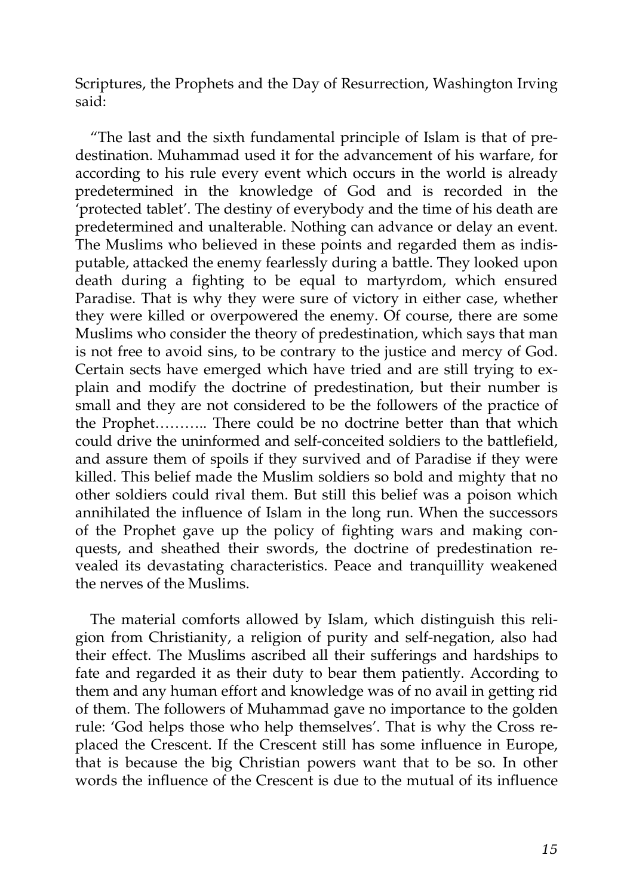Scriptures, the Prophets and the Day of Resurrection, Washington Irving said:

"The last and the sixth fundamental principle of Islam is that of predestination. Muhammad used it for the advancement of his warfare, for according to his rule every event which occurs in the world is already predetermined in the knowledge of God and is recorded in the 'protected tablet'. The destiny of everybody and the time of his death are predetermined and unalterable. Nothing can advance or delay an event. The Muslims who believed in these points and regarded them as indisputable, attacked the enemy fearlessly during a battle. They looked upon death during a fighting to be equal to martyrdom, which ensured Paradise. That is why they were sure of victory in either case, whether they were killed or overpowered the enemy. Of course, there are some Muslims who consider the theory of predestination, which says that man is not free to avoid sins, to be contrary to the justice and mercy of God. Certain sects have emerged which have tried and are still trying to explain and modify the doctrine of predestination, but their number is small and they are not considered to be the followers of the practice of the Prophet……….. There could be no doctrine better than that which could drive the uninformed and self-conceited soldiers to the battlefield, and assure them of spoils if they survived and of Paradise if they were killed. This belief made the Muslim soldiers so bold and mighty that no other soldiers could rival them. But still this belief was a poison which annihilated the influence of Islam in the long run. When the successors of the Prophet gave up the policy of fighting wars and making conquests, and sheathed their swords, the doctrine of predestination revealed its devastating characteristics. Peace and tranquillity weakened the nerves of the Muslims.

The material comforts allowed by Islam, which distinguish this religion from Christianity, a religion of purity and self-negation, also had their effect. The Muslims ascribed all their sufferings and hardships to fate and regarded it as their duty to bear them patiently. According to them and any human effort and knowledge was of no avail in getting rid of them. The followers of Muhammad gave no importance to the golden rule: 'God helps those who help themselves'. That is why the Cross replaced the Crescent. If the Crescent still has some influence in Europe, that is because the big Christian powers want that to be so. In other words the influence of the Crescent is due to the mutual of its influence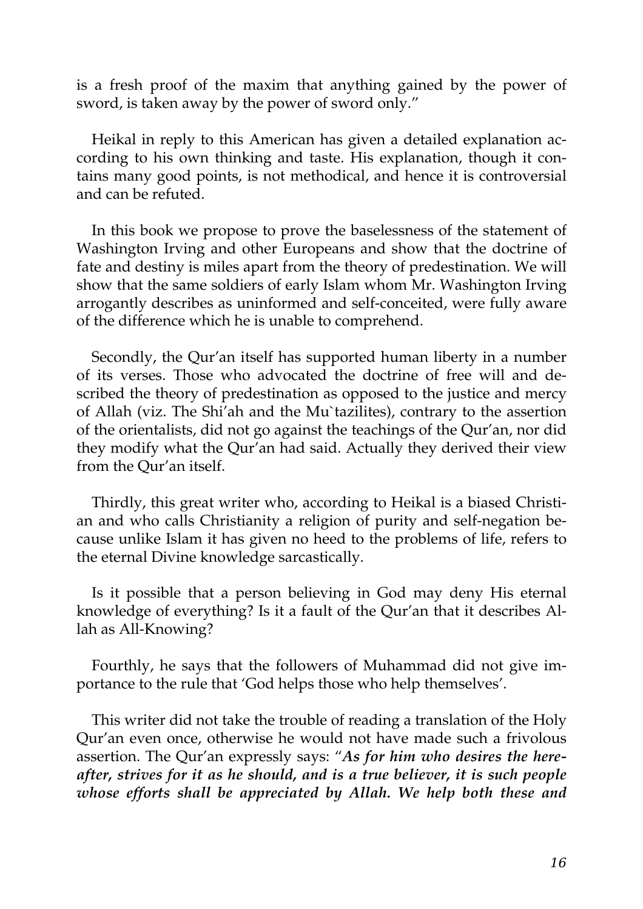is a fresh proof of the maxim that anything gained by the power of sword, is taken away by the power of sword only."

Heikal in reply to this American has given a detailed explanation according to his own thinking and taste. His explanation, though it contains many good points, is not methodical, and hence it is controversial and can be refuted.

In this book we propose to prove the baselessness of the statement of Washington Irving and other Europeans and show that the doctrine of fate and destiny is miles apart from the theory of predestination. We will show that the same soldiers of early Islam whom Mr. Washington Irving arrogantly describes as uninformed and self-conceited, were fully aware of the difference which he is unable to comprehend.

Secondly, the Qur'an itself has supported human liberty in a number of its verses. Those who advocated the doctrine of free will and described the theory of predestination as opposed to the justice and mercy of Allah (viz. The Shi'ah and the Mu`tazilites), contrary to the assertion of the orientalists, did not go against the teachings of the Qur'an, nor did they modify what the Qur'an had said. Actually they derived their view from the Qur'an itself.

Thirdly, this great writer who, according to Heikal is a biased Christian and who calls Christianity a religion of purity and self-negation because unlike Islam it has given no heed to the problems of life, refers to the eternal Divine knowledge sarcastically.

Is it possible that a person believing in God may deny His eternal knowledge of everything? Is it a fault of the Qur'an that it describes Allah as All-Knowing?

Fourthly, he says that the followers of Muhammad did not give importance to the rule that 'God helps those who help themselves'.

This writer did not take the trouble of reading a translation of the Holy Qur'an even once, otherwise he would not have made such a frivolous assertion. The Qur'an expressly says: "***As for him who desires the hereafter, strives for it as he should, and is a true believer, it is such people whose efforts shall be appreciated by Allah. We help both these and***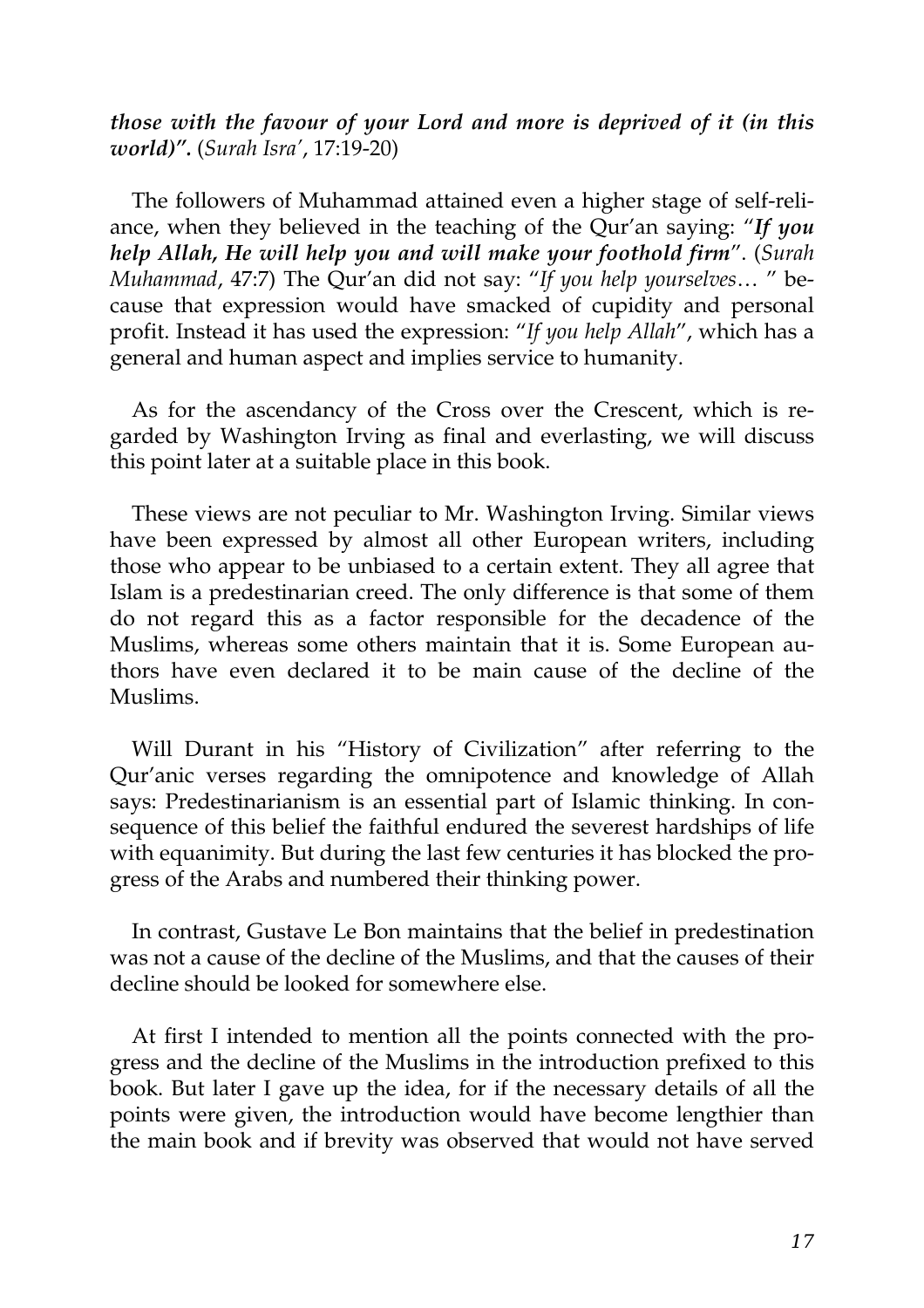***those with the favour of your Lord and more is deprived of it (in this world)".*** (*Surah Isra'*, 17:19-20)

The followers of Muhammad attained even a higher stage of self-reliance, when they believed in the teaching of the Qur'an saying: "***If you help Allah, He will help you and will make your foothold firm***". (*Surah Muhammad*, 47:7) The Qur'an did not say: "*If you help yourselves*… " because that expression would have smacked of cupidity and personal profit. Instead it has used the expression: "*If you help Allah*", which has a general and human aspect and implies service to humanity.

As for the ascendancy of the Cross over the Crescent, which is regarded by Washington Irving as final and everlasting, we will discuss this point later at a suitable place in this book.

These views are not peculiar to Mr. Washington Irving. Similar views have been expressed by almost all other European writers, including those who appear to be unbiased to a certain extent. They all agree that Islam is a predestinarian creed. The only difference is that some of them do not regard this as a factor responsible for the decadence of the Muslims, whereas some others maintain that it is. Some European authors have even declared it to be main cause of the decline of the Muslims.

Will Durant in his "History of Civilization" after referring to the Qur'anic verses regarding the omnipotence and knowledge of Allah says: Predestinarianism is an essential part of Islamic thinking. In consequence of this belief the faithful endured the severest hardships of life with equanimity. But during the last few centuries it has blocked the progress of the Arabs and numbered their thinking power.

In contrast, Gustave Le Bon maintains that the belief in predestination was not a cause of the decline of the Muslims, and that the causes of their decline should be looked for somewhere else.

At first I intended to mention all the points connected with the progress and the decline of the Muslims in the introduction prefixed to this book. But later I gave up the idea, for if the necessary details of all the points were given, the introduction would have become lengthier than the main book and if brevity was observed that would not have served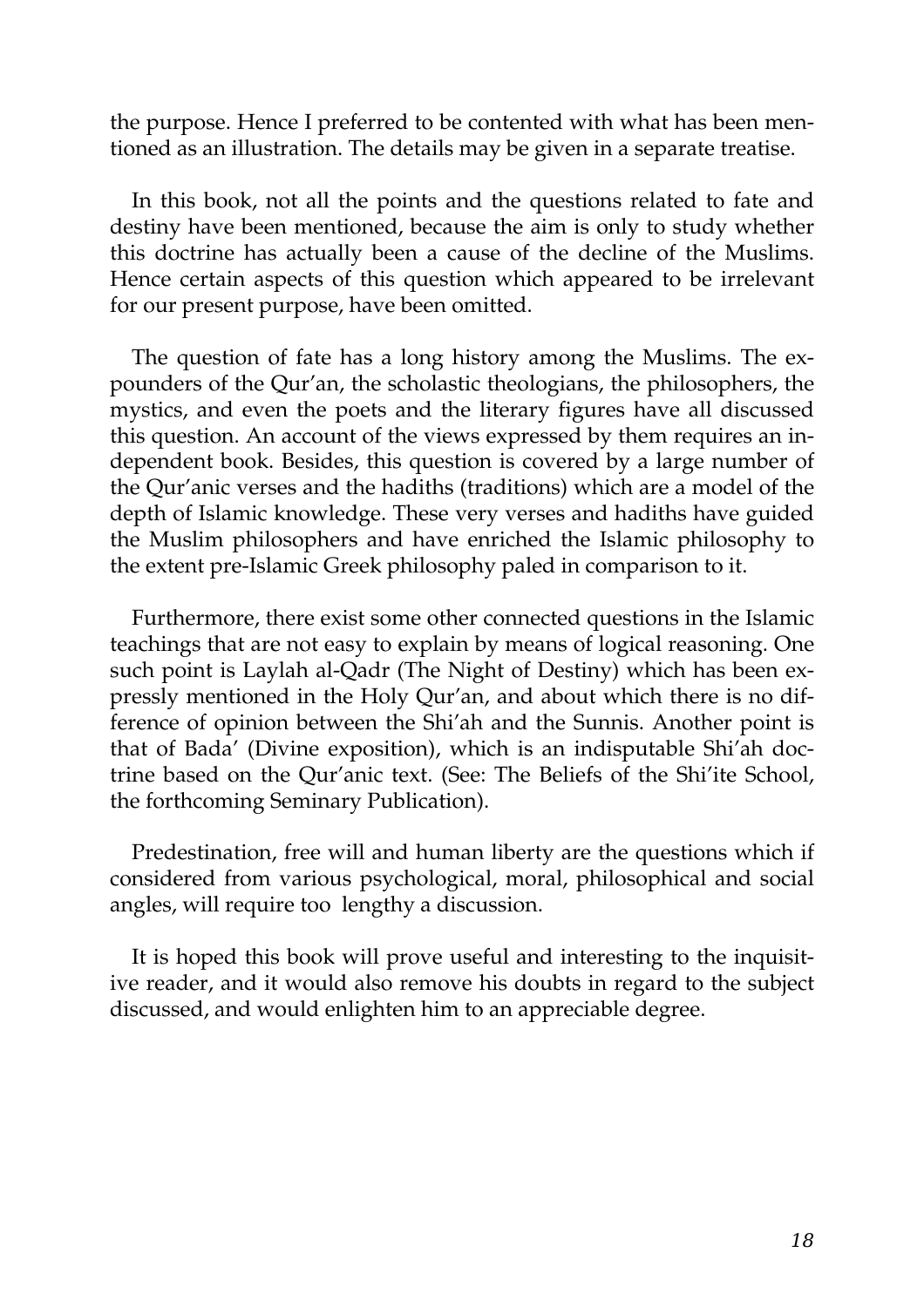the purpose. Hence I preferred to be contented with what has been mentioned as an illustration. The details may be given in a separate treatise.

In this book, not all the points and the questions related to fate and destiny have been mentioned, because the aim is only to study whether this doctrine has actually been a cause of the decline of the Muslims. Hence certain aspects of this question which appeared to be irrelevant for our present purpose, have been omitted.

The question of fate has a long history among the Muslims. The expounders of the Qur'an, the scholastic theologians, the philosophers, the mystics, and even the poets and the literary figures have all discussed this question. An account of the views expressed by them requires an independent book. Besides, this question is covered by a large number of the Qur'anic verses and the hadiths (traditions) which are a model of the depth of Islamic knowledge. These very verses and hadiths have guided the Muslim philosophers and have enriched the Islamic philosophy to the extent pre-Islamic Greek philosophy paled in comparison to it.

Furthermore, there exist some other connected questions in the Islamic teachings that are not easy to explain by means of logical reasoning. One such point is Laylah al-Qadr (The Night of Destiny) which has been expressly mentioned in the Holy Qur'an, and about which there is no difference of opinion between the Shi'ah and the Sunnis. Another point is that of Bada' (Divine exposition), which is an indisputable Shi'ah doctrine based on the Qur'anic text. (See: The Beliefs of the Shi'ite School, the forthcoming Seminary Publication).

Predestination, free will and human liberty are the questions which if considered from various psychological, moral, philosophical and social angles, will require too lengthy a discussion.

It is hoped this book will prove useful and interesting to the inquisitive reader, and it would also remove his doubts in regard to the subject discussed, and would enlighten him to an appreciable degree.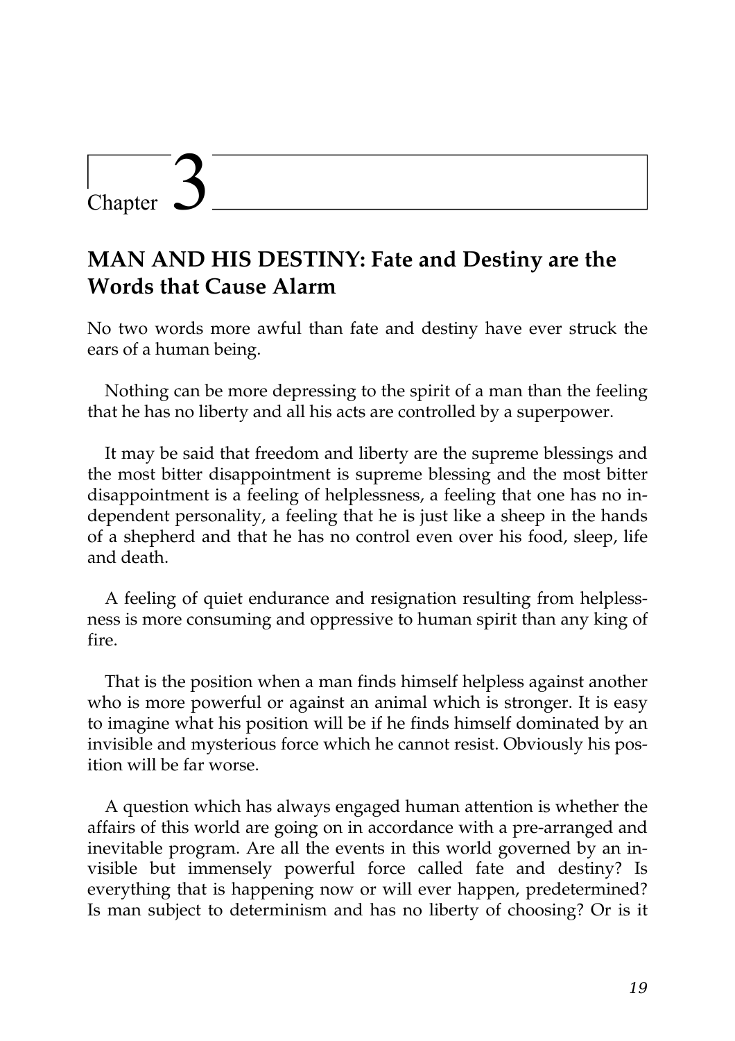# Chapter 3

## MAN AND HIS DESTINY: Fate and Destiny are the Words that Cause Alarm

No two words more awful than fate and destiny have ever struck the ears of a human being.

Nothing can be more depressing to the spirit of a man than the feeling that he has no liberty and all his acts are controlled by a superpower.

It may be said that freedom and liberty are the supreme blessings and the most bitter disappointment is supreme blessing and the most bitter disappointment is a feeling of helplessness, a feeling that one has no independent personality, a feeling that he is just like a sheep in the hands of a shepherd and that he has no control even over his food, sleep, life and death.

A feeling of quiet endurance and resignation resulting from helplessness is more consuming and oppressive to human spirit than any king of fire.

That is the position when a man finds himself helpless against another who is more powerful or against an animal which is stronger. It is easy to imagine what his position will be if he finds himself dominated by an invisible and mysterious force which he cannot resist. Obviously his position will be far worse.

A question which has always engaged human attention is whether the affairs of this world are going on in accordance with a pre-arranged and inevitable program. Are all the events in this world governed by an invisible but immensely powerful force called fate and destiny? Is everything that is happening now or will ever happen, predetermined? Is man subject to determinism and has no liberty of choosing? Or is it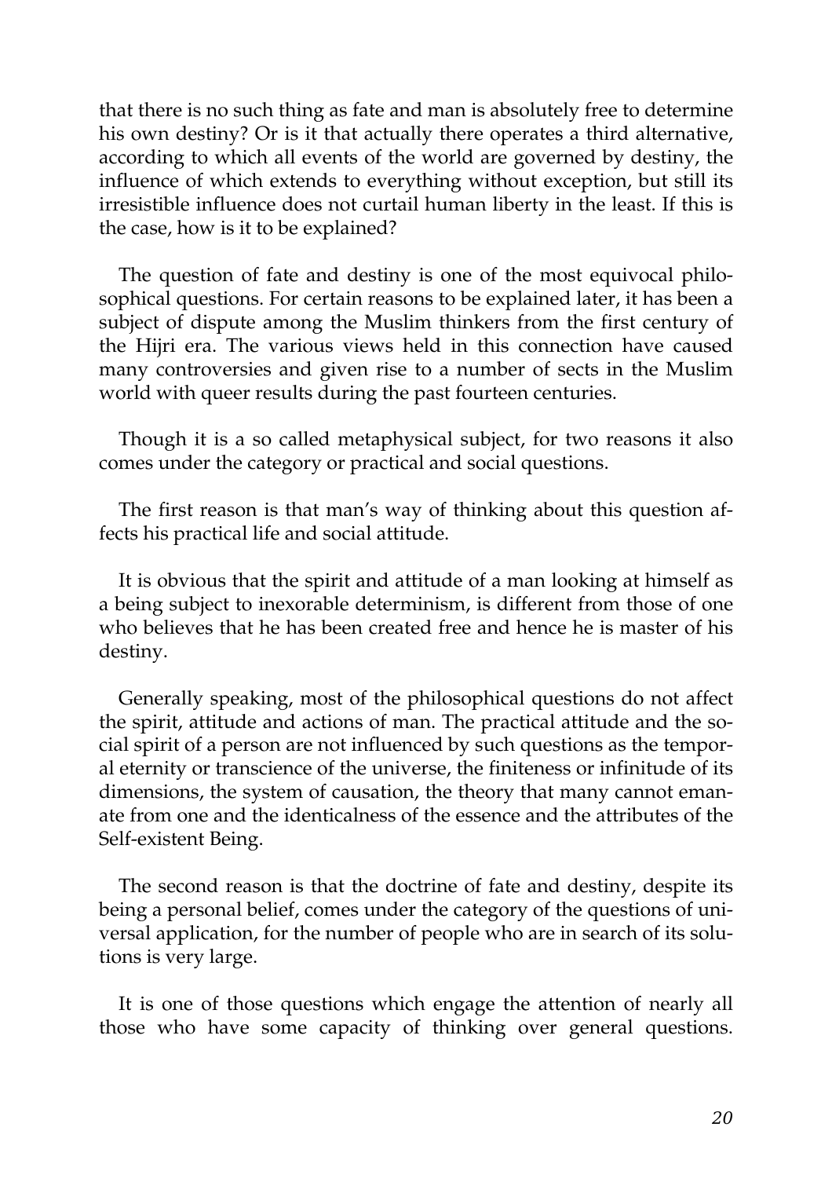that there is no such thing as fate and man is absolutely free to determine his own destiny? Or is it that actually there operates a third alternative, according to which all events of the world are governed by destiny, the influence of which extends to everything without exception, but still its irresistible influence does not curtail human liberty in the least. If this is the case, how is it to be explained?

The question of fate and destiny is one of the most equivocal philosophical questions. For certain reasons to be explained later, it has been a subject of dispute among the Muslim thinkers from the first century of the Hijri era. The various views held in this connection have caused many controversies and given rise to a number of sects in the Muslim world with queer results during the past fourteen centuries.

Though it is a so called metaphysical subject, for two reasons it also comes under the category or practical and social questions.

The first reason is that man's way of thinking about this question affects his practical life and social attitude.

It is obvious that the spirit and attitude of a man looking at himself as a being subject to inexorable determinism, is different from those of one who believes that he has been created free and hence he is master of his destiny.

Generally speaking, most of the philosophical questions do not affect the spirit, attitude and actions of man. The practical attitude and the social spirit of a person are not influenced by such questions as the temporal eternity or transcience of the universe, the finiteness or infinitude of its dimensions, the system of causation, the theory that many cannot emanate from one and the identicalness of the essence and the attributes of the Self-existent Being.

The second reason is that the doctrine of fate and destiny, despite its being a personal belief, comes under the category of the questions of universal application, for the number of people who are in search of its solutions is very large.

It is one of those questions which engage the attention of nearly all those who have some capacity of thinking over general questions.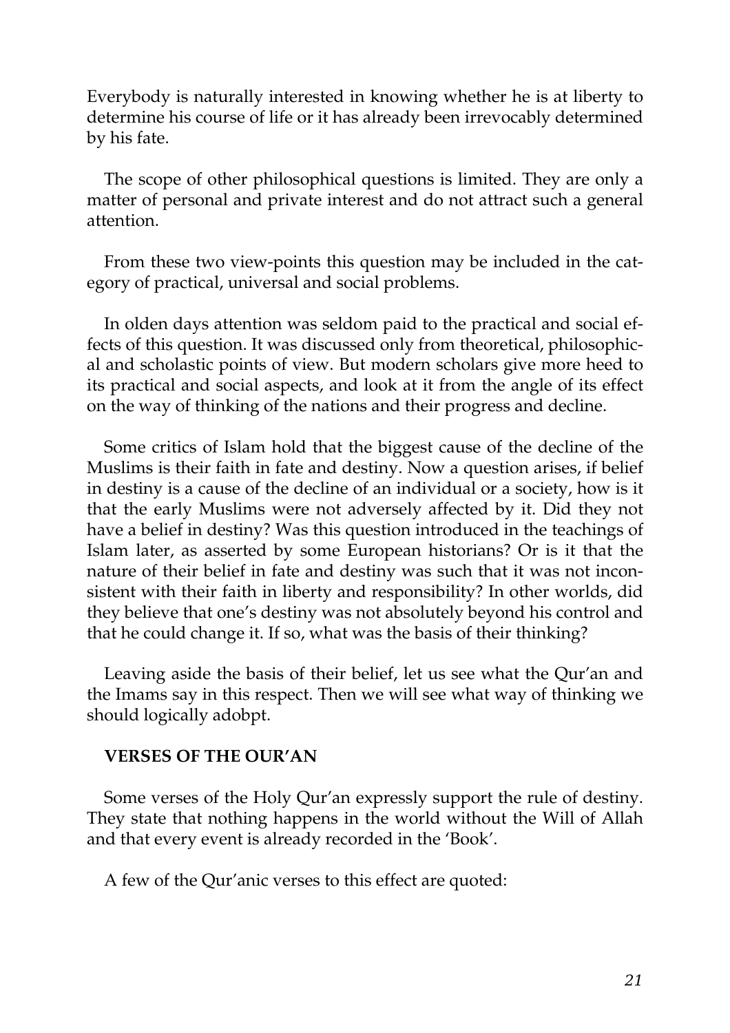Everybody is naturally interested in knowing whether he is at liberty to determine his course of life or it has already been irrevocably determined by his fate.

The scope of other philosophical questions is limited. They are only a matter of personal and private interest and do not attract such a general attention.

From these two view-points this question may be included in the category of practical, universal and social problems.

In olden days attention was seldom paid to the practical and social effects of this question. It was discussed only from theoretical, philosophical and scholastic points of view. But modern scholars give more heed to its practical and social aspects, and look at it from the angle of its effect on the way of thinking of the nations and their progress and decline.

Some critics of Islam hold that the biggest cause of the decline of the Muslims is their faith in fate and destiny. Now a question arises, if belief in destiny is a cause of the decline of an individual or a society, how is it that the early Muslims were not adversely affected by it. Did they not have a belief in destiny? Was this question introduced in the teachings of Islam later, as asserted by some European historians? Or is it that the nature of their belief in fate and destiny was such that it was not inconsistent with their faith in liberty and responsibility? In other worlds, did they believe that one's destiny was not absolutely beyond his control and that he could change it. If so, what was the basis of their thinking?

Leaving aside the basis of their belief, let us see what the Qur'an and the Imams say in this respect. Then we will see what way of thinking we should logically adobpt.

### VERSES OF THE OUR'AN

Some verses of the Holy Qur'an expressly support the rule of destiny. They state that nothing happens in the world without the Will of Allah and that every event is already recorded in the 'Book'.

A few of the Qur'anic verses to this effect are quoted: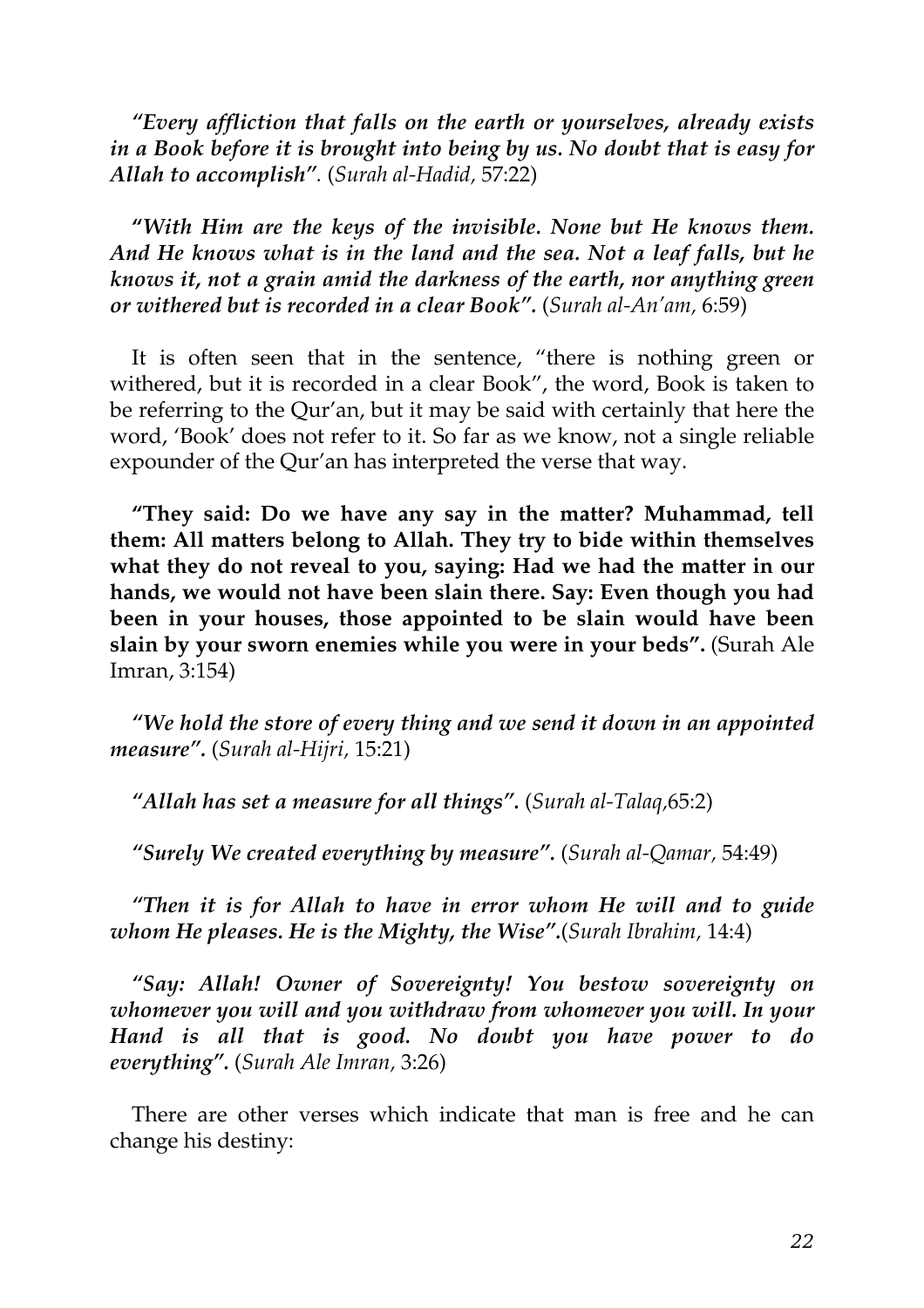*"Every affliction that falls on the earth or yourselves, already exists in a Book before it is brought into being by us. No doubt that is easy for Allah to accomplish".* (*Surah al-Hadid,* 57:22)

**"*With Him are the keys of the invisible. None but He knows them. And He knows what is in the land and the sea. Not a leaf falls, but he knows it, not a grain amid the darkness of the earth, nor anything green or withered but is recorded in a clear Book".*** (*Surah al-An'am,* 6:59)

It is often seen that in the sentence, "there is nothing green or withered, but it is recorded in a clear Book", the word, Book is taken to be referring to the Qur'an, but it may be said with certainly that here the word, 'Book' does not refer to it. So far as we know, not a single reliable expounder of the Qur'an has interpreted the verse that way.

**"They said: Do we have any say in the matter? Muhammad, tell them: All matters belong to Allah. They try to bide within themselves what they do not reveal to you, saying: Had we had the matter in our hands, we would not have been slain there. Say: Even though you had been in your houses, those appointed to be slain would have been slain by your sworn enemies while you were in your beds".** (Surah Ale Imran, 3:154)

***"We hold the store of every thing and we send it down in an appointed measure".*** (*Surah al-Hijri,* 15:21)

***"Allah has set a measure for all things".*** (*Surah al-Talaq,*65:2)

***"Surely We created everything by measure".*** (*Surah al-Qamar,* 54:49)

***"Then it is for Allah to have in error whom He will and to guide whom He pleases. He is the Mighty, the Wise".***(*Surah Ibrahim,* 14:4)

***"Say: Allah! Owner of Sovereignty! You bestow sovereignty on whomever you will and you withdraw from whomever you will. In your Hand is all that is good. No doubt you have power to do everything".*** (*Surah Ale Imran,* 3:26)

There are other verses which indicate that man is free and he can change his destiny: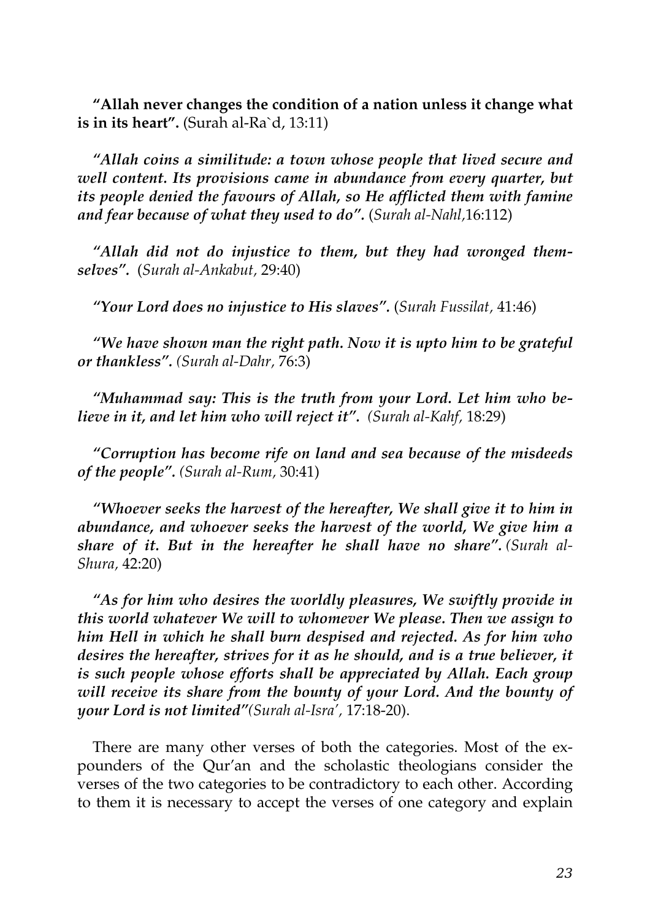**"Allah never changes the condition of a nation unless it change what is in its heart".** (Surah al-Ra`d, 13:11)

***"Allah coins a similitude: a town whose people that lived secure and well content. Its provisions came in abundance from every quarter, but its people denied the favours of Allah, so He afflicted them with famine and fear because of what they used to do".*** (*Surah al-Nahl,*16:112)

***"Allah did not do injustice to them, but they had wronged themselves".*** (*Surah al-Ankabut,* 29:40)

***"Your Lord does no injustice to His slaves".*** (*Surah Fussilat,* 41:46)

***"We have shown man the right path. Now it is upto him to be grateful or thankless".*** *(Surah al-Dahr,* 76:3)

***"Muhammad say: This is the truth from your Lord. Let him who believe in it, and let him who will reject it".*** *(Surah al-Kahf,* 18:29)

***"Corruption has become rife on land and sea because of the misdeeds of the people".*** *(Surah al-Rum,* 30:41)

***"Whoever seeks the harvest of the hereafter, We shall give it to him in abundance, and whoever seeks the harvest of the world, We give him a share of it. But in the hereafter he shall have no share".*** *(Surah al-Shura,* 42:20)

***"As for him who desires the worldly pleasures, We swiftly provide in this world whatever We will to whomever We please. Then we assign to him Hell in which he shall burn despised and rejected. As for him who desires the hereafter, strives for it as he should, and is a true believer, it is such people whose efforts shall be appreciated by Allah. Each group will receive its share from the bounty of your Lord. And the bounty of your Lord is not limited"****(Surah al-Isra',* 17:18-20).

There are many other verses of both the categories. Most of the expounders of the Qur'an and the scholastic theologians consider the verses of the two categories to be contradictory to each other. According to them it is necessary to accept the verses of one category and explain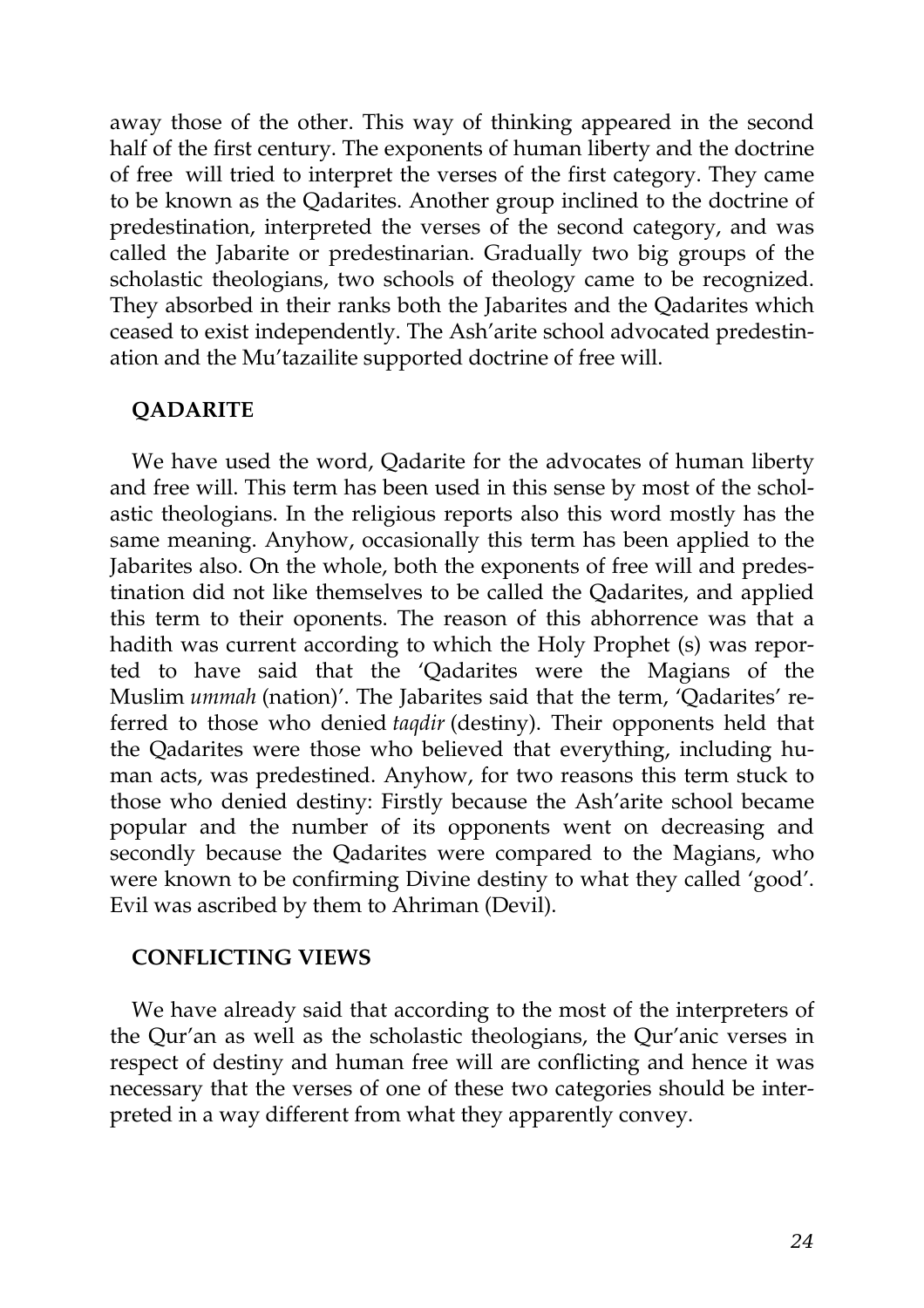away those of the other. This way of thinking appeared in the second half of the first century. The exponents of human liberty and the doctrine of free will tried to interpret the verses of the first category. They came to be known as the Qadarites. Another group inclined to the doctrine of predestination, interpreted the verses of the second category, and was called the Jabarite or predestinarian. Gradually two big groups of the scholastic theologians, two schools of theology came to be recognized. They absorbed in their ranks both the Jabarites and the Qadarites which ceased to exist independently. The Ash'arite school advocated predestination and the Mu'tazailite supported doctrine of free will.

## QADARITE

We have used the word, Qadarite for the advocates of human liberty and free will. This term has been used in this sense by most of the scholastic theologians. In the religious reports also this word mostly has the same meaning. Anyhow, occasionally this term has been applied to the Jabarites also. On the whole, both the exponents of free will and predestination did not like themselves to be called the Qadarites, and applied this term to their oponents. The reason of this abhorrence was that a hadith was current according to which the Holy Prophet (s) was reported to have said that the 'Qadarites were the Magians of the Muslim *ummah* (nation)'. The Jabarites said that the term, 'Qadarites' referred to those who denied *taqdir* (destiny). Their opponents held that the Qadarites were those who believed that everything, including human acts, was predestined. Anyhow, for two reasons this term stuck to those who denied destiny: Firstly because the Ash'arite school became popular and the number of its opponents went on decreasing and secondly because the Qadarites were compared to the Magians, who were known to be confirming Divine destiny to what they called 'good'. Evil was ascribed by them to Ahriman (Devil).

## CONFLICTING VIEWS

We have already said that according to the most of the interpreters of the Qur'an as well as the scholastic theologians, the Qur'anic verses in respect of destiny and human free will are conflicting and hence it was necessary that the verses of one of these two categories should be interpreted in a way different from what they apparently convey.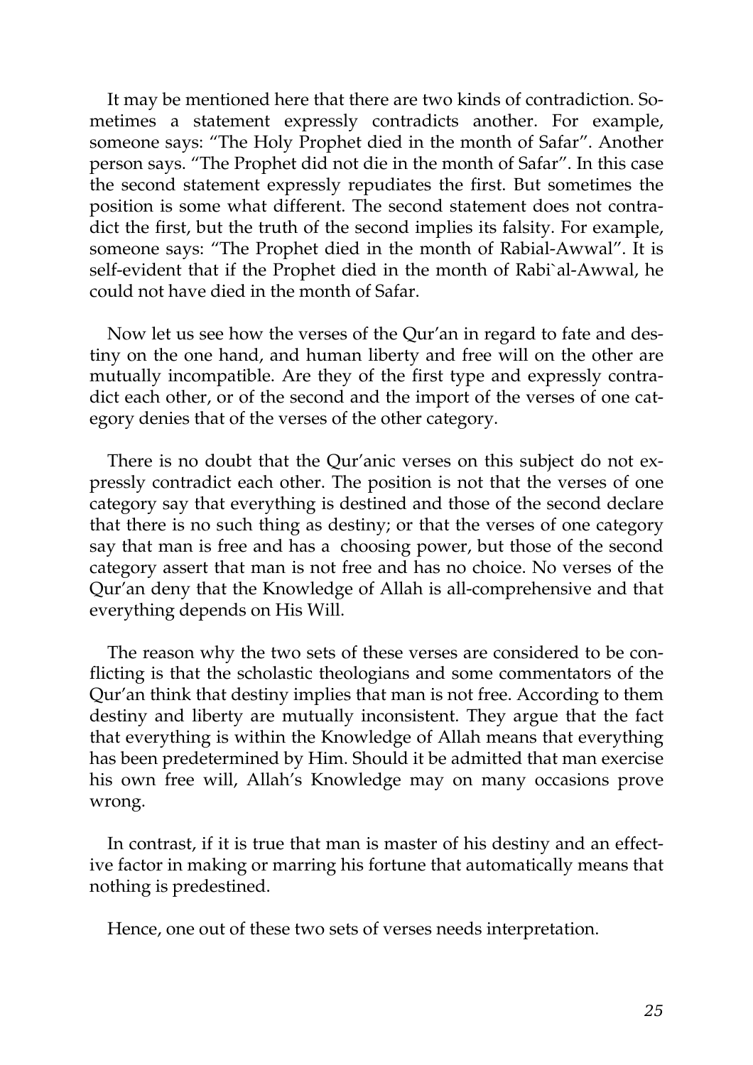It may be mentioned here that there are two kinds of contradiction. Sometimes a statement expressly contradicts another. For example, someone says: "The Holy Prophet died in the month of Safar". Another person says. "The Prophet did not die in the month of Safar". In this case the second statement expressly repudiates the first. But sometimes the position is some what different. The second statement does not contradict the first, but the truth of the second implies its falsity. For example, someone says: "The Prophet died in the month of Rabial-Awwal". It is self-evident that if the Prophet died in the month of Rabi`al-Awwal, he could not have died in the month of Safar.

Now let us see how the verses of the Qur'an in regard to fate and destiny on the one hand, and human liberty and free will on the other are mutually incompatible. Are they of the first type and expressly contradict each other, or of the second and the import of the verses of one category denies that of the verses of the other category.

There is no doubt that the Qur'anic verses on this subject do not expressly contradict each other. The position is not that the verses of one category say that everything is destined and those of the second declare that there is no such thing as destiny; or that the verses of one category say that man is free and has a choosing power, but those of the second category assert that man is not free and has no choice. No verses of the Qur'an deny that the Knowledge of Allah is all-comprehensive and that everything depends on His Will.

The reason why the two sets of these verses are considered to be conflicting is that the scholastic theologians and some commentators of the Qur'an think that destiny implies that man is not free. According to them destiny and liberty are mutually inconsistent. They argue that the fact that everything is within the Knowledge of Allah means that everything has been predetermined by Him. Should it be admitted that man exercise his own free will, Allah's Knowledge may on many occasions prove wrong.

In contrast, if it is true that man is master of his destiny and an effective factor in making or marring his fortune that automatically means that nothing is predestined.

Hence, one out of these two sets of verses needs interpretation.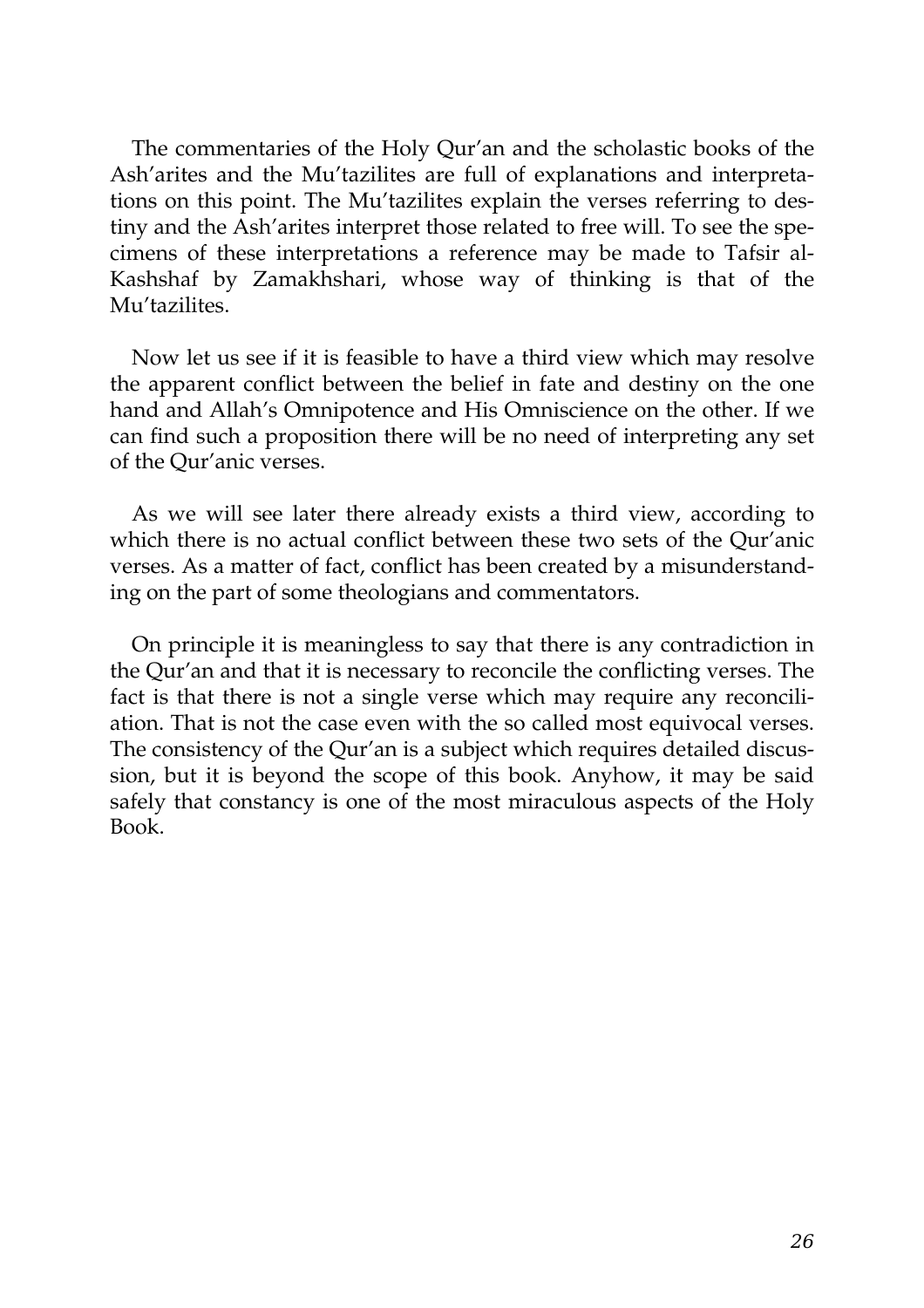The commentaries of the Holy Qur'an and the scholastic books of the Ash'arites and the Mu'tazilites are full of explanations and interpretations on this point. The Mu'tazilites explain the verses referring to destiny and the Ash'arites interpret those related to free will. To see the specimens of these interpretations a reference may be made to Tafsir al-Kashshaf by Zamakhshari, whose way of thinking is that of the Mu'tazilites.

Now let us see if it is feasible to have a third view which may resolve the apparent conflict between the belief in fate and destiny on the one hand and Allah's Omnipotence and His Omniscience on the other. If we can find such a proposition there will be no need of interpreting any set of the Qur'anic verses.

As we will see later there already exists a third view, according to which there is no actual conflict between these two sets of the Qur'anic verses. As a matter of fact, conflict has been created by a misunderstanding on the part of some theologians and commentators.

On principle it is meaningless to say that there is any contradiction in the Qur'an and that it is necessary to reconcile the conflicting verses. The fact is that there is not a single verse which may require any reconciliation. That is not the case even with the so called most equivocal verses. The consistency of the Qur'an is a subject which requires detailed discussion, but it is beyond the scope of this book. Anyhow, it may be said safely that constancy is one of the most miraculous aspects of the Holy Book.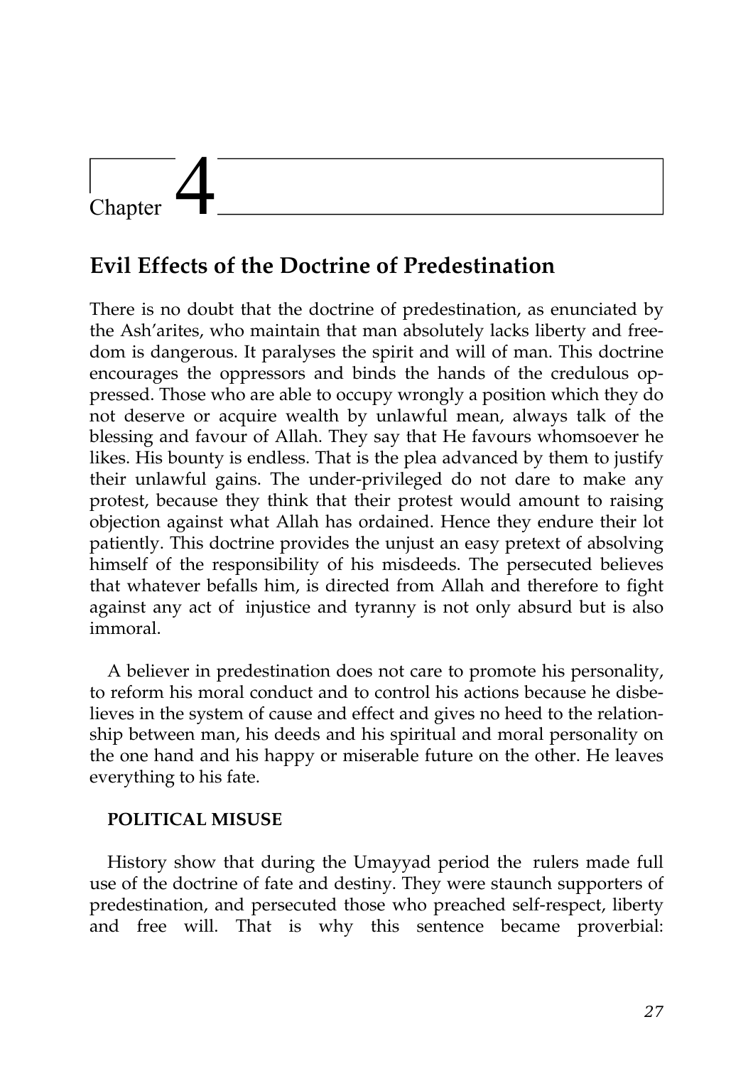# Chapter 4

## Evil Effects of the Doctrine of Predestination

There is no doubt that the doctrine of predestination, as enunciated by the Ash'arites, who maintain that man absolutely lacks liberty and freedom is dangerous. It paralyses the spirit and will of man. This doctrine encourages the oppressors and binds the hands of the credulous oppressed. Those who are able to occupy wrongly a position which they do not deserve or acquire wealth by unlawful mean, always talk of the blessing and favour of Allah. They say that He favours whomsoever he likes. His bounty is endless. That is the plea advanced by them to justify their unlawful gains. The under-privileged do not dare to make any protest, because they think that their protest would amount to raising objection against what Allah has ordained. Hence they endure their lot patiently. This doctrine provides the unjust an easy pretext of absolving himself of the responsibility of his misdeeds. The persecuted believes that whatever befalls him, is directed from Allah and therefore to fight against any act of injustice and tyranny is not only absurd but is also immoral.

A believer in predestination does not care to promote his personality, to reform his moral conduct and to control his actions because he disbelieves in the system of cause and effect and gives no heed to the relationship between man, his deeds and his spiritual and moral personality on the one hand and his happy or miserable future on the other. He leaves everything to his fate.

### POLITICAL MISUSE

History show that during the Umayyad period the rulers made full use of the doctrine of fate and destiny. They were staunch supporters of predestination, and persecuted those who preached self-respect, liberty and free will. That is why this sentence became proverbial: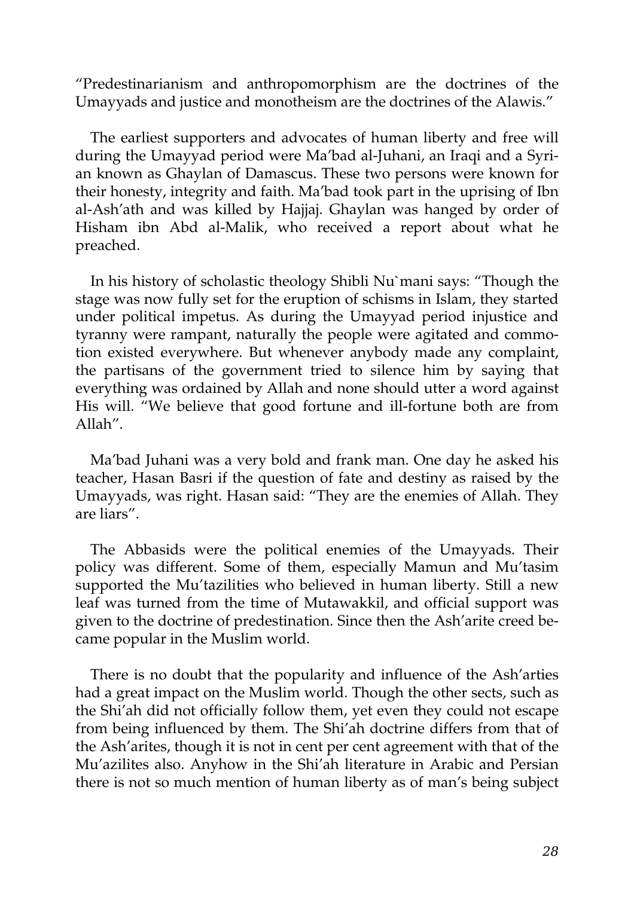"Predestinarianism and anthropomorphism are the doctrines of the Umayyads and justice and monotheism are the doctrines of the Alawis."

The earliest supporters and advocates of human liberty and free will during the Umayyad period were Ma'bad al-Juhani, an Iraqi and a Syrian known as Ghaylan of Damascus. These two persons were known for their honesty, integrity and faith. Ma'bad took part in the uprising of Ibn al-Ash'ath and was killed by Hajjaj. Ghaylan was hanged by order of Hisham ibn Abd al-Malik, who received a report about what he preached.

In his history of scholastic theology Shibli Nu`mani says: "Though the stage was now fully set for the eruption of schisms in Islam, they started under political impetus. As during the Umayyad period injustice and tyranny were rampant, naturally the people were agitated and commotion existed everywhere. But whenever anybody made any complaint, the partisans of the government tried to silence him by saying that everything was ordained by Allah and none should utter a word against His will. "We believe that good fortune and ill-fortune both are from Allah".

Ma'bad Juhani was a very bold and frank man. One day he asked his teacher, Hasan Basri if the question of fate and destiny as raised by the Umayyads, was right. Hasan said: "They are the enemies of Allah. They are liars".

The Abbasids were the political enemies of the Umayyads. Their policy was different. Some of them, especially Mamun and Mu'tasim supported the Mu'tazilities who believed in human liberty. Still a new leaf was turned from the time of Mutawakkil, and official support was given to the doctrine of predestination. Since then the Ash'arite creed became popular in the Muslim world.

There is no doubt that the popularity and influence of the Ash'arties had a great impact on the Muslim world. Though the other sects, such as the Shi'ah did not officially follow them, yet even they could not escape from being influenced by them. The Shi'ah doctrine differs from that of the Ash'arites, though it is not in cent per cent agreement with that of the Mu'azilites also. Anyhow in the Shi'ah literature in Arabic and Persian there is not so much mention of human liberty as of man's being subject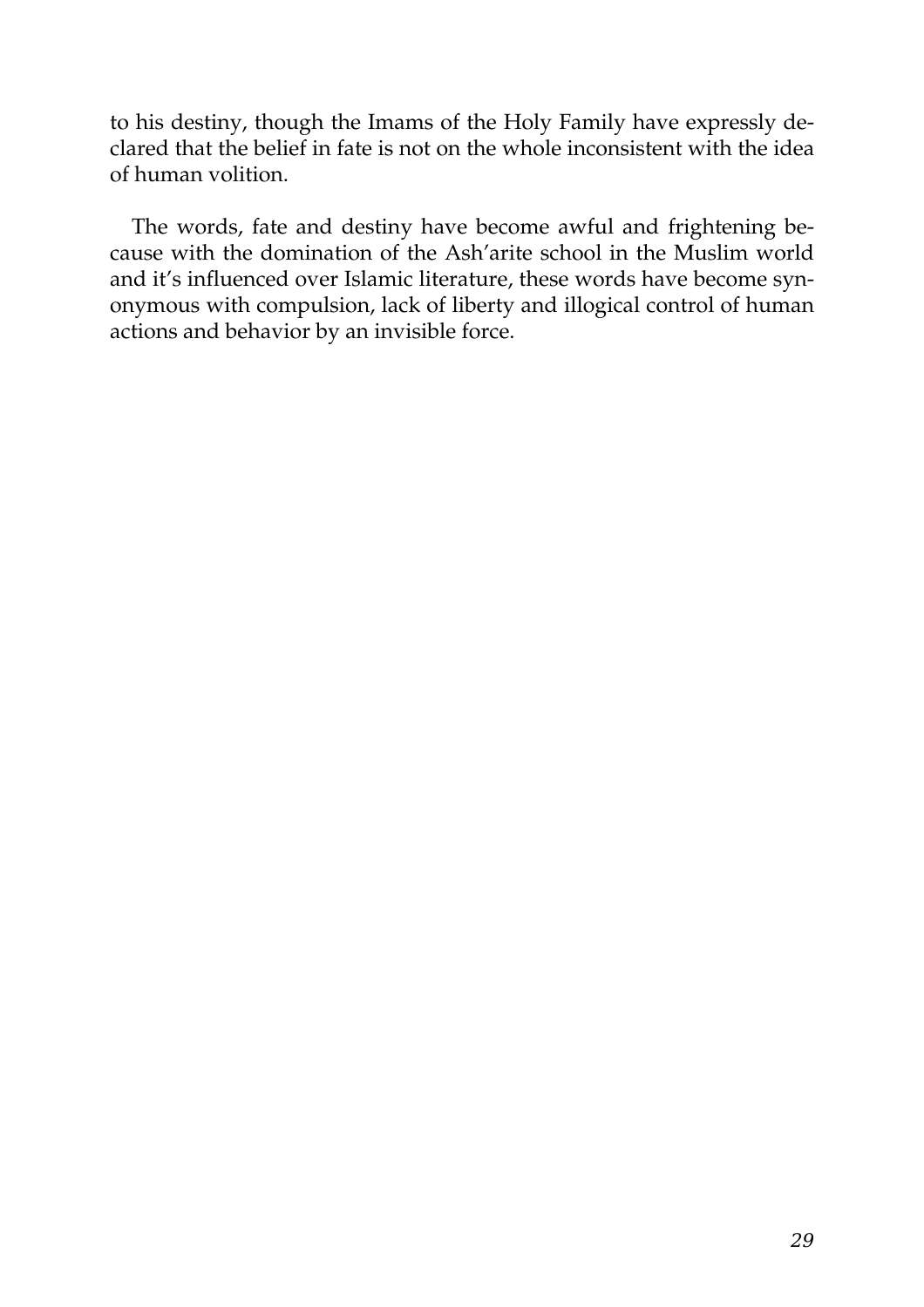to his destiny, though the Imams of the Holy Family have expressly declared that the belief in fate is not on the whole inconsistent with the idea of human volition.

The words, fate and destiny have become awful and frightening because with the domination of the Ash'arite school in the Muslim world and it's influenced over Islamic literature, these words have become synonymous with compulsion, lack of liberty and illogical control of human actions and behavior by an invisible force.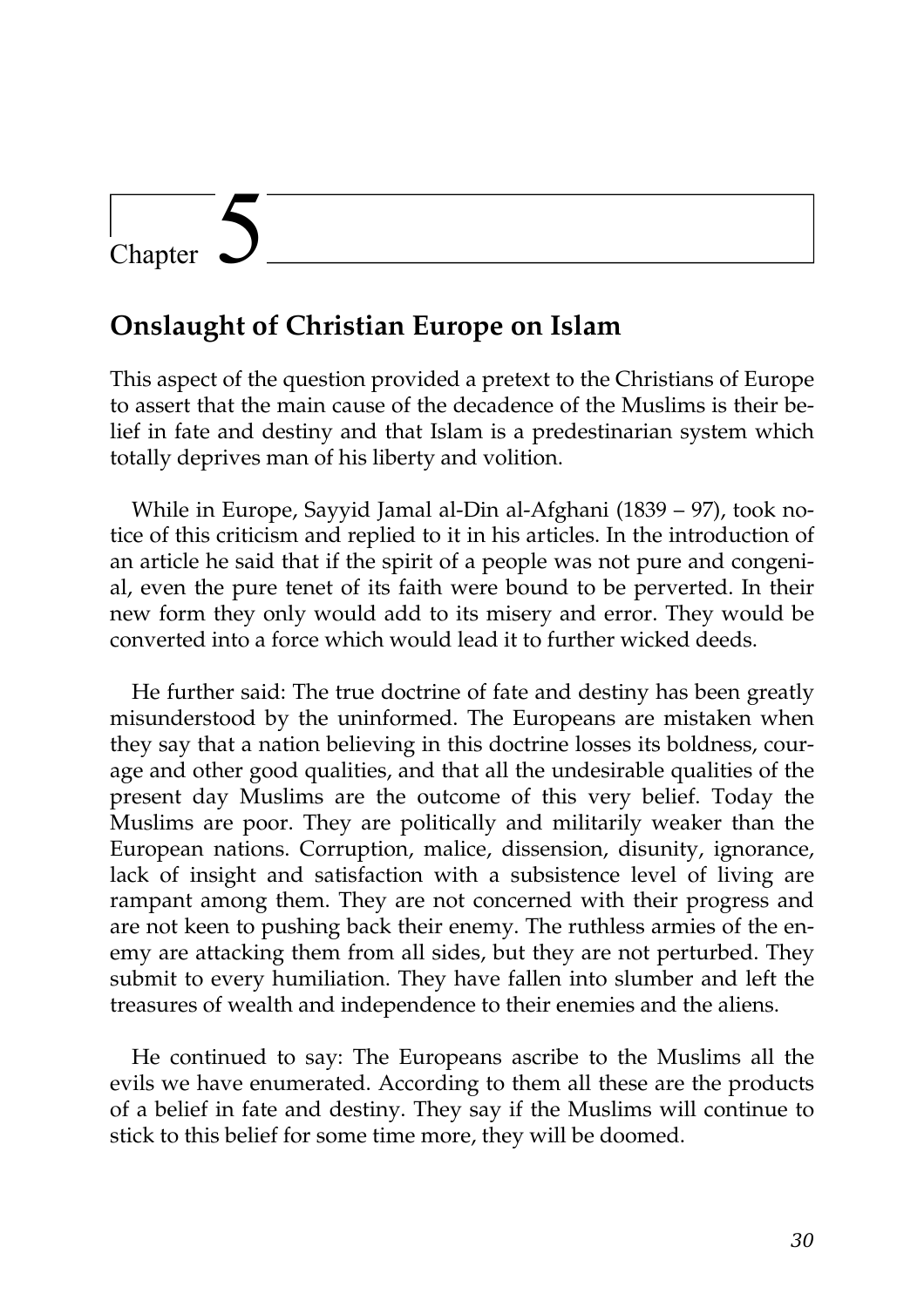# Chapter 5

## Onslaught of Christian Europe on Islam

This aspect of the question provided a pretext to the Christians of Europe to assert that the main cause of the decadence of the Muslims is their belief in fate and destiny and that Islam is a predestinarian system which totally deprives man of his liberty and volition.

While in Europe, Sayyid Jamal al-Din al-Afghani (1839 – 97), took notice of this criticism and replied to it in his articles. In the introduction of an article he said that if the spirit of a people was not pure and congenial, even the pure tenet of its faith were bound to be perverted. In their new form they only would add to its misery and error. They would be converted into a force which would lead it to further wicked deeds.

He further said: The true doctrine of fate and destiny has been greatly misunderstood by the uninformed. The Europeans are mistaken when they say that a nation believing in this doctrine losses its boldness, courage and other good qualities, and that all the undesirable qualities of the present day Muslims are the outcome of this very belief. Today the Muslims are poor. They are politically and militarily weaker than the European nations. Corruption, malice, dissension, disunity, ignorance, lack of insight and satisfaction with a subsistence level of living are rampant among them. They are not concerned with their progress and are not keen to pushing back their enemy. The ruthless armies of the enemy are attacking them from all sides, but they are not perturbed. They submit to every humiliation. They have fallen into slumber and left the treasures of wealth and independence to their enemies and the aliens.

He continued to say: The Europeans ascribe to the Muslims all the evils we have enumerated. According to them all these are the products of a belief in fate and destiny. They say if the Muslims will continue to stick to this belief for some time more, they will be doomed.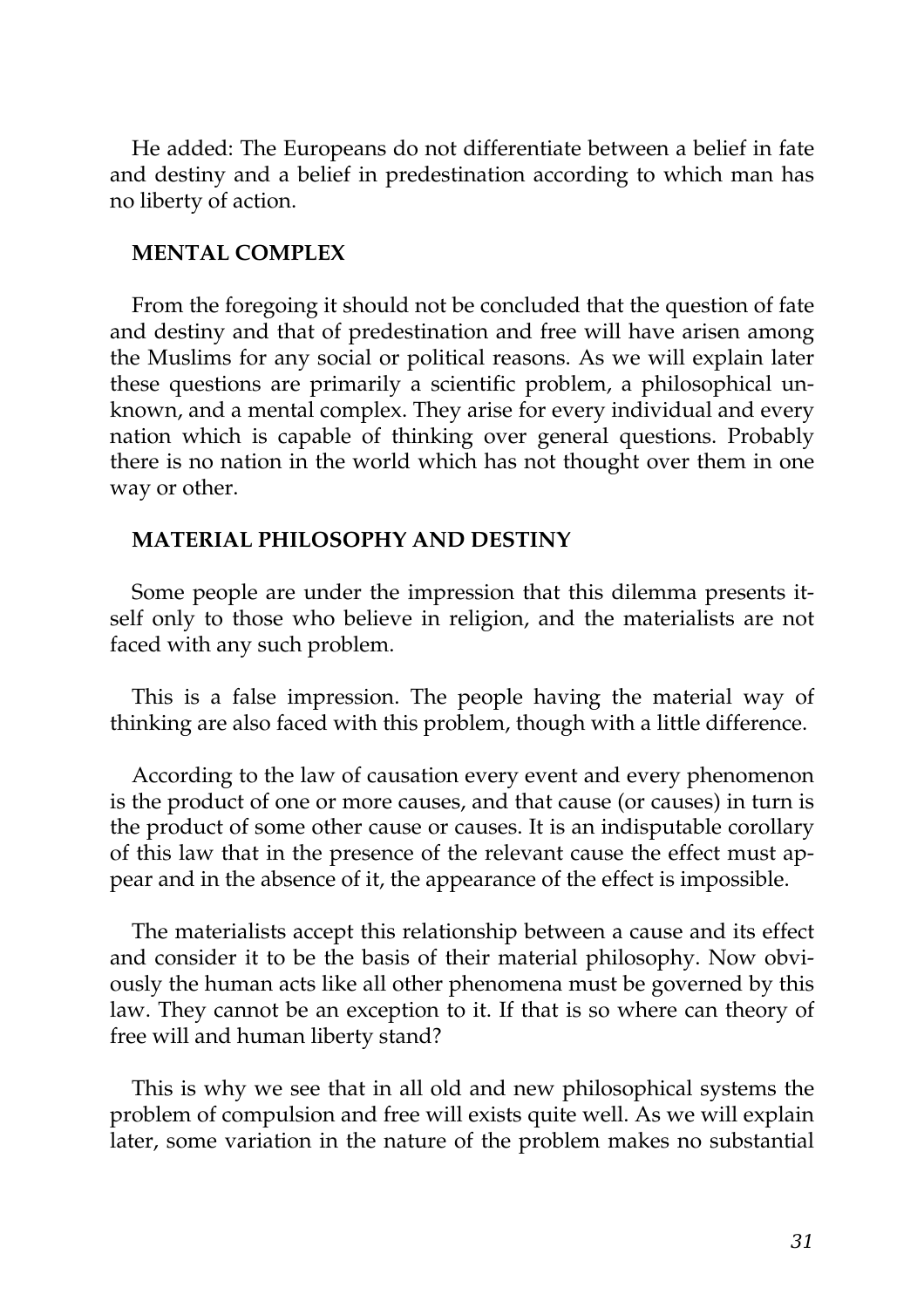He added: The Europeans do not differentiate between a belief in fate and destiny and a belief in predestination according to which man has no liberty of action.

## MENTAL COMPLEX

From the foregoing it should not be concluded that the question of fate and destiny and that of predestination and free will have arisen among the Muslims for any social or political reasons. As we will explain later these questions are primarily a scientific problem, a philosophical unknown, and a mental complex. They arise for every individual and every nation which is capable of thinking over general questions. Probably there is no nation in the world which has not thought over them in one way or other.

## MATERIAL PHILOSOPHY AND DESTINY

Some people are under the impression that this dilemma presents itself only to those who believe in religion, and the materialists are not faced with any such problem.

This is a false impression. The people having the material way of thinking are also faced with this problem, though with a little difference.

According to the law of causation every event and every phenomenon is the product of one or more causes, and that cause (or causes) in turn is the product of some other cause or causes. It is an indisputable corollary of this law that in the presence of the relevant cause the effect must appear and in the absence of it, the appearance of the effect is impossible.

The materialists accept this relationship between a cause and its effect and consider it to be the basis of their material philosophy. Now obviously the human acts like all other phenomena must be governed by this law. They cannot be an exception to it. If that is so where can theory of free will and human liberty stand?

This is why we see that in all old and new philosophical systems the problem of compulsion and free will exists quite well. As we will explain later, some variation in the nature of the problem makes no substantial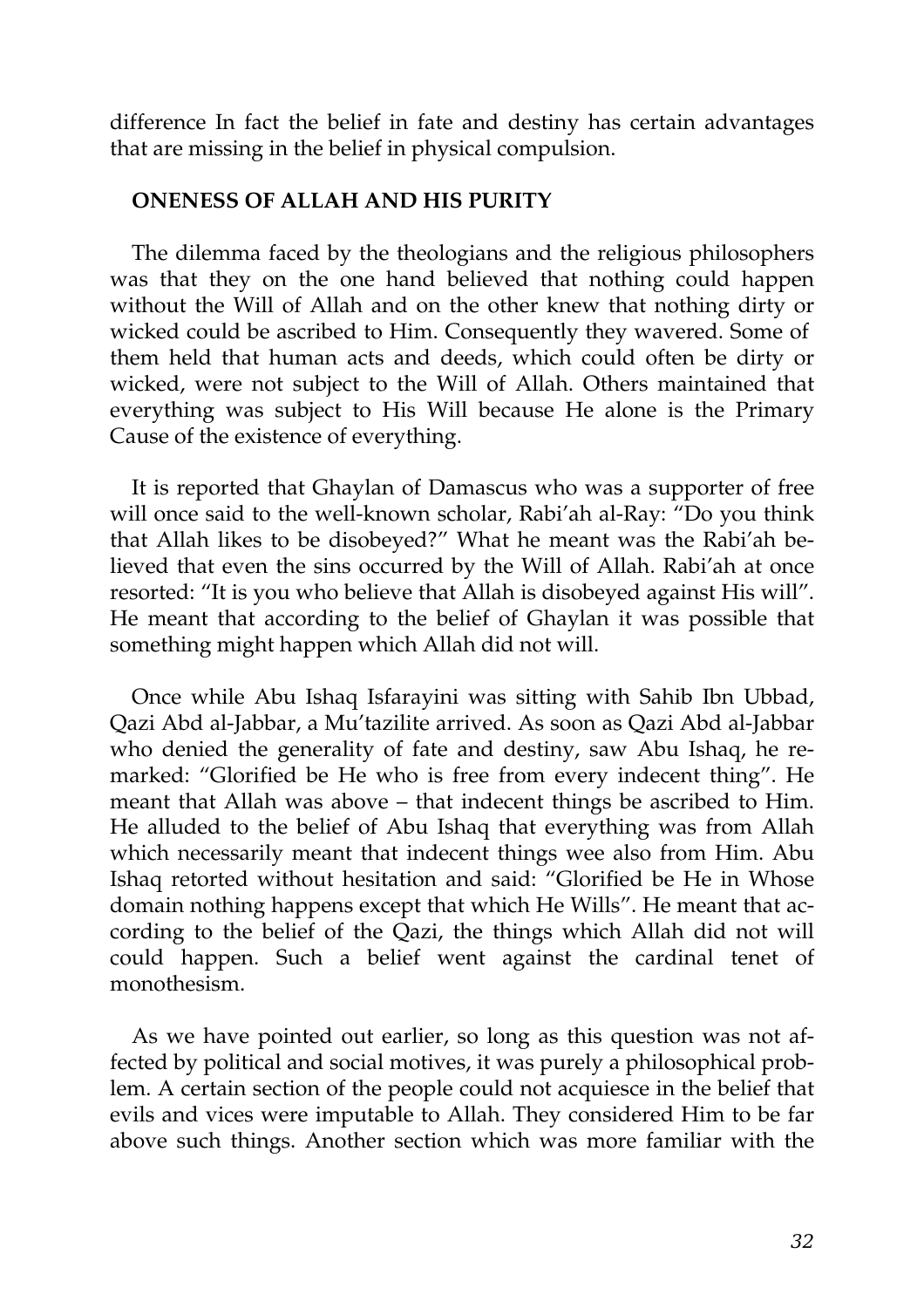difference In fact the belief in fate and destiny has certain advantages that are missing in the belief in physical compulsion.

## ONENESS OF ALLAH AND HIS PURITY

The dilemma faced by the theologians and the religious philosophers was that they on the one hand believed that nothing could happen without the Will of Allah and on the other knew that nothing dirty or wicked could be ascribed to Him. Consequently they wavered. Some of them held that human acts and deeds, which could often be dirty or wicked, were not subject to the Will of Allah. Others maintained that everything was subject to His Will because He alone is the Primary Cause of the existence of everything.

It is reported that Ghaylan of Damascus who was a supporter of free will once said to the well-known scholar, Rabi'ah al-Ray: "Do you think that Allah likes to be disobeyed?" What he meant was the Rabi'ah believed that even the sins occurred by the Will of Allah. Rabi'ah at once resorted: "It is you who believe that Allah is disobeyed against His will". He meant that according to the belief of Ghaylan it was possible that something might happen which Allah did not will.

Once while Abu Ishaq Isfarayini was sitting with Sahib Ibn Ubbad, Qazi Abd al-Jabbar, a Mu'tazilite arrived. As soon as Qazi Abd al-Jabbar who denied the generality of fate and destiny, saw Abu Ishaq, he remarked: "Glorified be He who is free from every indecent thing". He meant that Allah was above – that indecent things be ascribed to Him. He alluded to the belief of Abu Ishaq that everything was from Allah which necessarily meant that indecent things wee also from Him. Abu Ishaq retorted without hesitation and said: "Glorified be He in Whose domain nothing happens except that which He Wills". He meant that according to the belief of the Qazi, the things which Allah did not will could happen. Such a belief went against the cardinal tenet of monothesism.

As we have pointed out earlier, so long as this question was not affected by political and social motives, it was purely a philosophical problem. A certain section of the people could not acquiesce in the belief that evils and vices were imputable to Allah. They considered Him to be far above such things. Another section which was more familiar with the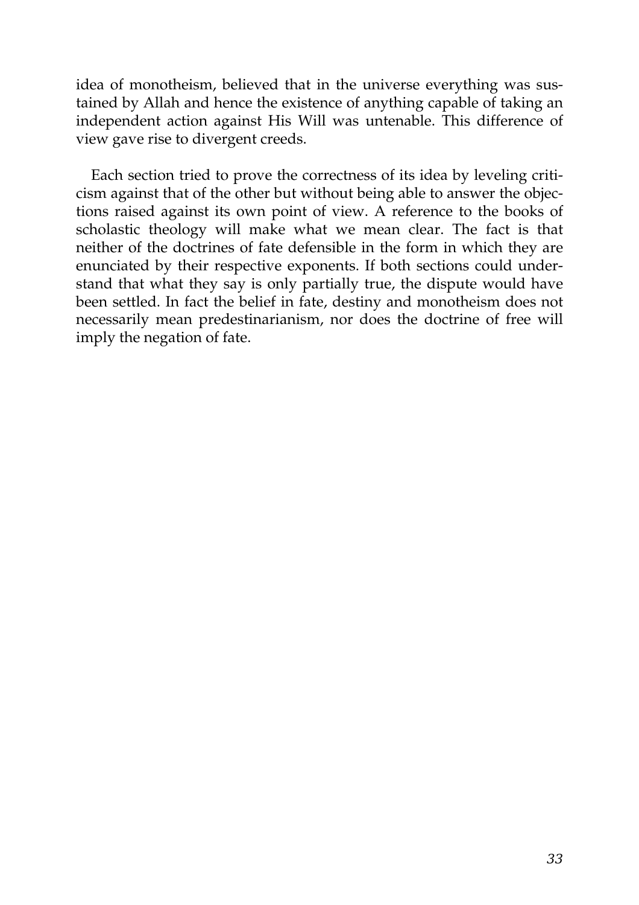idea of monotheism, believed that in the universe everything was sustained by Allah and hence the existence of anything capable of taking an independent action against His Will was untenable. This difference of view gave rise to divergent creeds.

Each section tried to prove the correctness of its idea by leveling criticism against that of the other but without being able to answer the objections raised against its own point of view. A reference to the books of scholastic theology will make what we mean clear. The fact is that neither of the doctrines of fate defensible in the form in which they are enunciated by their respective exponents. If both sections could understand that what they say is only partially true, the dispute would have been settled. In fact the belief in fate, destiny and monotheism does not necessarily mean predestinarianism, nor does the doctrine of free will imply the negation of fate.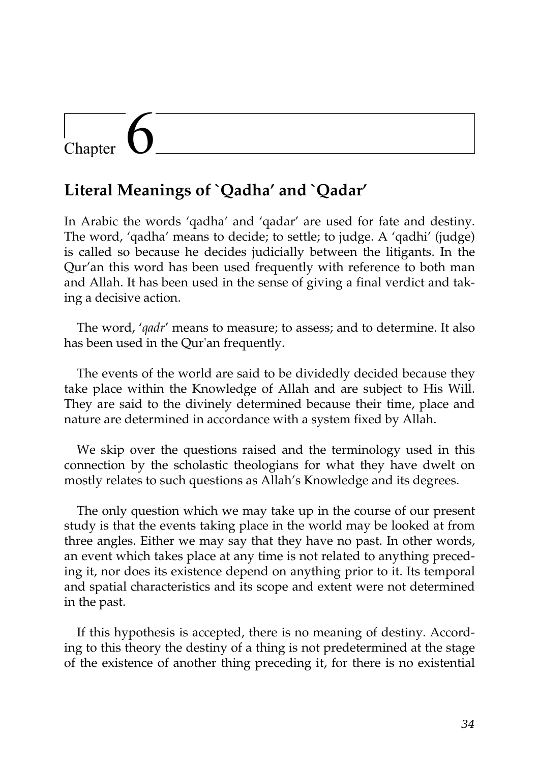# Chapter 6

## Literal Meanings of `Qadha' and `Qadar'

In Arabic the words 'qadha' and 'qadar' are used for fate and destiny. The word, 'qadha' means to decide; to settle; to judge. A 'qadhi' (judge) is called so because he decides judicially between the litigants. In the Qur'an this word has been used frequently with reference to both man and Allah. It has been used in the sense of giving a final verdict and taking a decisive action.

The word, '*qadr*' means to measure; to assess; and to determine. It also has been used in the Qur'an frequently.

The events of the world are said to be dividedly decided because they take place within the Knowledge of Allah and are subject to His Will. They are said to the divinely determined because their time, place and nature are determined in accordance with a system fixed by Allah.

We skip over the questions raised and the terminology used in this connection by the scholastic theologians for what they have dwelt on mostly relates to such questions as Allah's Knowledge and its degrees.

The only question which we may take up in the course of our present study is that the events taking place in the world may be looked at from three angles. Either we may say that they have no past. In other words, an event which takes place at any time is not related to anything preceding it, nor does its existence depend on anything prior to it. Its temporal and spatial characteristics and its scope and extent were not determined in the past.

If this hypothesis is accepted, there is no meaning of destiny. According to this theory the destiny of a thing is not predetermined at the stage of the existence of another thing preceding it, for there is no existential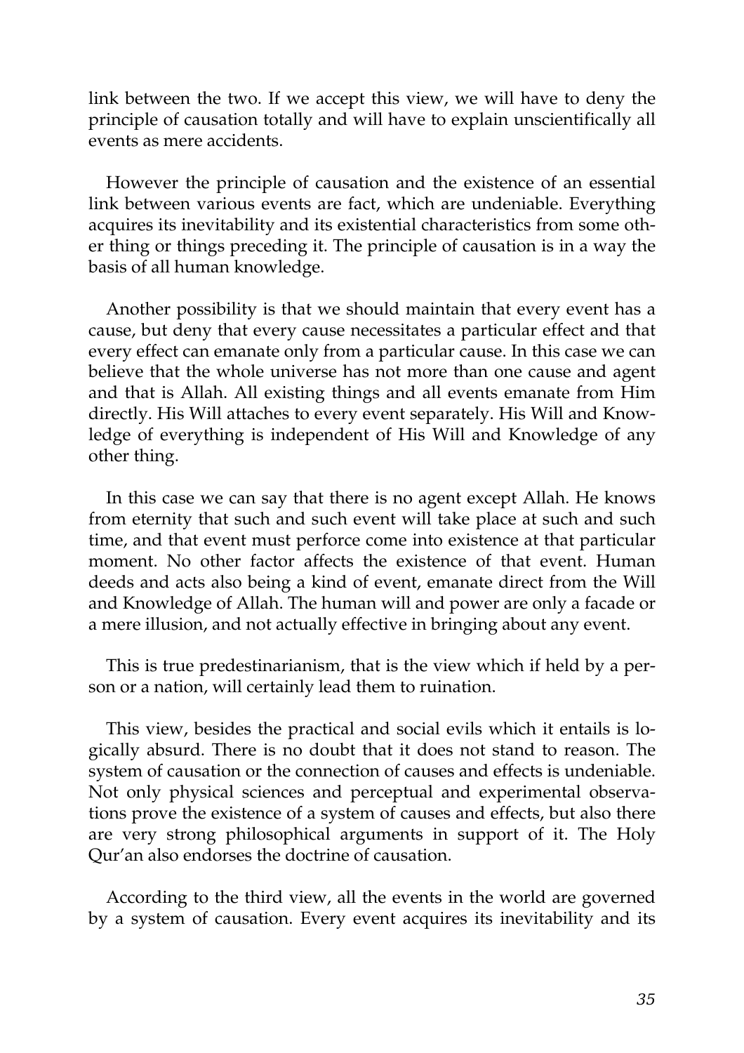link between the two. If we accept this view, we will have to deny the principle of causation totally and will have to explain unscientifically all events as mere accidents.

However the principle of causation and the existence of an essential link between various events are fact, which are undeniable. Everything acquires its inevitability and its existential characteristics from some other thing or things preceding it. The principle of causation is in a way the basis of all human knowledge.

Another possibility is that we should maintain that every event has a cause, but deny that every cause necessitates a particular effect and that every effect can emanate only from a particular cause. In this case we can believe that the whole universe has not more than one cause and agent and that is Allah. All existing things and all events emanate from Him directly. His Will attaches to every event separately. His Will and Knowledge of everything is independent of His Will and Knowledge of any other thing.

In this case we can say that there is no agent except Allah. He knows from eternity that such and such event will take place at such and such time, and that event must perforce come into existence at that particular moment. No other factor affects the existence of that event. Human deeds and acts also being a kind of event, emanate direct from the Will and Knowledge of Allah. The human will and power are only a facade or a mere illusion, and not actually effective in bringing about any event.

This is true predestinarianism, that is the view which if held by a person or a nation, will certainly lead them to ruination.

This view, besides the practical and social evils which it entails is logically absurd. There is no doubt that it does not stand to reason. The system of causation or the connection of causes and effects is undeniable. Not only physical sciences and perceptual and experimental observations prove the existence of a system of causes and effects, but also there are very strong philosophical arguments in support of it. The Holy Qur'an also endorses the doctrine of causation.

According to the third view, all the events in the world are governed by a system of causation. Every event acquires its inevitability and its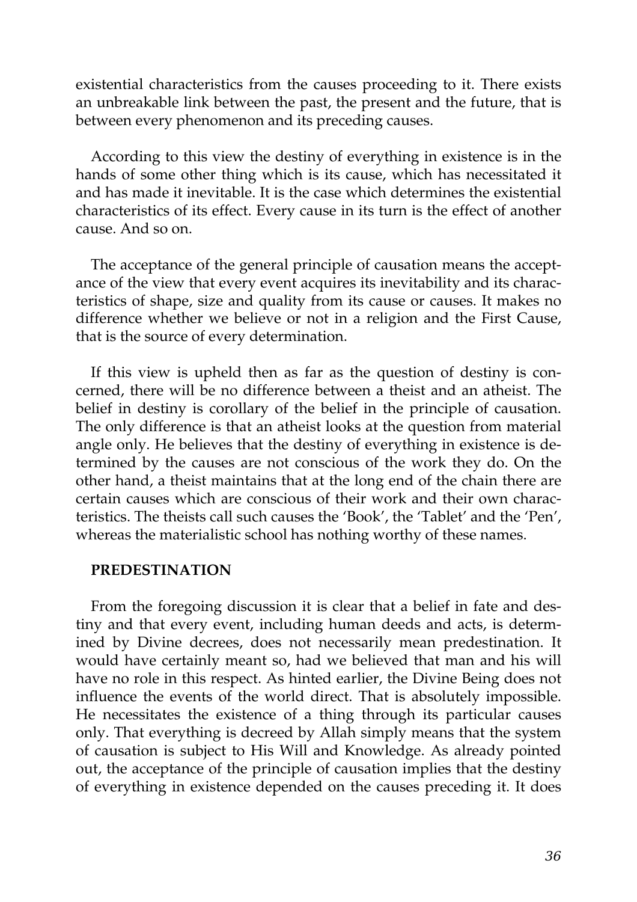existential characteristics from the causes proceeding to it. There exists an unbreakable link between the past, the present and the future, that is between every phenomenon and its preceding causes.

According to this view the destiny of everything in existence is in the hands of some other thing which is its cause, which has necessitated it and has made it inevitable. It is the case which determines the existential characteristics of its effect. Every cause in its turn is the effect of another cause. And so on.

The acceptance of the general principle of causation means the acceptance of the view that every event acquires its inevitability and its characteristics of shape, size and quality from its cause or causes. It makes no difference whether we believe or not in a religion and the First Cause, that is the source of every determination.

If this view is upheld then as far as the question of destiny is concerned, there will no difference between a theist and an atheist. The belief in destiny is corollary of the belief in the principle of causation. The only difference is that an atheist looks at the question from material angle only. He believes that the destiny of everything in existence is determined by the causes are not conscious of the work they do. On the other hand, a theist maintains that at the long end of the chain there are certain causes which are conscious of their work and their own characteristics. The theists call such causes the 'Book', the 'Tablet' and the 'Pen', whereas the materialistic school has nothing worthy of these names.

**PREDESTINATION**

From the foregoing discussion it is clear that a belief in fate and destiny and that every event, including human deeds and acts, is determined by Divine decrees, does not necessarily mean predestination. It would have certainly meant so, had we believed that man and his will have no role in this respect. As hinted earlier, the Divine Being does not influence the events of the world direct. That is absolutely impossible. He necessitates the existence of a thing through its particular causes only. That everything is decreed by Allah simply means that the system of causation is subject to His Will and Knowledge. As already pointed out, the acceptance of the principle of causation implies that the destiny of everything in existence depended on the causes preceding it. It does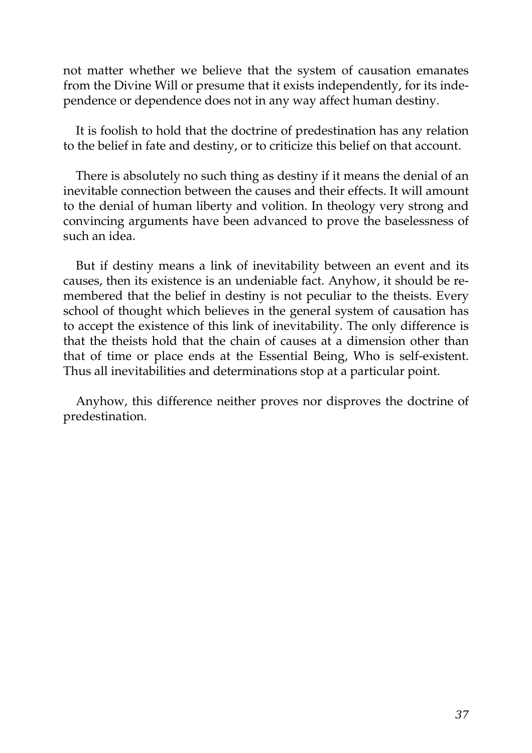not matter whether we believe that the system of causation emanates from the Divine Will or presume that it exists independently, for its independence or dependence does not in any way affect human destiny.

It is foolish to hold that the doctrine of predestination has any relation to the belief in fate and destiny, or to criticize this belief on that account.

There is absolutely no such thing as destiny if it means the denial of an inevitable connection between the causes and their effects. It will amount to the denial of human liberty and volition. In theology very strong and convincing arguments have been advanced to prove the baselessness of such an idea.

But if destiny means a link of inevitability between an event and its causes, then its existence is an undeniable fact. Anyhow, it should be remembered that the belief in destiny is not peculiar to the theists. Every school of thought which believes in the general system of causation has to accept the existence of this link of inevitability. The only difference is that the theists hold that the chain of causes at a dimension other than that of time or place ends at the Essential Being, Who is self-existent. Thus all inevitabilities and determinations stop at a particular point.

Anyhow, this difference neither proves nor disproves the doctrine of predestination.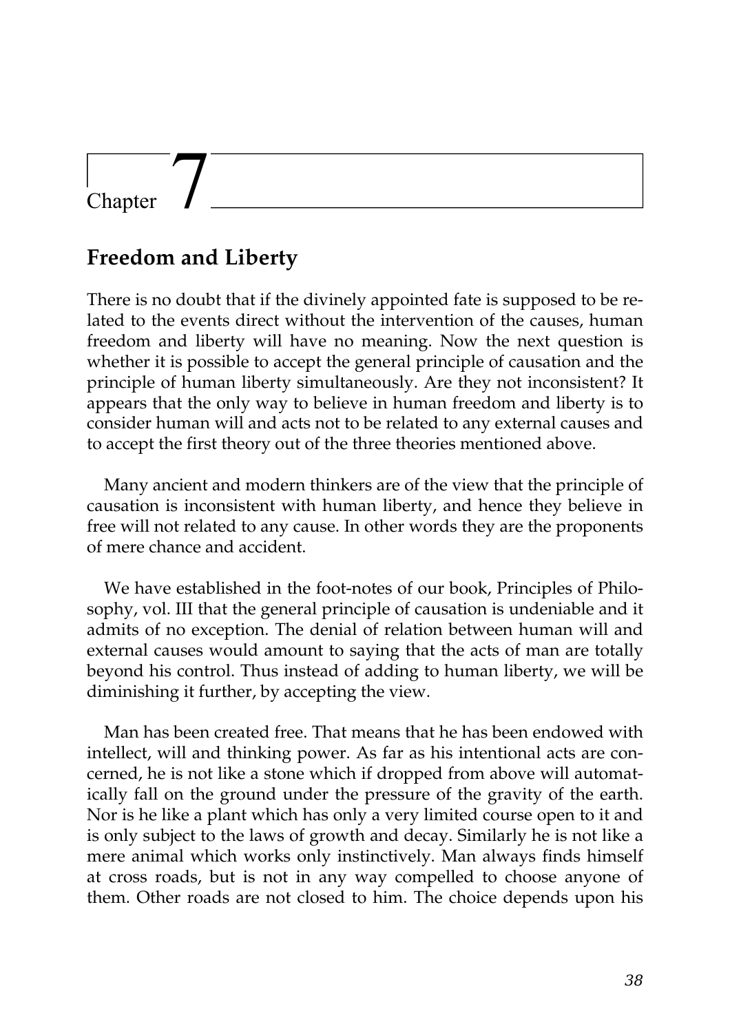# Chapter 7

## Freedom and Liberty

There is no doubt that if the divinely appointed fate is supposed to be related to the events direct without the intervention of the causes, human freedom and liberty will have no meaning. Now the next question is whether it is possible to accept the general principle of causation and the principle of human liberty simultaneously. Are they not inconsistent? It appears that the only way to believe in human freedom and liberty is to consider human will and acts not to be related to any external causes and to accept the first theory out of the three theories mentioned above.

Many ancient and modern thinkers are of the view that the principle of causation is inconsistent with human liberty, and hence they believe in free will not related to any cause. In other words they are the proponents of mere chance and accident.

We have established in the foot-notes of our book, Principles of Philosophy, vol. III that the general principle of causation is undeniable and it admits of no exception. The denial of relation between human will and external causes would amount to saying that the acts of man are totally beyond his control. Thus instead of adding to human liberty, we will be diminishing it further, by accepting the view.

Man has been created free. That means that he has been endowed with intellect, will and thinking power. As far as his intentional acts are concerned, he is not like a stone which if dropped from above will automatically fall on the ground under the pressure of the gravity of the earth. Nor is he like a plant which has only a very limited course open to it and is only subject to the laws of growth and decay. Similarly he is not like a mere animal which works only instinctively. Man always finds himself at cross roads, but is not in any way compelled to choose anyone of them. Other roads are not closed to him. The choice depends upon his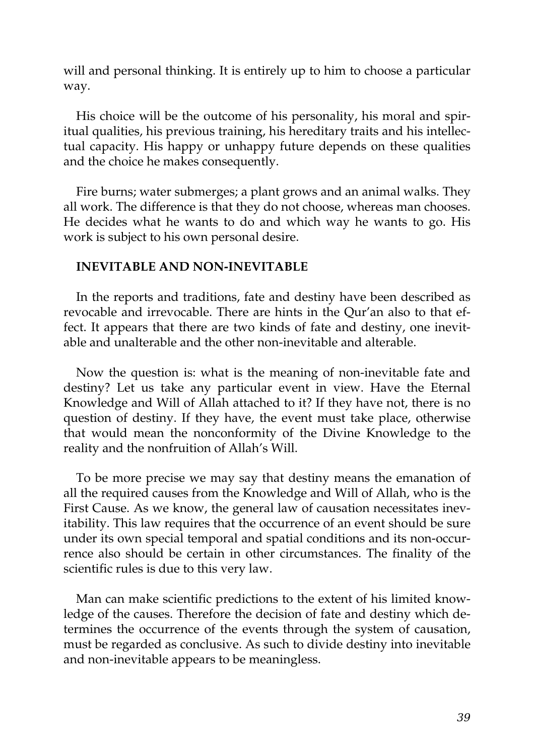will and personal thinking. It is entirely up to him to choose a particular way.

His choice will be the outcome of his personality, his moral and spiritual qualities, his previous training, his hereditary traits and his intellectual capacity. His happy or unhappy future depends on these qualities and the choice he makes consequently.

Fire burns; water submerges; a plant grows and an animal walks. They all work. The difference is that they do not choose, whereas man chooses. He decides what he wants to do and which way he wants to go. His work is subject to his own personal desire.

### INEVITABLE AND NON-INEVITABLE

In the reports and traditions, fate and destiny have been described as revocable and irrevocable. There are hints in the Qur'an also to that effect. It appears that there are two kinds of fate and destiny, one inevitable and unalterable and the other non-inevitable and alterable.

Now the question is: what is the meaning of non-inevitable fate and destiny? Let us take any particular event in view. Have the Eternal Knowledge and Will of Allah attached to it? If they have not, there is no question of destiny. If they have, the event must take place, otherwise that would mean the nonconformity of the Divine Knowledge to the reality and the nonfruition of Allah's Will.

To be more precise we may say that destiny means the emanation of all the required causes from the Knowledge and Will of Allah, who is the First Cause. As we know, the general law of causation necessitates inevitability. This law requires that the occurrence of an event should be sure under its own special temporal and spatial conditions and its non-occurrence also should be certain in other circumstances. The finality of the scientific rules is due to this very law.

Man can make scientific predictions to the extent of his limited knowledge of the causes. Therefore the decision of fate and destiny which determines the occurrence of the events through the system of causation, must be regarded as conclusive. As such to divide destiny into inevitable and non-inevitable appears to be meaningless.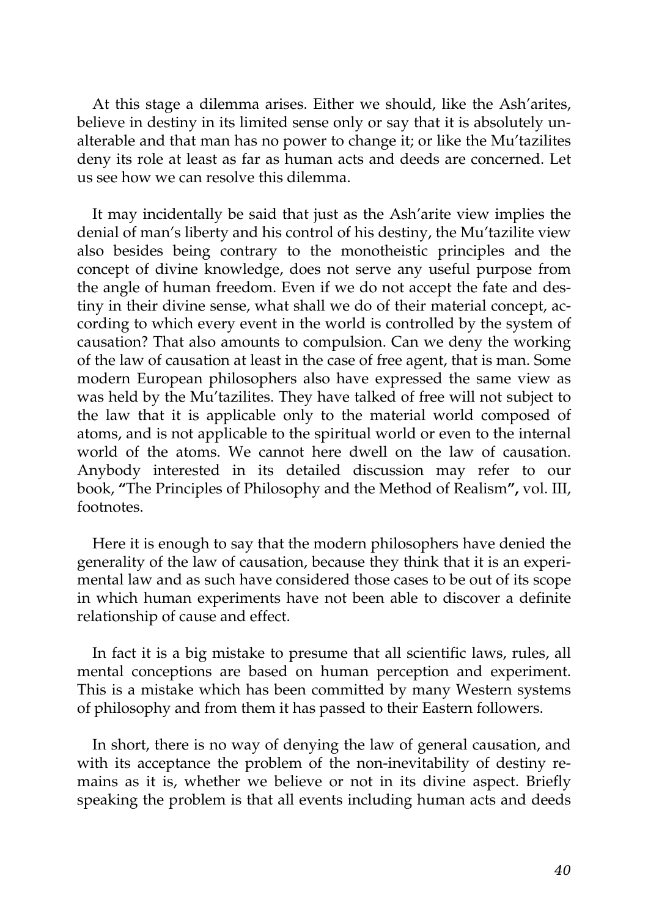At this stage a dilemma arises. Either we should, like the Ash'arites, believe in destiny in its limited sense only or say that it is absolutely unalterable and that man has no power to change it; or like the Mu'tazilites deny its role at least as far as human acts and deeds are concerned. Let us see how we can resolve this dilemma.

It may incidentally be said that just as the Ash'arite view implies the denial of man's liberty and his control of his destiny, the Mu'tazilite view also besides being contrary to the monotheistic principles and the concept of divine knowledge, does not serve any useful purpose from the angle of human freedom. Even if we do not accept the fate and destiny in their divine sense, what shall we do of their material concept, according to which every event in the world is controlled by the system of causation? That also amounts to compulsion. Can we deny the working of the law of causation at least in the case of free agent, that is man. Some modern European philosophers also have expressed the same view as was held by the Mu'tazilites. They have talked of free will not subject to the law that it is applicable only to the material world composed of atoms, and is not applicable to the spiritual world or even to the internal world of the atoms. We cannot here dwell on the law of causation. Anybody interested in its detailed discussion may refer to our book, **"**The Principles of Philosophy and the Method of Realism**",** vol. III, footnotes.

Here it is enough to say that the modern philosophers have denied the generality of the law of causation, because they think that it is an experimental law and as such have considered those cases to be out of its scope in which human experiments have not been able to discover a definite relationship of cause and effect.

In fact it is a big mistake to presume that all scientific laws, rules, all mental conceptions are based on human perception and experiment. This is a mistake which has been committed by many Western systems of philosophy and from them it has passed to their Eastern followers.

In short, there is no way of denying the law of general causation, and with its acceptance the problem of the non-inevitability of destiny remains as it is, whether we believe or not in its divine aspect. Briefly speaking the problem is that all events including human acts and deeds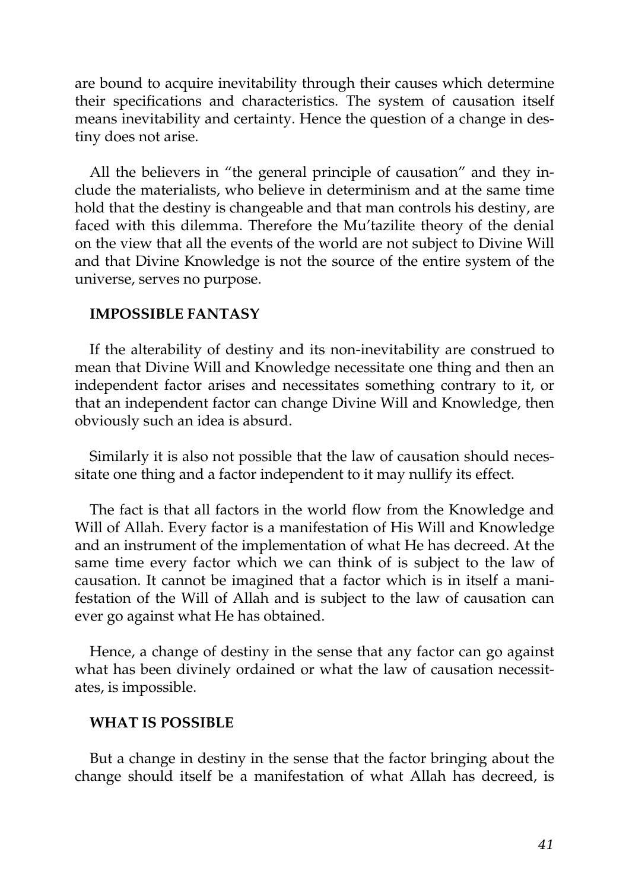are bound to acquire inevitability through their causes which determine their specifications and characteristics. The system of causation itself means inevitability and certainty. Hence the question of a change in destiny does not arise.

All the believers in "the general principle of causation" and they include the materialists, who believe in determinism and at the same time hold that the destiny is changeable and that man controls his destiny, are faced with this dilemma. Therefore the Mu'tazilite theory of the denial on the view that all the events of the world are not subject to Divine Will and that Divine Knowledge is not the source of the entire system of the universe, serves no purpose.

### IMPOSSIBLE FANTASY

If the alterability of destiny and its non-inevitability are construed to mean that Divine Will and Knowledge necessitate one thing and then an independent factor arises and necessitates something contrary to it, or that an independent factor can change Divine Will and Knowledge, then obviously such an idea is absurd.

Similarly it is also not possible that the law of causation should necessitate one thing and a factor independent to it may nullify its effect.

The fact is that all factors in the world flow from the Knowledge and Will of Allah. Every factor is a manifestation of His Will and Knowledge and an instrument of the implementation of what He has decreed. At the same time every factor which we can think of is subject to the law of causation. It cannot be imagined that a factor which is in itself a manifestation of the Will of Allah and is subject to the law of causation can ever go against what He has obtained.

Hence, a change of destiny in the sense that any factor can go against what has been divinely ordained or what the law of causation necessitates, is impossible.

### WHAT IS POSSIBLE

But a change in destiny in the sense that the factor bringing about the change should itself be a manifestation of what Allah has decreed, is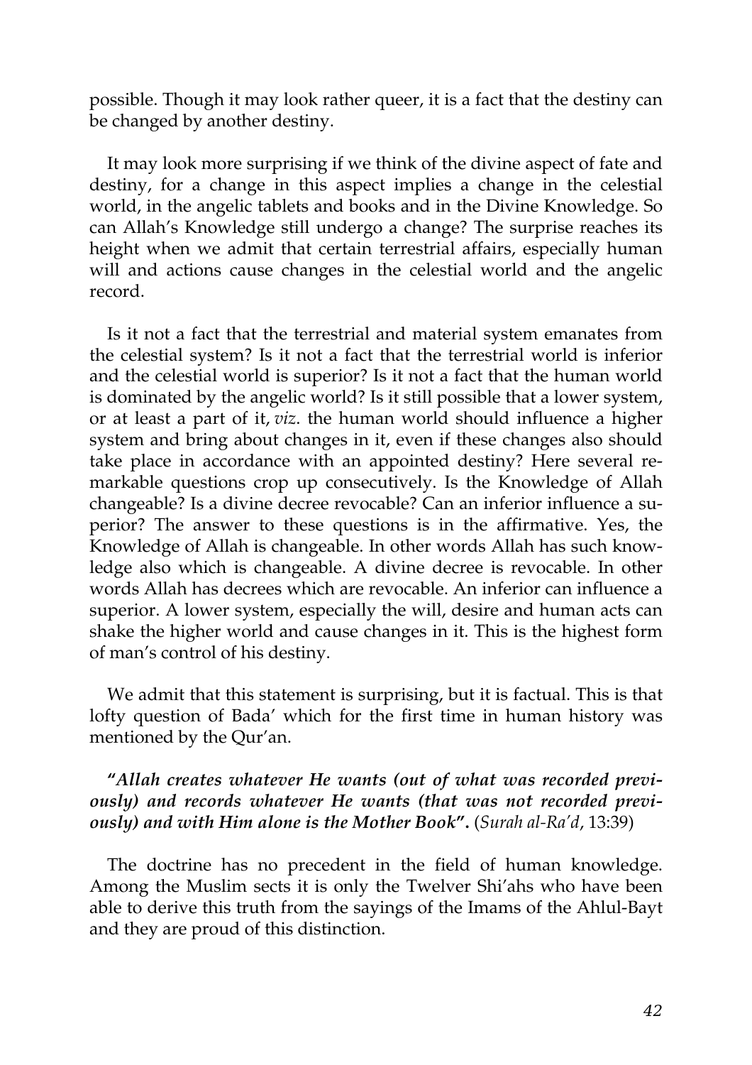possible. Though it may look rather queer, it is a fact that the destiny can be changed by another destiny.

It may look more surprising if we think of the divine aspect of fate and destiny, for a change in this aspect implies a change in the celestial world, in the angelic tablets and books and in the Divine Knowledge. So can Allah's Knowledge still undergo a change? The surprise reaches its height when we admit that certain terrestrial affairs, especially human will and actions cause changes in the celestial world and the angelic record.

Is it not a fact that the terrestrial and material system emanates from the celestial system? Is it not a fact that the terrestrial world is inferior and the celestial world is superior? Is it not a fact that the human world is dominated by the angelic world? Is it still possible that a lower system, or at least a part of it, *viz*. the human world should influence a higher system and bring about changes in it, even if these changes also should take place in accordance with an appointed destiny? Here several remarkable questions crop up consecutively. Is the Knowledge of Allah changeable? Is a divine decree revocable? Can an inferior influence a superior? The answer to these questions is in the affirmative. Yes, the Knowledge of Allah is changeable. In other words Allah has such knowledge also which is changeable. A divine decree is revocable. In other words Allah has decrees which are revocable. An inferior can influence a superior. A lower system, especially the will, desire and human acts can shake the higher world and cause changes in it. This is the highest form of man's control of his destiny.

We admit that this statement is surprising, but it is factual. This is that lofty question of Bada' which for the first time in human history was mentioned by the Qur'an.

***"Allah creates whatever He wants (out of what was recorded previously) and records whatever He wants (that was not recorded previously) and with Him alone is the Mother Book".*** (*Surah al-Ra'd*, 13:39)

The doctrine has no precedent in the field of human knowledge. Among the Muslim sects it is only the Twelver Shi'ahs who have been able to derive this truth from the sayings of the Imams of the Ahlul-Bayt and they are proud of this distinction.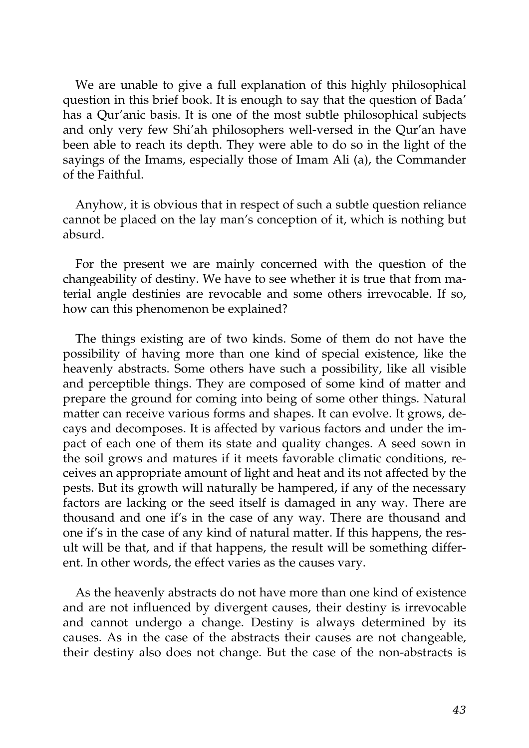We are unable to give a full explanation of this highly philosophical question in this brief book. It is enough to say that the question of Bada' has a Qur'anic basis. It is one of the most subtle philosophical subjects and only very few Shi'ah philosophers well-versed in the Qur'an have been able to reach its depth. They were able to do so in the light of the sayings of the Imams, especially those of Imam Ali (a), the Commander of the Faithful.

Anyhow, it is obvious that in respect of such a subtle question reliance cannot be placed on the lay man's conception of it, which is nothing but absurd.

For the present we are mainly concerned with the question of the changeability of destiny. We have to see whether it is true that from material angle destinies are revocable and some others irrevocable. If so, how can this phenomenon be explained?

The things existing are of two kinds. Some of them do not have the possibility of having more than one kind of special existence, like the heavenly abstracts. Some others have such a possibility, like all visible and perceptible things. They are composed of some kind of matter and prepare the ground for coming into being of some other things. Natural matter can receive various forms and shapes. It can evolve. It grows, decays and decomposes. It is affected by various factors and under the impact of each one of them its state and quality changes. A seed sown in the soil grows and matures if it meets favorable climatic conditions, receives an appropriate amount of light and heat and its not affected by the pests. But its growth will naturally be hampered, if any of the necessary factors are lacking or the seed itself is damaged in any way. There are thousand and one if's in the case of any way. There are thousand and one if's in the case of any kind of natural matter. If this happens, the result will be that, and if that happens, the result will be something different. In other words, the effect varies as the causes vary.

As the heavenly abstracts do not have more than one kind of existence and are not influenced by divergent causes, their destiny is irrevocable and cannot undergo a change. Destiny is always determined by its causes. As in the case of the abstracts their causes are not changeable, their destiny also does not change. But the case of the non-abstracts is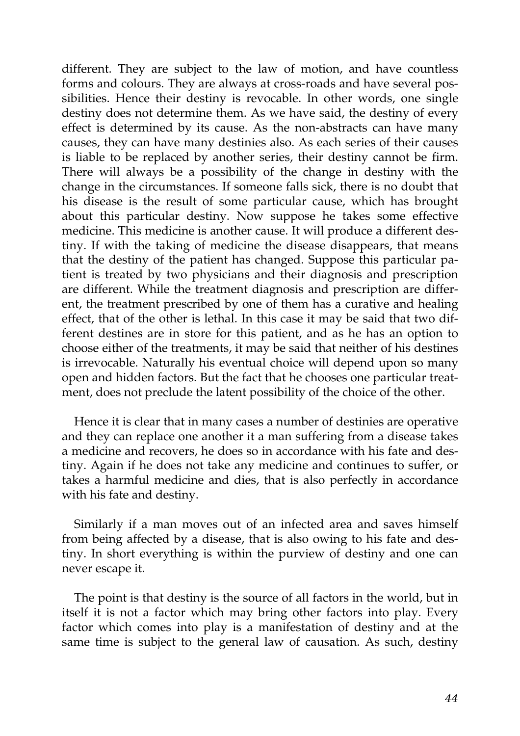different. They are subject to the law of motion, and have countless forms and colours. They are always at cross-roads and have several possibilities. Hence their destiny is revocable. In other words, one single destiny does not determine them. As we have said, the destiny of every effect is determined by its cause. As the non-abstracts can have many causes, they can have many destinies also. As each series of their causes is liable to be replaced by another series, their destiny cannot be firm. There will always be a possibility of the change in destiny with the change in the circumstances. If someone falls sick, there is no doubt that his disease is the result of some particular cause, which has brought about this particular destiny. Now suppose he takes some effective medicine. This medicine is another cause. It will produce a different destiny. If with the taking of medicine the disease disappears, that means that the destiny of the patient has changed. Suppose this particular patient is treated by two physicians and their diagnosis and prescription are different. While the treatment diagnosis and prescription are different, the treatment prescribed by one of them has a curative and healing effect, that of the other is lethal. In this case it may be said that two different destines are in store for this patient, and as he has an option to choose either of the treatments, it may be said that neither of his destines is irrevocable. Naturally his eventual choice will depend upon so many open and hidden factors. But the fact that he chooses one particular treatment, does not preclude the latent possibility of the choice of the other.

Hence it is clear that in many cases a number of destinies are operative and they can replace one another it a man suffering from a disease takes a medicine and recovers, he does so in accordance with his fate and destiny. Again if he does not take any medicine and continues to suffer, or takes a harmful medicine and dies, that is also perfectly in accordance with his fate and destiny.

Similarly if a man moves out of an infected area and saves himself from being affected by a disease, that is also owing to his fate and destiny. In short everything is within the purview of destiny and one can never escape it.

The point is that destiny is the source of all factors in the world, but in itself it is not a factor which may bring other factors into play. Every factor which comes into play is a manifestation of destiny and at the same time is subject to the general law of causation. As such, destiny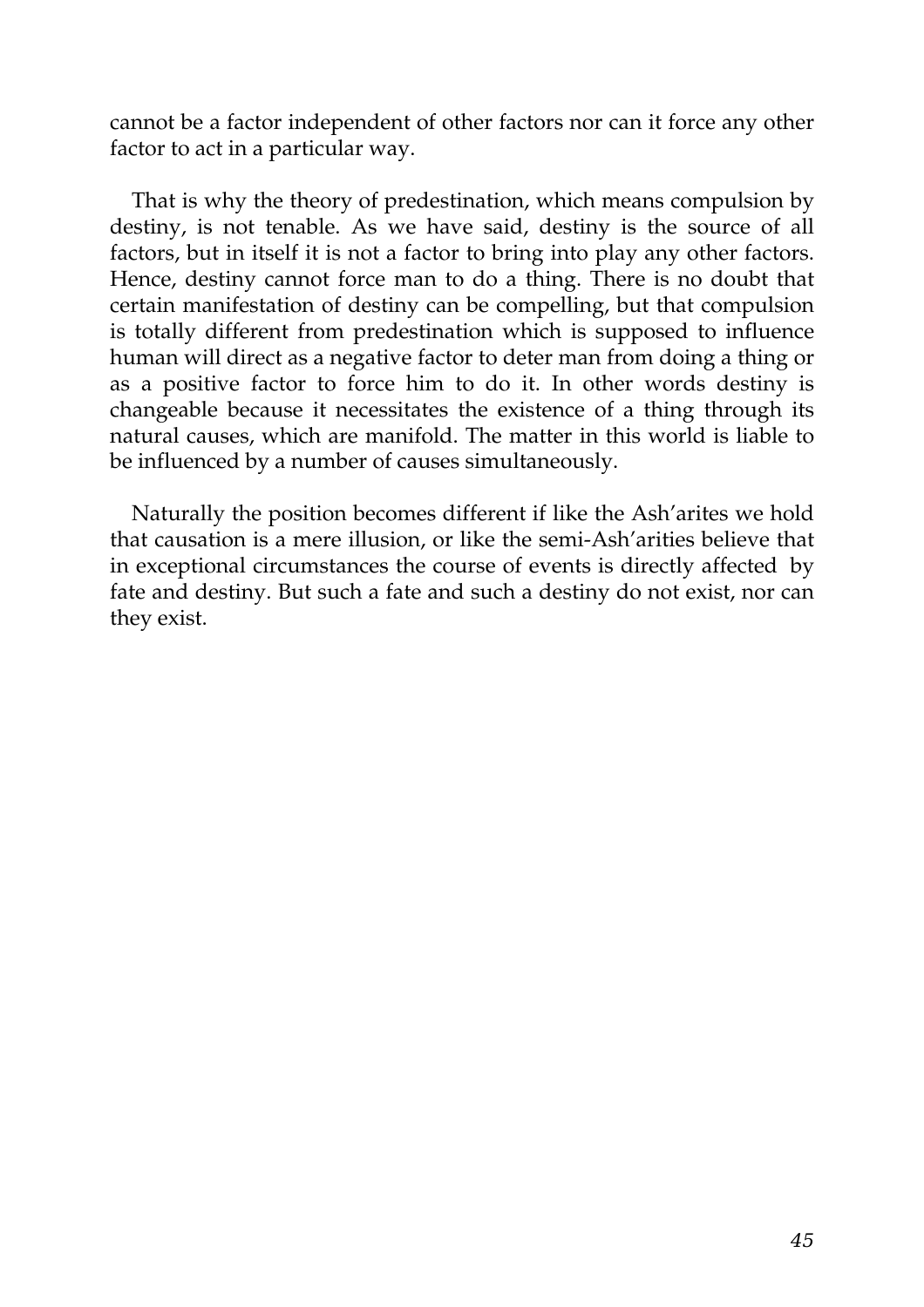cannot be a factor independent of other factors nor can it force any other factor to act in a particular way.

That is why the theory of predestination, which means compulsion by destiny, is not tenable. As we have said, destiny is the source of all factors, but in itself it is not a factor to bring into play any other factors. Hence, destiny cannot force man to do a thing. There is no doubt that certain manifestation of destiny can be compelling, but that compulsion is totally different from predestination which is supposed to influence human will direct as a negative factor to deter man from doing a thing or as a positive factor to force him to do it. In other words destiny is changeable because it necessitates the existence of a thing through its natural causes, which are manifold. The matter in this world is liable to be influenced by a number of causes simultaneously.

Naturally the position becomes different if like the Ash'arites we hold that causation is a mere illusion, or like the semi-Ash'arities believe that in exceptional circumstances the course of events is directly affected by fate and destiny. But such a fate and such a destiny do not exist, nor can they exist.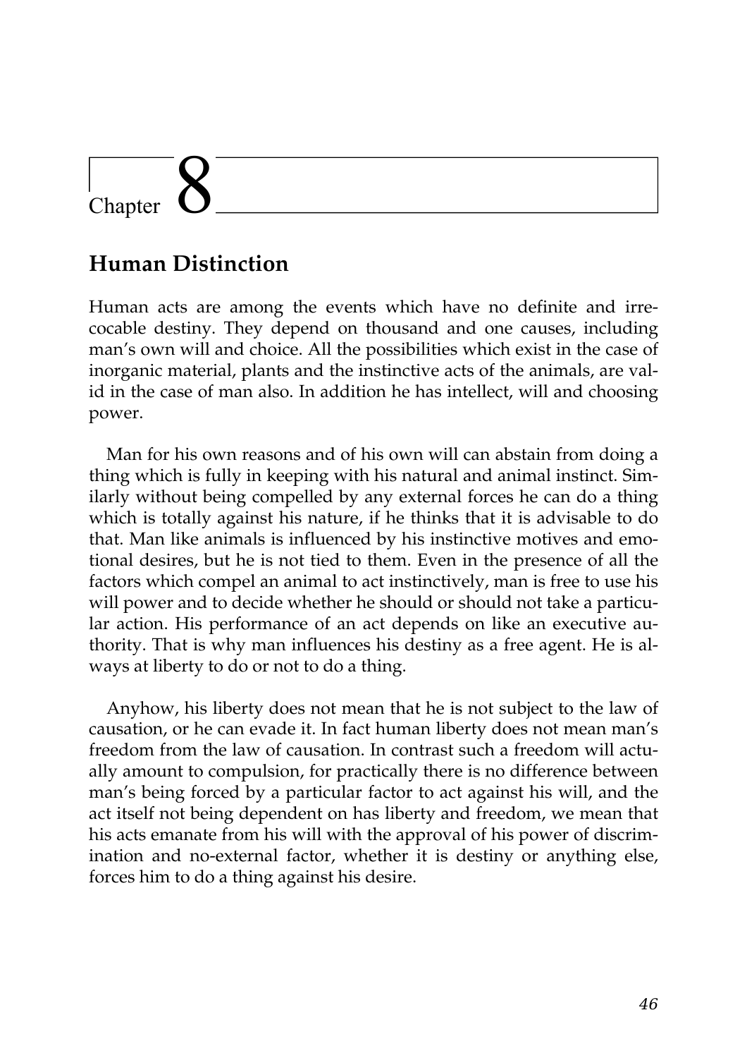# Chapter 8

## Human Distinction

Human acts are among the events which have no definite and irrecocable destiny. They depend on thousand and one causes, including man's own will and choice. All the possibilities which exist in the case of inorganic material, plants and the instinctive acts of the animals, are valid in the case of man also. In addition he has intellect, will and choosing power.

Man for his own reasons and of his own will can abstain from doing a thing which is fully in keeping with his natural and animal instinct. Similarly without being compelled by any external forces he can do a thing which is totally against his nature, if he thinks that it is advisable to do that. Man like animals is influenced by his instinctive motives and emotional desires, but he is not tied to them. Even in the presence of all the factors which compel an animal to act instinctively, man is free to use his will power and to decide whether he should or should not take a particular action. His performance of an act depends on like an executive authority. That is why man influences his destiny as a free agent. He is always at liberty to do or not to do a thing.

Anyhow, his liberty does not mean that he is not subject to the law of causation, or he can evade it. In fact human liberty does not mean man's freedom from the law of causation. In contrast such a freedom will actually amount to compulsion, for practically there is no difference between man's being forced by a particular factor to act against his will, and the act itself not being dependent on has liberty and freedom, we mean that his acts emanate from his will with the approval of his power of discrimination and no-external factor, whether it is destiny or anything else, forces him to do a thing against his desire.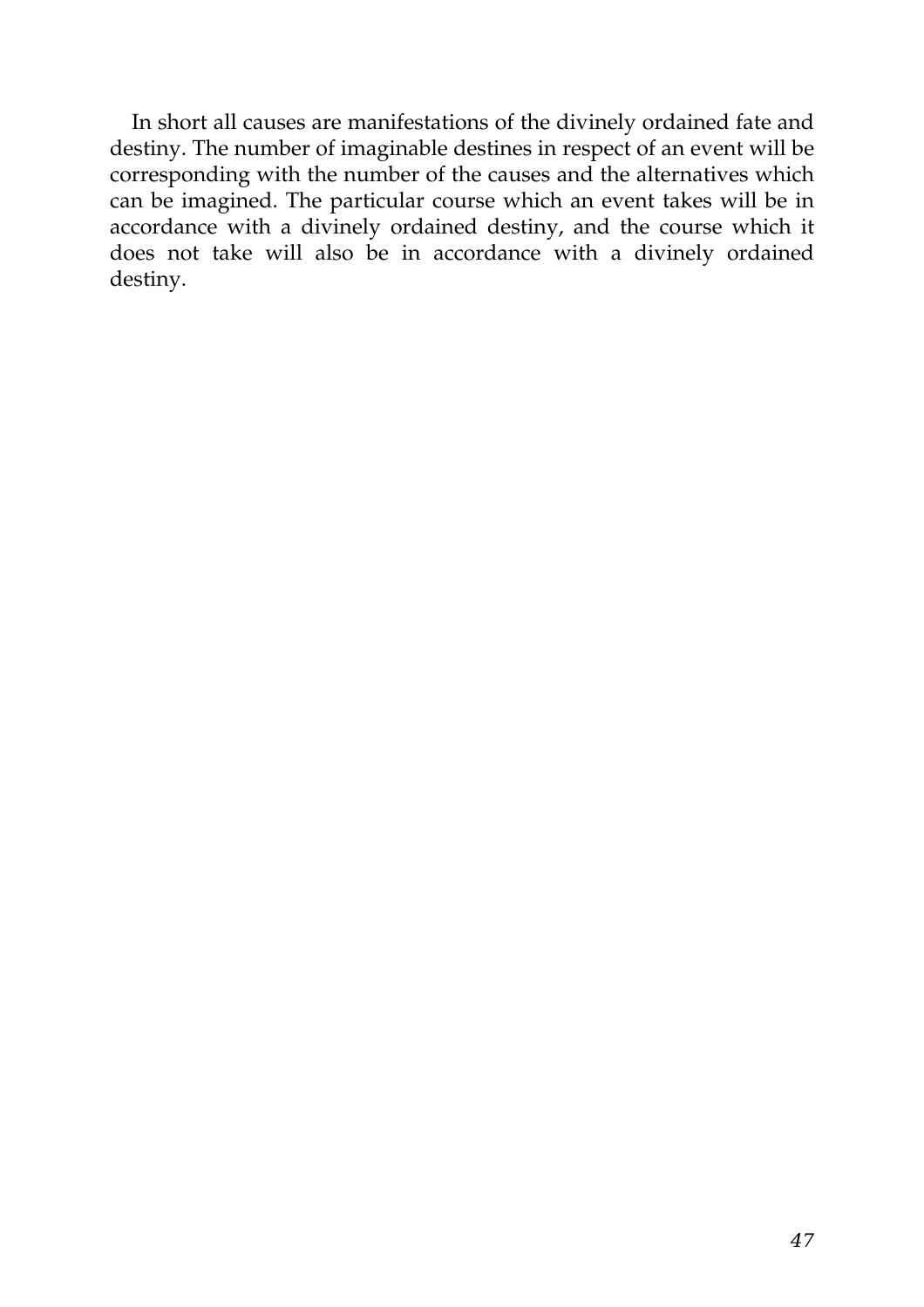In short all causes are manifestations of the divinely ordained fate and destiny. The number of imaginable destines in respect of an event will be corresponding with the number of the causes and the alternatives which can be imagined. The particular course which an event takes will be in accordance with a divinely ordained destiny, and the course which it does not take will also be in accordance with a divinely ordained destiny.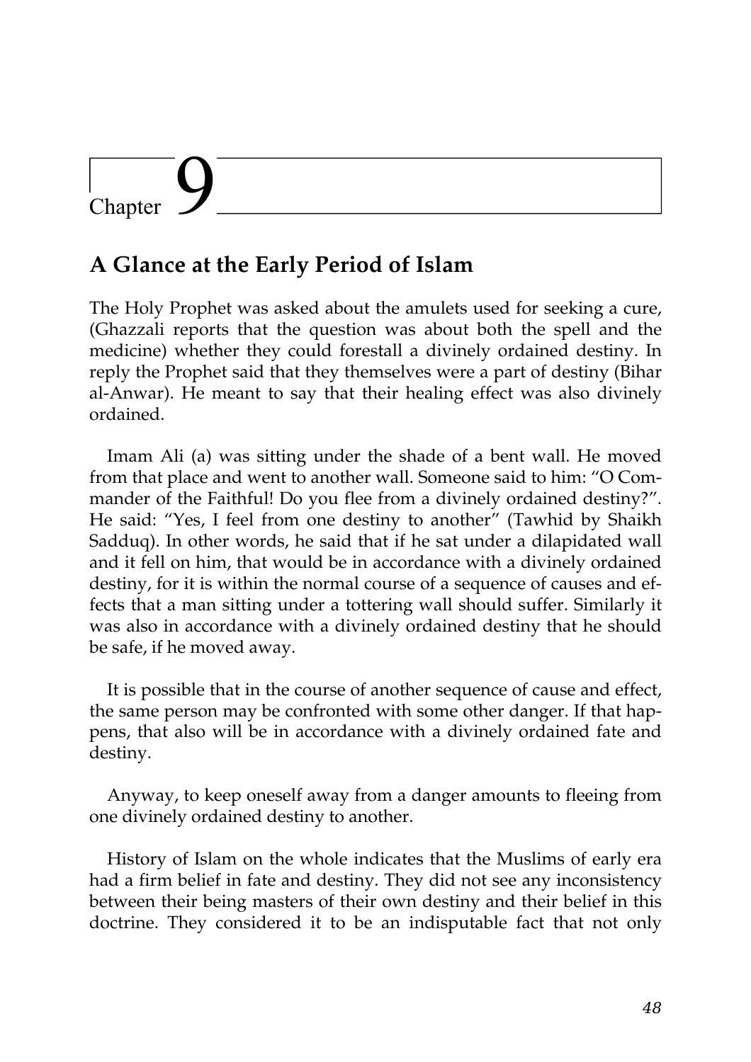# Chapter 9

## A Glance at the Early Period of Islam

The Holy Prophet was asked about the amulets used for seeking a cure, (Ghazzali reports that the question was about both the spell and the medicine) whether they could forestall a divinely ordained destiny. In reply the Prophet said that they themselves were a part of destiny (Bihar al-Anwar). He meant to say that their healing effect was also divinely ordained.

Imam Ali (a) was sitting under the shade of a bent wall. He moved from that place and went to another wall. Someone said to him: "O Commander of the Faithful! Do you flee from a divinely ordained destiny?". He said: "Yes, I feel from one destiny to another" (Tawhid by Shaikh Sadduq). In other words, he said that if he sat under a dilapidated wall and it fell on him, that would be in accordance with a divinely ordained destiny, for it is within the normal course of a sequence of causes and effects that a man sitting under a tottering wall should suffer. Similarly it was also in accordance with a divinely ordained destiny that he should be safe, if he moved away.

It is possible that in the course of another sequence of cause and effect, the same person may be confronted with some other danger. If that happens, that also will be in accordance with a divinely ordained fate and destiny.

Anyway, to keep oneself away from a danger amounts to fleeing from one divinely ordained destiny to another.

History of Islam on the whole indicates that the Muslims of early era had a firm belief in fate and destiny. They did not see any inconsistency between their being masters of their own destiny and their belief in this doctrine. They considered it to be an indisputable fact that not only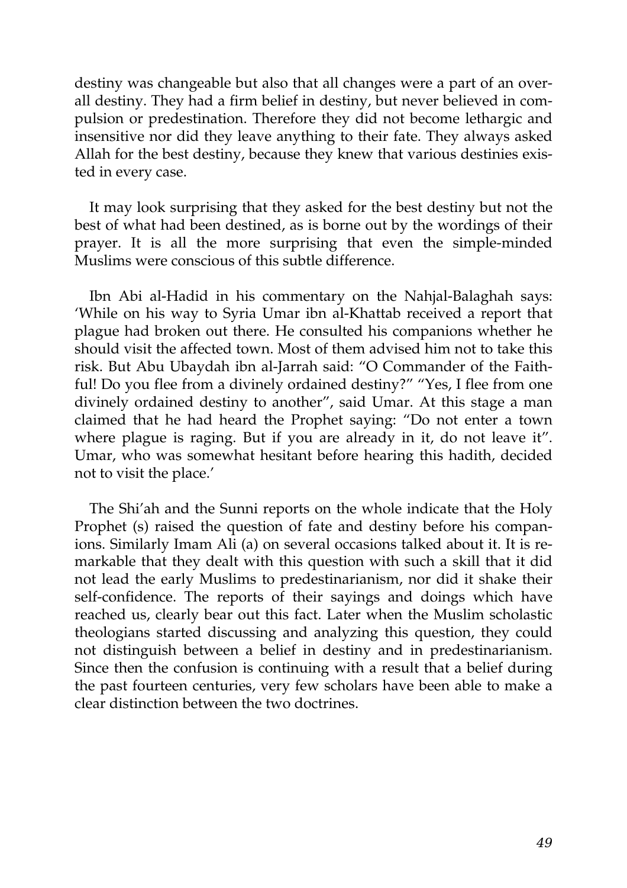destiny was changeable but also that all changes were a part of an overall destiny. They had a firm belief in destiny, but never believed in compulsion or predestination. Therefore they did not become lethargic and insensitive nor did they leave anything to their fate. They always asked Allah for the best destiny, because they knew that various destinies existed in every case.

It may look surprising that they asked for the best destiny but not the best of what had been destined, as is borne out by the wordings of their prayer. It is all the more surprising that even the simple-minded Muslims were conscious of this subtle difference.

Ibn Abi al-Hadid in his commentary on the Nahjal-Balaghah says: 'While on his way to Syria Umar ibn al-Khattab received a report that plague had broken out there. He consulted his companions whether he should visit the affected town. Most of them advised him not to take this risk. But Abu Ubaydah ibn al-Jarrah said: "O Commander of the Faithful! Do you flee from a divinely ordained destiny?" "Yes, I flee from one divinely ordained destiny to another", said Umar. At this stage a man claimed that he had heard the Prophet saying: "Do not enter a town where plague is raging. But if you are already in it, do not leave it". Umar, who was somewhat hesitant before hearing this hadith, decided not to visit the place.'

The Shi'ah and the Sunni reports on the whole indicate that the Holy Prophet (s) raised the question of fate and destiny before his companions. Similarly Imam Ali (a) on several occasions talked about it. It is remarkable that they dealt with this question with such a skill that it did not lead the early Muslims to predestinarianism, nor did it shake their self-confidence. The reports of their sayings and doings which have reached us, clearly bear out this fact. Later when the Muslim scholastic theologians started discussing and analyzing this question, they could not distinguish between a belief in destiny and in predestinarianism. Since then the confusion is continuing with a result that a belief during the past fourteen centuries, very few scholars have been able to make a clear distinction between the two doctrines.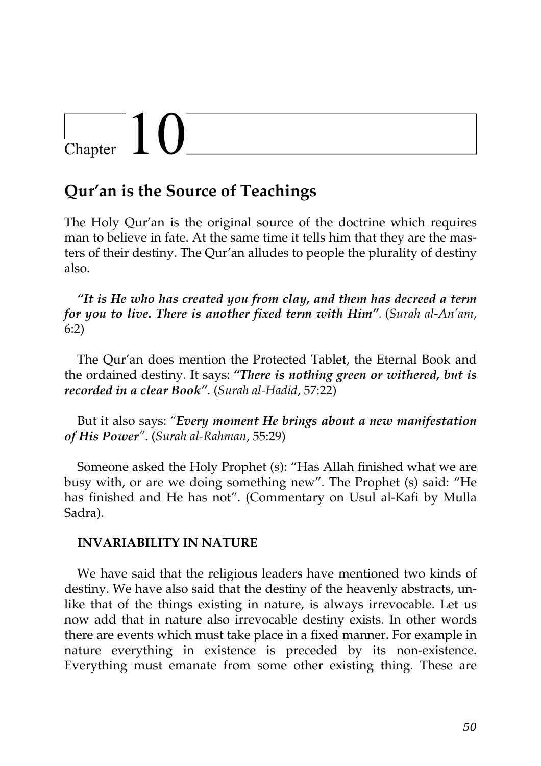# Chapter 10

## Qur'an is the Source of Teachings

The Holy Qur'an is the original source of the doctrine which requires man to believe in fate. At the same time it tells him that they are the masters of their destiny. The Qur'an alludes to people the plurality of destiny also.

***"It is He who has created you from clay, and them has decreed a term for you to live. There is another fixed term with Him"***. (*Surah al-An'am*, 6:2)

The Qur'an does mention the Protected Tablet, the Eternal Book and the ordained destiny. It says: ***"There is nothing green or withered, but is recorded in a clear Book"***. (*Surah al-Hadid*, 57:22)

But it also says: *"**Every moment He brings about a new manifestation of His Power**"*. (*Surah al-Rahman*, 55:29)

Someone asked the Holy Prophet (s): "Has Allah finished what we are busy with, or are we doing something new". The Prophet (s) said: "He has finished and He has not". (Commentary on Usul al-Kafi by Mulla Sadra).

### INVARIABILITY IN NATURE

We have said that the religious leaders have mentioned two kinds of destiny. We have also said that the destiny of the heavenly abstracts, unlike that of the things existing in nature, is always irrevocable. Let us now add that in nature also irrevocable destiny exists. In other words there are events which must take place in a fixed manner. For example in nature everything in existence is preceded by its non-existence. Everything must emanate from some other existing thing. These are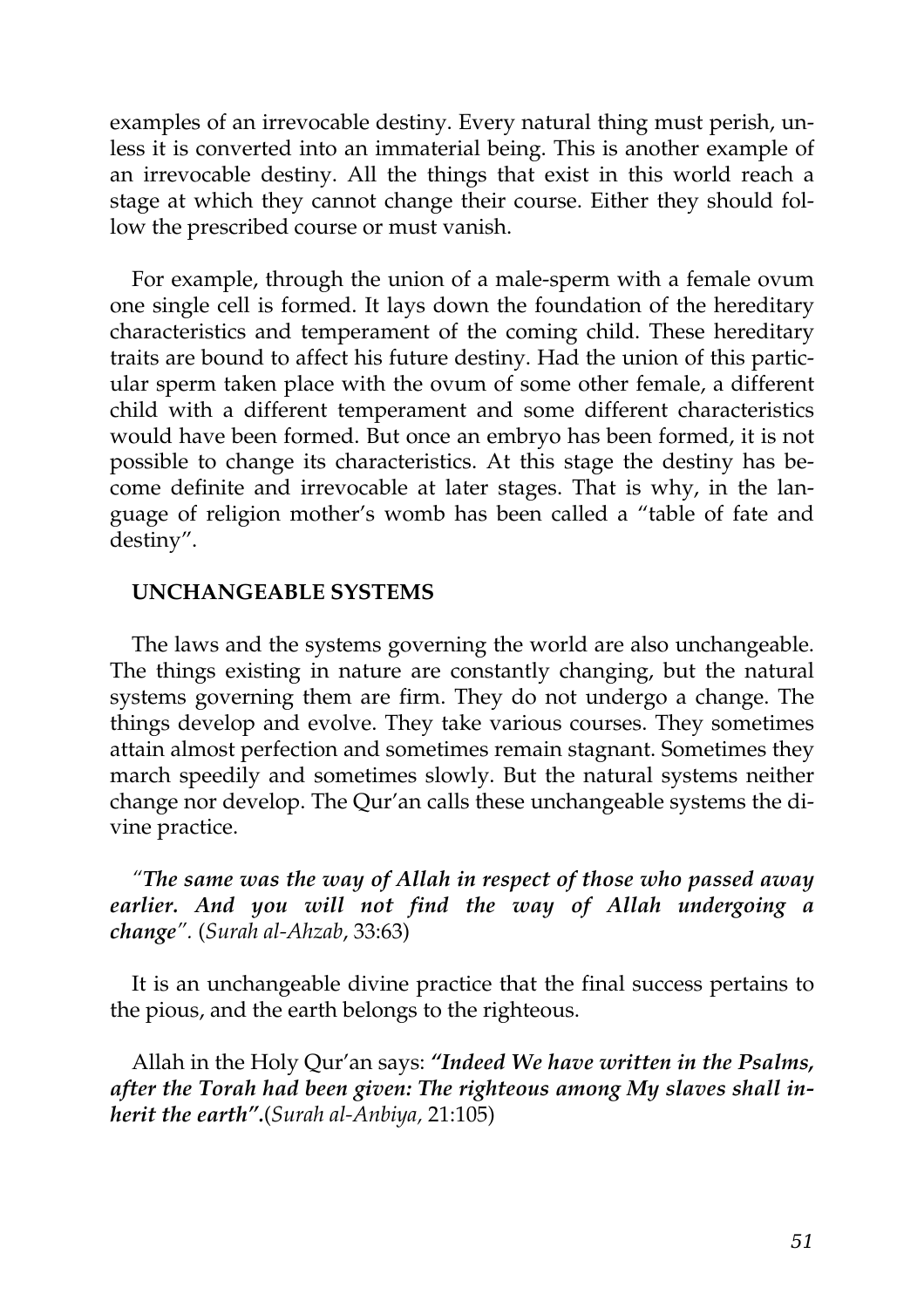examples of an irrevocable destiny. Every natural thing must perish, unless it is converted into an immaterial being. This is another example of an irrevocable destiny. All the things that exist in this world reach a stage at which they cannot change their course. Either they should follow the prescribed course or must vanish.

For example, through the union of a male-sperm with a female ovum one single cell is formed. It lays down the foundation of the hereditary characteristics and temperament of the coming child. These hereditary traits are bound to affect his future destiny. Had the union of this particular sperm taken place with the ovum of some other female, a different child with a different temperament and some different characteristics would have been formed. But once an embryo has been formed, it is not possible to change its characteristics. At this stage the destiny has become definite and irrevocable at later stages. That is why, in the language of religion mother's womb has been called a "table of fate and destiny".

## UNCHANGEABLE SYSTEMS

The laws and the systems governing the world are also unchangeable. The things existing in nature are constantly changing, but the natural systems governing them are firm. They do not undergo a change. The things develop and evolve. They take various courses. They sometimes attain almost perfection and sometimes remain stagnant. Sometimes they march speedily and sometimes slowly. But the natural systems neither change nor develop. The Qur'an calls these unchangeable systems the divine practice.

*"**The same was the way of Allah in respect of those who passed away earlier. And you will not find the way of Allah undergoing a change**".* (*Surah al-Ahzab*, 33:63)

It is an unchangeable divine practice that the final success pertains to the pious, and the earth belongs to the righteous.

Allah in the Holy Qur'an says: ***"Indeed We have written in the Psalms, after the Torah had been given: The righteous among My slaves shall inherit the earth".***(*Surah al-Anbiya,* 21:105)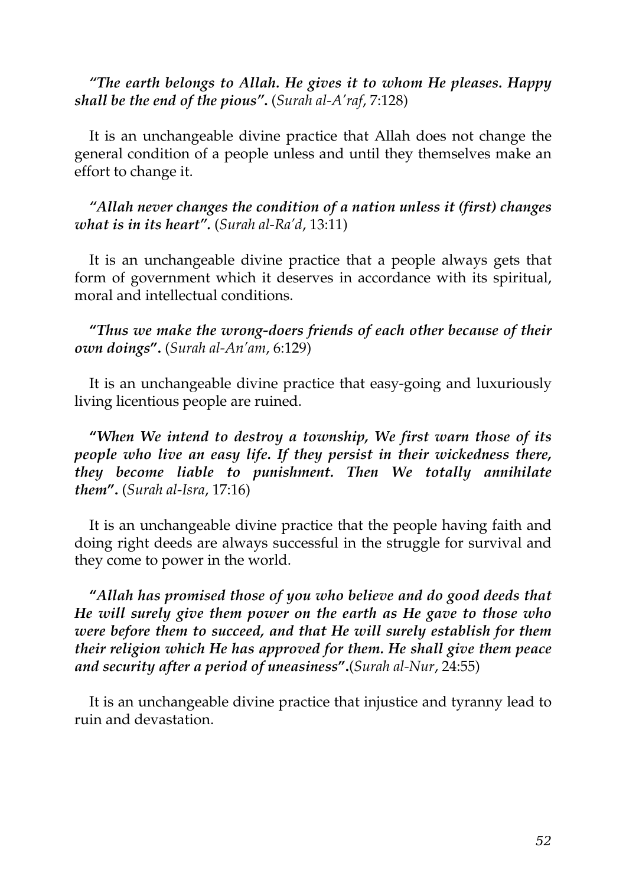*"The earth belongs to Allah. He gives it to whom He pleases. Happy shall be the end of the pious"***.** (*Surah al-A'raf*, 7:128)

It is an unchangeable divine practice that Allah does not change the general condition of a people unless and until they themselves make an effort to change it.

*"Allah never changes the condition of a nation unless it (first) changes what is in its heart"***.** (*Surah al-Ra'd*, 13:11)

It is an unchangeable divine practice that a people always gets that form of government which it deserves in accordance with its spiritual, moral and intellectual conditions.

**"*Thus we make the wrong-doers friends of each other because of their own doings*".** (*Surah al-An'am*, 6:129)

It is an unchangeable divine practice that easy-going and luxuriously living licentious people are ruined.

**"*When We intend to destroy a township, We first warn those of its people who live an easy life. If they persist in their wickedness there, they become liable to punishment. Then We totally annihilate them*".** (*Surah al-Isra*, 17:16)

It is an unchangeable divine practice that the people having faith and doing right deeds are always successful in the struggle for survival and they come to power in the world.

**"*Allah has promised those of you who believe and do good deeds that He will surely give them power on the earth as He gave to those who were before them to succeed, and that He will surely establish for them their religion which He has approved for them. He shall give them peace and security after a period of uneasiness*".**(*Surah al-Nur*, 24:55)

It is an unchangeable divine practice that injustice and tyranny lead to ruin and devastation.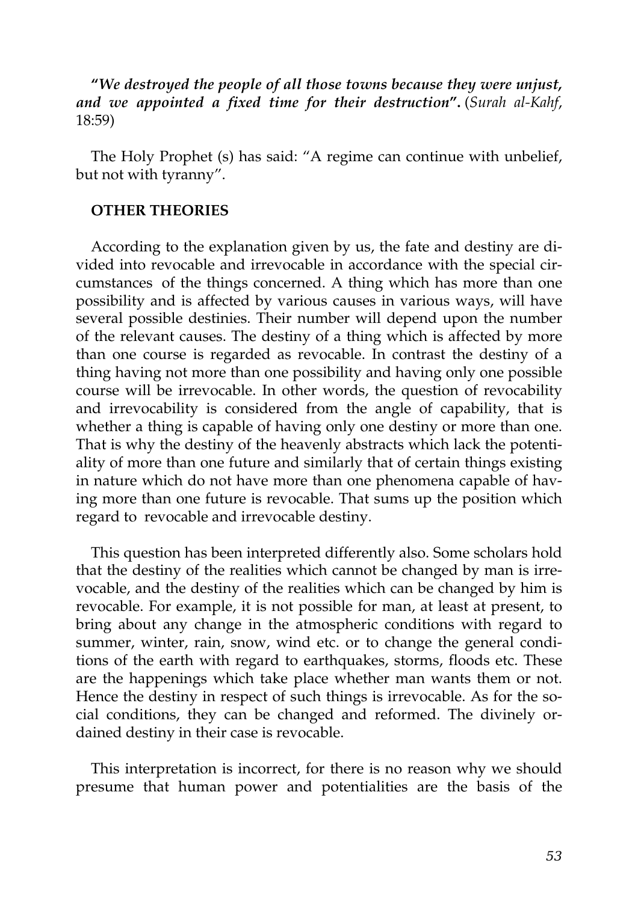***"We destroyed the people of all those towns because they were unjust, and we appointed a fixed time for their destruction".*** (*Surah al-Kahf*, 18:59)

The Holy Prophet (s) has said: "A regime can continue with unbelief, but not with tyranny".

### OTHER THEORIES

According to the explanation given by us, the fate and destiny are divided into revocable and irrevocable in accordance with the special circumstances of the things concerned. A thing which has more than one possibility and is affected by various causes in various ways, will have several possible destinies. Their number will depend upon the number of the relevant causes. The destiny of a thing which is affected by more than one course is regarded as revocable. In contrast the destiny of a thing having not more than one possibility and having only one possible course will be irrevocable. In other words, the question of revocability and irrevocability is considered from the angle of capability, that is whether a thing is capable of having only one destiny or more than one. That is why the destiny of the heavenly abstracts which lack the potentiality of more than one future and similarly that of certain things existing in nature which do not have more than one phenomena capable of having more than one future is revocable. That sums up the position which regard to revocable and irrevocable destiny.

This question has been interpreted differently also. Some scholars hold that the destiny of the realities which cannot be changed by man is irrevocable, and the destiny of the realities which can be changed by him is revocable. For example, it is not possible for man, at least at present, to bring about any change in the atmospheric conditions with regard to summer, winter, rain, snow, wind etc. or to change the general conditions of the earth with regard to earthquakes, storms, floods etc. These are the happenings which take place whether man wants them or not. Hence the destiny in respect of such things is irrevocable. As for the social conditions, they can be changed and reformed. The divinely ordained destiny in their case is revocable.

This interpretation is incorrect, for there is no reason why we should presume that human power and potentialities are the basis of the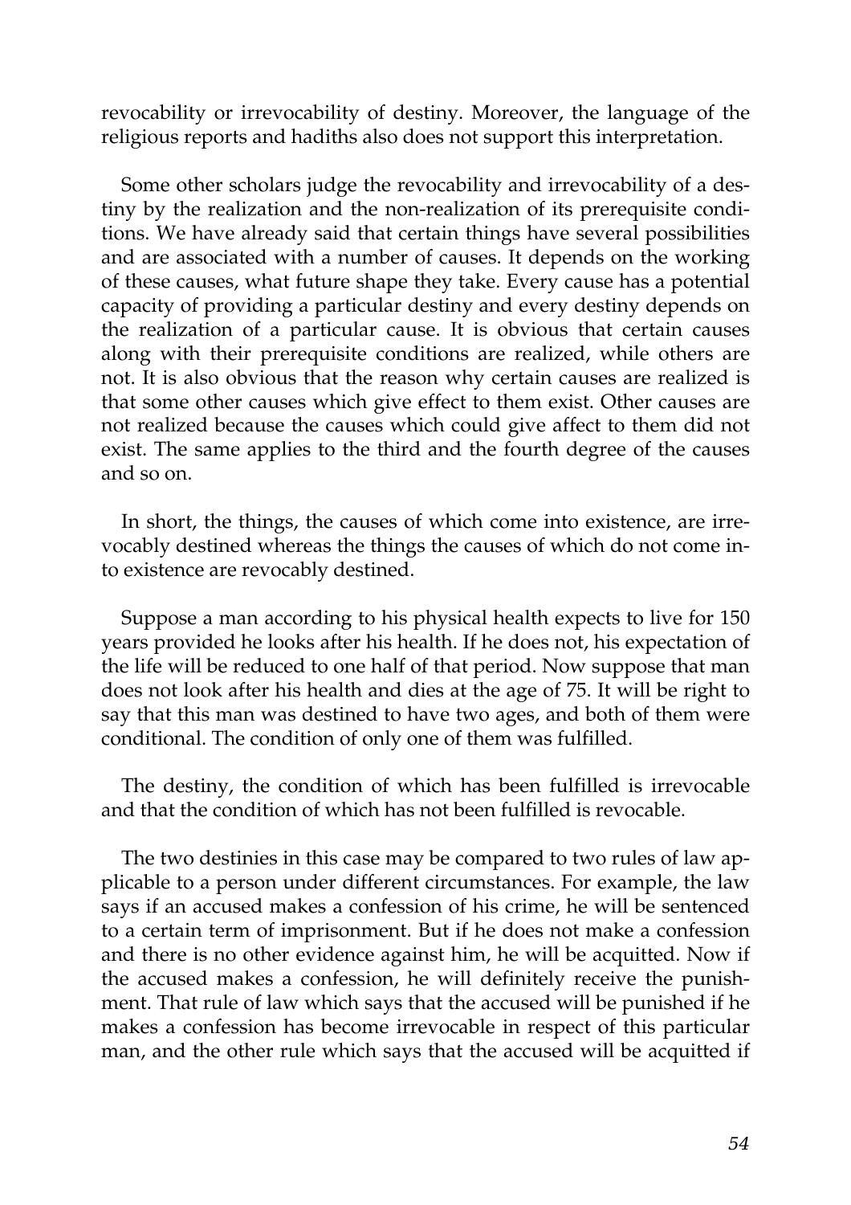revocability or irrevocability of destiny. Moreover, the language of the religious reports and hadiths also does not support this interpretation.

Some other scholars judge the revocability and irrevocability of a destiny by the realization and the non-realization of its prerequisite conditions. We have already said that certain things have several possibilities and are associated with a number of causes. It depends on the working of these causes, what future shape they take. Every cause has a potential capacity of providing a particular destiny and every destiny depends on the realization of a particular cause. It is obvious that certain causes along with their prerequisite conditions are realized, while others are not. It is also obvious that the reason why certain causes are realized is that some other causes which give effect to them exist. Other causes are not realized because the causes which could give affect to them did not exist. The same applies to the third and the fourth degree of the causes and so on.

In short, the things, the causes of which come into existence, are irrevocably destined whereas the things the causes of which do not come into existence are revocably destined.

Suppose a man according to his physical health expects to live for 150 years provided he looks after his health. If he does not, his expectation of the life will be reduced to one half of that period. Now suppose that man does not look after his health and dies at the age of 75. It will be right to say that this man was destined to have two ages, and both of them were conditional. The condition of only one of them was fulfilled.

The destiny, the condition of which has been fulfilled is irrevocable and that the condition of which has not been fulfilled is revocable.

The two destinies in this case may be compared to two rules of law applicable to a person under different circumstances. For example, the law says if an accused makes a confession of his crime, he will be sentenced to a certain term of imprisonment. But if he does not make a confession and there is no other evidence against him, he will be acquitted. Now if the accused makes a confession, he will definitely receive the punishment. That rule of law which says that the accused will be punished if he makes a confession has become irrevocable in respect of this particular man, and the other rule which says that the accused will be acquitted if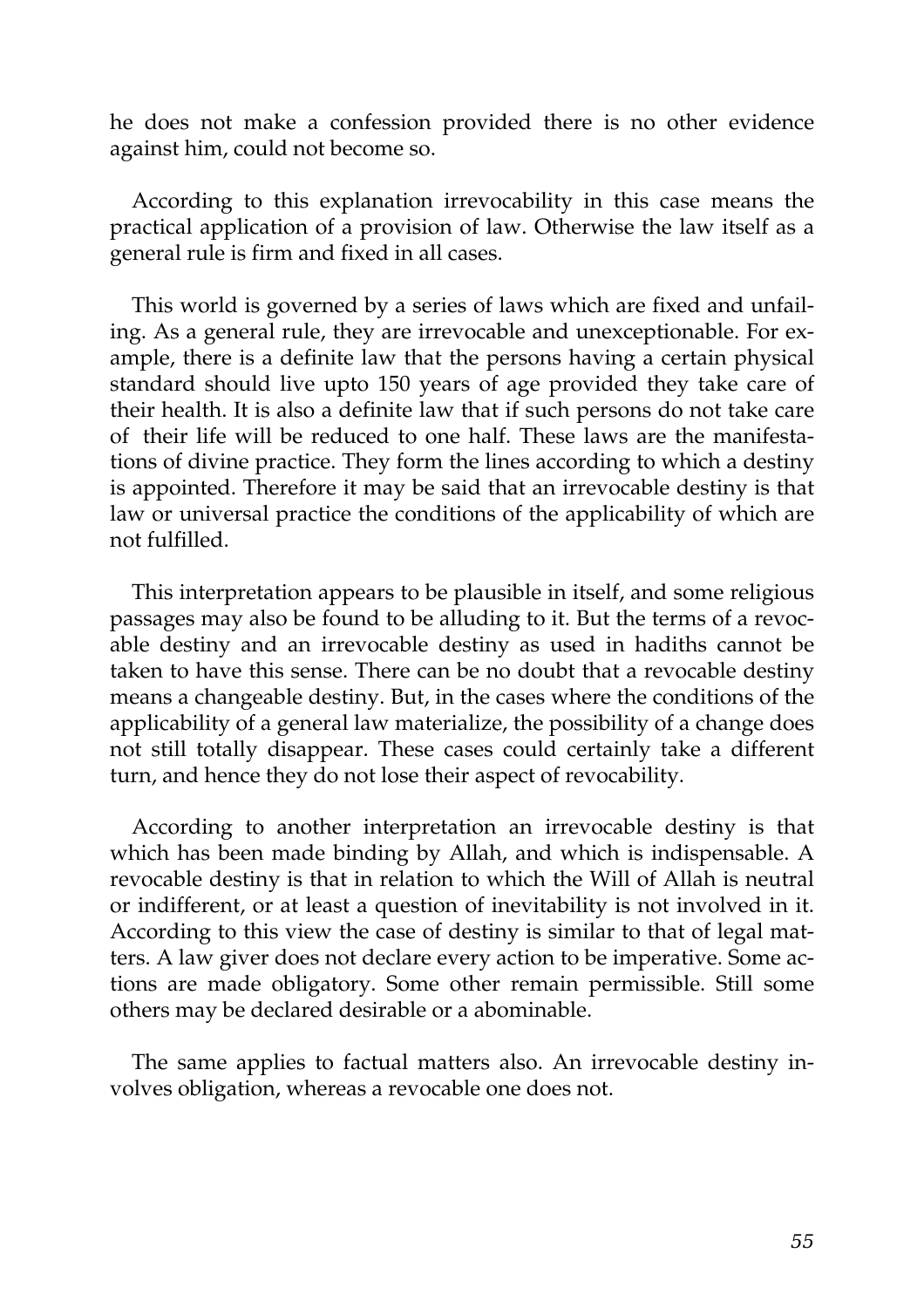he does not make a confession provided there is no other evidence against him, could not become so.

According to this explanation irrevocability in this case means the practical application of a provision of law. Otherwise the law itself as a general rule is firm and fixed in all cases.

This world is governed by a series of laws which are fixed and unfailing. As a general rule, they are irrevocable and unexceptionable. For example, there is a definite law that the persons having a certain physical standard should live upto 150 years of age provided they take care of their health. It is also a definite law that if such persons do not take care of their life will be reduced to one half. These laws are the manifestations of divine practice. They form the lines according to which a destiny is appointed. Therefore it may be said that an irrevocable destiny is that law or universal practice the conditions of the applicability of which are not fulfilled.

This interpretation appears to be plausible in itself, and some religious passages may also be found to be alluding to it. But the terms of a revocable destiny and an irrevocable destiny as used in hadiths cannot be taken to have this sense. There can be no doubt that a revocable destiny means a changeable destiny. But, in the cases where the conditions of the applicability of a general law materialize, the possibility of a change does not still totally disappear. These cases could certainly take a different turn, and hence they do not lose their aspect of revocability.

According to another interpretation an irrevocable destiny is that which has been made binding by Allah, and which is indispensable. A revocable destiny is that in relation to which the Will of Allah is neutral or indifferent, or at least a question of inevitability is not involved in it. According to this view the case of destiny is similar to that of legal matters. A law giver does not declare every action to be imperative. Some actions are made obligatory. Some other remain permissible. Still some others may be declared desirable or a abominable.

The same applies to factual matters also. An irrevocable destiny involves obligation, whereas a revocable one does not.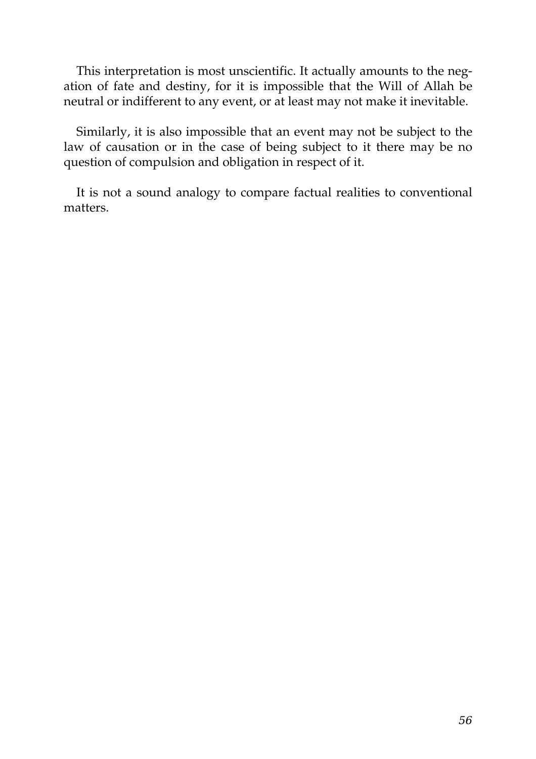This interpretation is most unscientific. It actually amounts to the negation of fate and destiny, for it is impossible that the Will of Allah be neutral or indifferent to any event, or at least may not make it inevitable.

Similarly, it is also impossible that an event may not be subject to the law of causation or in the case of being subject to it there may be no question of compulsion and obligation in respect of it.

It is not a sound analogy to compare factual realities to conventional matters.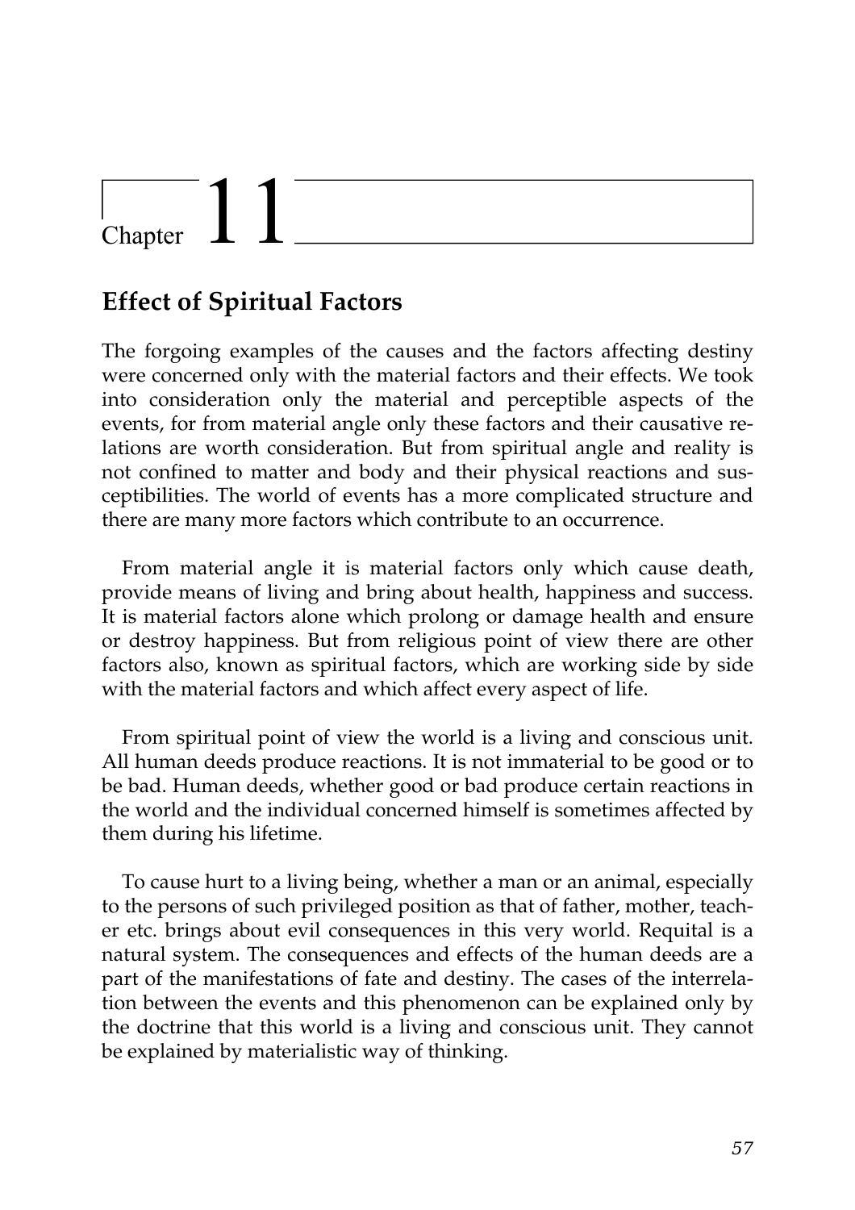# Chapter 11

## Effect of Spiritual Factors

The forgoing examples of the causes and the factors affecting destiny were concerned only with the material factors and their effects. We took into consideration only the material and perceptible aspects of the events, for from material angle only these factors and their causative relations are worth consideration. But from spiritual angle and reality is not confined to matter and body and their physical reactions and susceptibilities. The world of events has a more complicated structure and there are many more factors which contribute to an occurrence.

From material angle it is material factors only which cause death, provide means of living and bring about health, happiness and success. It is material factors alone which prolong or damage health and ensure or destroy happiness. But from religious point of view there are other factors also, known as spiritual factors, which are working side by side with the material factors and which affect every aspect of life.

From spiritual point of view the world is a living and conscious unit. All human deeds produce reactions. It is not immaterial to be good or to be bad. Human deeds, whether good or bad produce certain reactions in the world and the individual concerned himself is sometimes affected by them during his lifetime.

To cause hurt to a living being, whether a man or an animal, especially to the persons of such privileged position as that of father, mother, teacher etc. brings about evil consequences in this very world. Requital is a natural system. The consequences and effects of the human deeds are a part of the manifestations of fate and destiny. The cases of the interrelation between the events and this phenomenon can be explained only by the doctrine that this world is a living and conscious unit. They cannot be explained by materialistic way of thinking.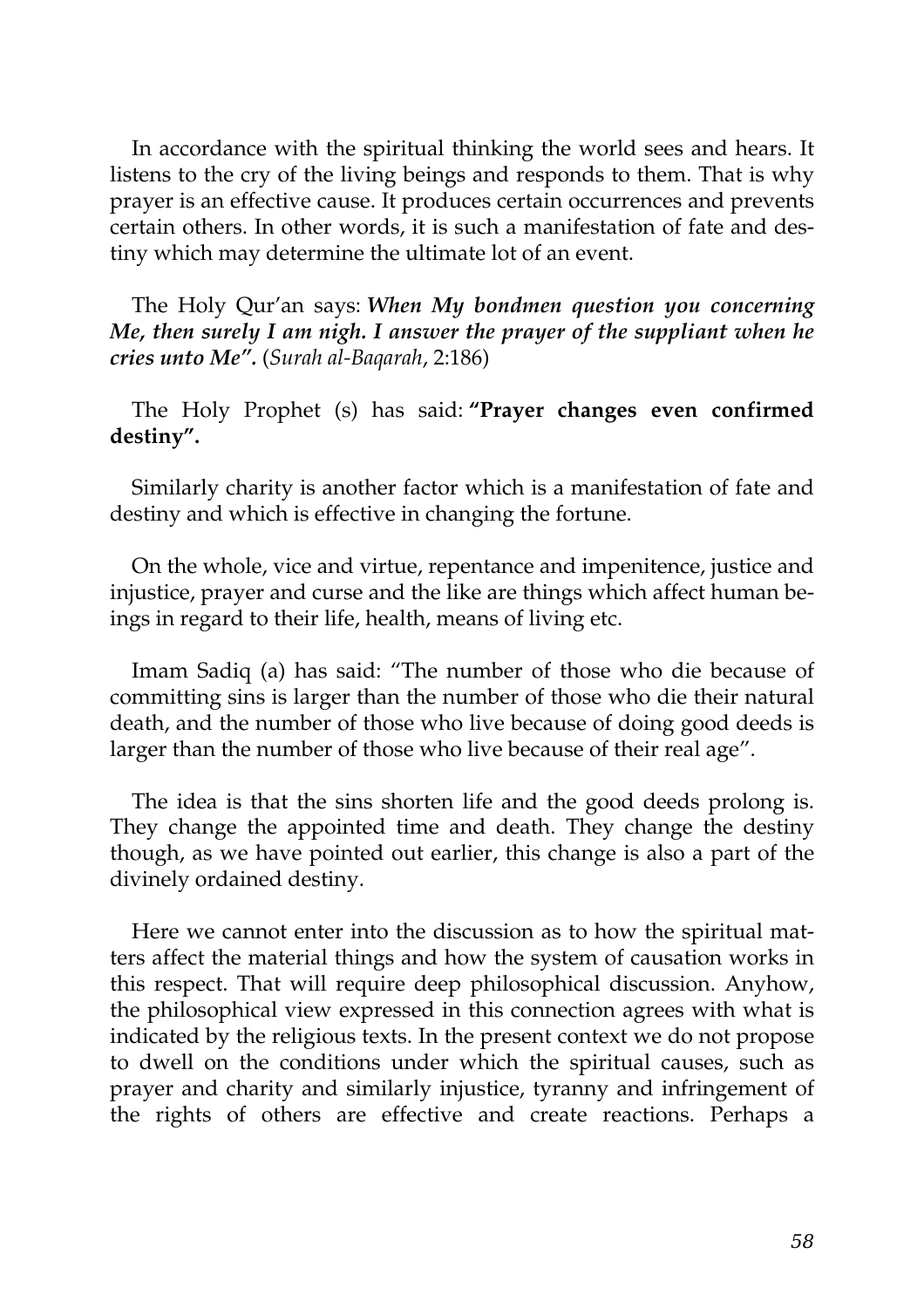In accordance with the spiritual thinking the world sees and hears. It listens to the cry of the living beings and responds to them. That is why prayer is an effective cause. It produces certain occurrences and prevents certain others. In other words, it is such a manifestation of fate and destiny which may determine the ultimate lot of an event.

The Holy Qur'an says: ***When My bondmen question you concerning Me, then surely I am nigh. I answer the prayer of the suppliant when he cries unto Me".*** (*Surah al-Baqarah*, 2:186)

The Holy Prophet (s) has said: **"Prayer changes even confirmed destiny".**

Similarly charity is another factor which is a manifestation of fate and destiny and which is effective in changing the fortune.

On the whole, vice and virtue, repentance and impenitence, justice and injustice, prayer and curse and the like are things which affect human beings in regard to their life, health, means of living etc.

Imam Sadiq (a) has said: "The number of those who die because of committing sins is larger than the number of those who die their natural death, and the number of those who live because of doing good deeds is larger than the number of those who live because of their real age".

The idea is that the sins shorten life and the good deeds prolong is. They change the appointed time and death. They change the destiny though, as we have pointed out earlier, this change is also a part of the divinely ordained destiny.

Here we cannot enter into the discussion as to how the spiritual matters affect the material things and how the system of causation works in this respect. That will require deep philosophical discussion. Anyhow, the philosophical view expressed in this connection agrees with what is indicated by the religious texts. In the present context we do not propose to dwell on the conditions under which the spiritual causes, such as prayer and charity and similarly injustice, tyranny and infringement of the rights of others are effective and create reactions. Perhaps a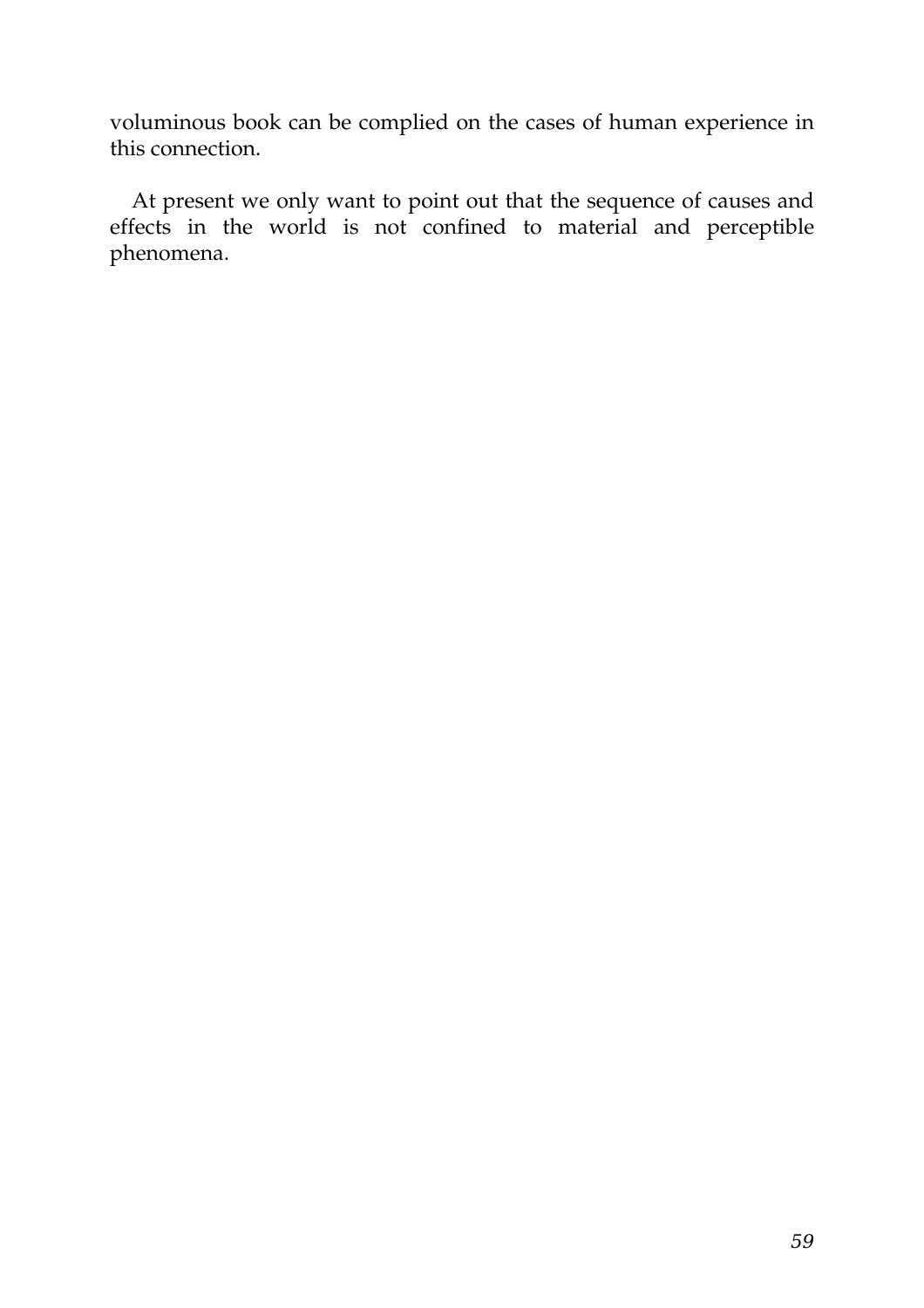voluminous book can be complied on the cases of human experience in this connection.

At present we only want to point out that the sequence of causes and effects in the world is not confined to material and perceptible phenomena.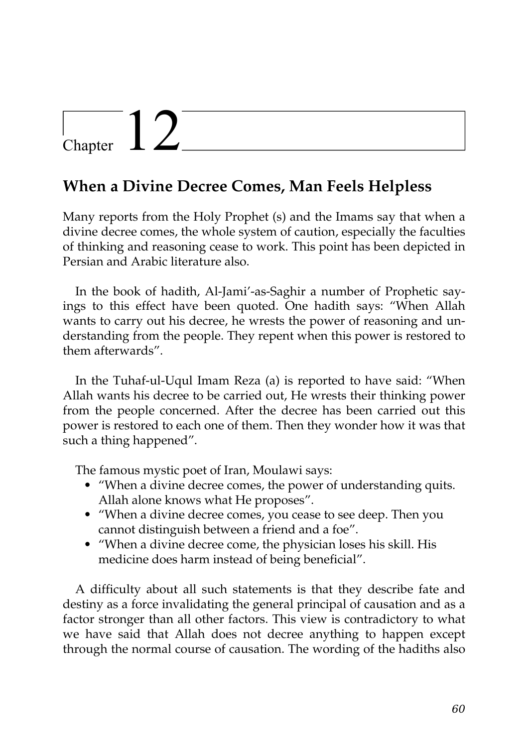# Chapter 12

## When a Divine Decree Comes, Man Feels Helpless

Many reports from the Holy Prophet (s) and the Imams say that when a divine decree comes, the whole system of caution, especially the faculties of thinking and reasoning cease to work. This point has been depicted in Persian and Arabic literature also.

In the book of hadith, Al-Jami'-as-Saghir a number of Prophetic sayings to this effect have been quoted. One hadith says: "When Allah wants to carry out his decree, he wrests the power of reasoning and understanding from the people. They repent when this power is restored to them afterwards".

In the Tuhaf-ul-Uqul Imam Reza (a) is reported to have said: "When Allah wants his decree to be carried out, He wrests their thinking power from the people concerned. After the decree has been carried out this power is restored to each one of them. Then they wonder how it was that such a thing happened".

The famous mystic poet of Iran, Moulawi says:

- "When a divine decree comes, the power of understanding quits. Allah alone knows what He proposes".
- "When a divine decree comes, you cease to see deep. Then you cannot distinguish between a friend and a foe".
- "When a divine decree come, the physician loses his skill. His medicine does harm instead of being beneficial".

A difficulty about all such statements is that they describe fate and destiny as a force invalidating the general principal of causation and as a factor stronger than all other factors. This view is contradictory to what we have said that Allah does not decree anything to happen except through the normal course of causation. The wording of the hadiths also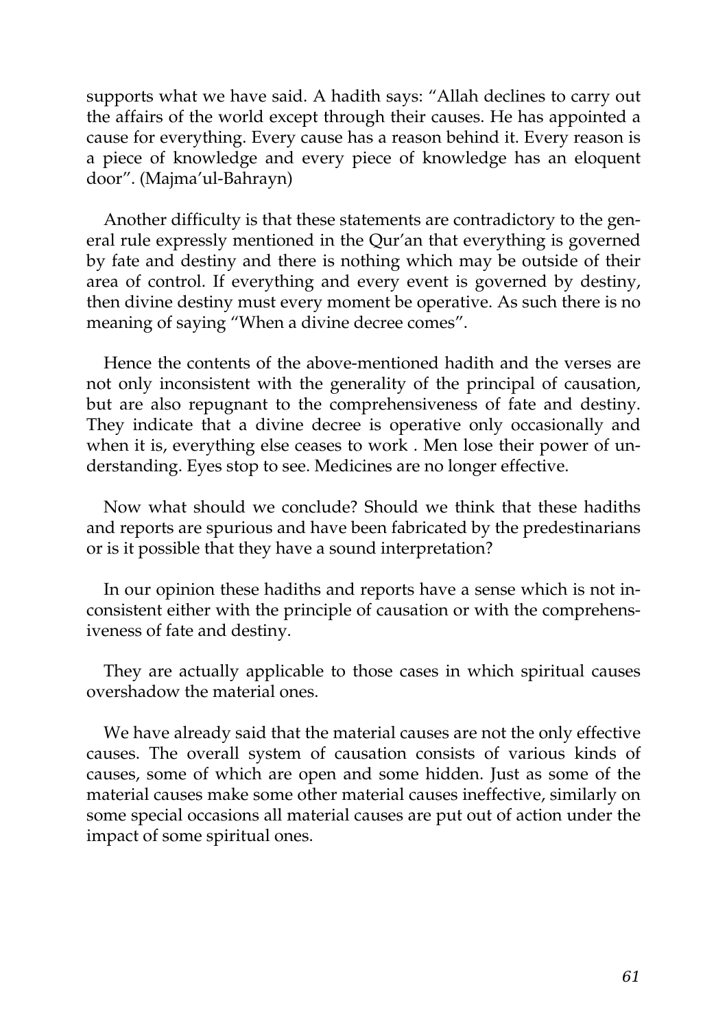supports what we have said. A hadith says: "Allah declines to carry out the affairs of the world except through their causes. He has appointed a cause for everything. Every cause has a reason behind it. Every reason is a piece of knowledge and every piece of knowledge has an eloquent door". (Majma'ul-Bahrayn)

Another difficulty is that these statements are contradictory to the general rule expressly mentioned in the Qur'an that everything is governed by fate and destiny and there is nothing which may be outside of their area of control. If everything and every event is governed by destiny, then divine destiny must every moment be operative. As such there is no meaning of saying "When a divine decree comes".

Hence the contents of the above-mentioned hadith and the verses are not only inconsistent with the generality of the principal of causation, but are also repugnant to the comprehensiveness of fate and destiny. They indicate that a divine decree is operative only occasionally and when it is, everything else ceases to work . Men lose their power of understanding. Eyes stop to see. Medicines are no longer effective.

Now what should we conclude? Should we think that these hadiths and reports are spurious and have been fabricated by the predestinarians or is it possible that they have a sound interpretation?

In our opinion these hadiths and reports have a sense which is not inconsistent either with the principle of causation or with the comprehensiveness of fate and destiny.

They are actually applicable to those cases in which spiritual causes overshadow the material ones.

We have already said that the material causes are not the only effective causes. The overall system of causation consists of various kinds of causes, some of which are open and some hidden. Just as some of the material causes make some other material causes ineffective, similarly on some special occasions all material causes are put out of action under the impact of some spiritual ones.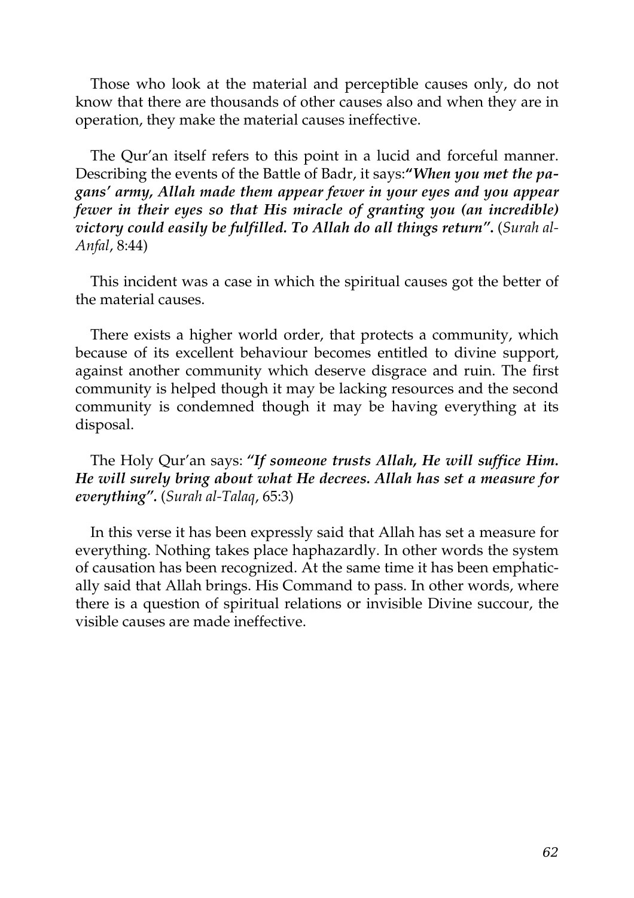Those who look at the material and perceptible causes only, do not know that there are thousands of other causes also and when they are in operation, they make the material causes ineffective.

The Qur'an itself refers to this point in a lucid and forceful manner. Describing the events of the Battle of Badr, it says:***"When you met the pagans' army, Allah made them appear fewer in your eyes and you appear fewer in their eyes so that His miracle of granting you (an incredible) victory could easily be fulfilled. To Allah do all things return".*** (*Surah al-Anfal*, 8:44)

This incident was a case in which the spiritual causes got the better of the material causes.

There exists a higher world order, that protects a community, which because of its excellent behaviour becomes entitled to divine support, against another community which deserve disgrace and ruin. The first community is helped though it may be lacking resources and the second community is condemned though it may be having everything at its disposal.

The Holy Qur'an says: ***"If someone trusts Allah, He will suffice Him. He will surely bring about what He decrees. Allah has set a measure for everything".*** (*Surah al-Talaq*, 65:3)

In this verse it has been expressly said that Allah has set a measure for everything. Nothing takes place haphazardly. In other words the system of causation has been recognized. At the same time it has been emphatically said that Allah brings. His Command to pass. In other words, where there is a question of spiritual relations or invisible Divine succour, the visible causes are made ineffective.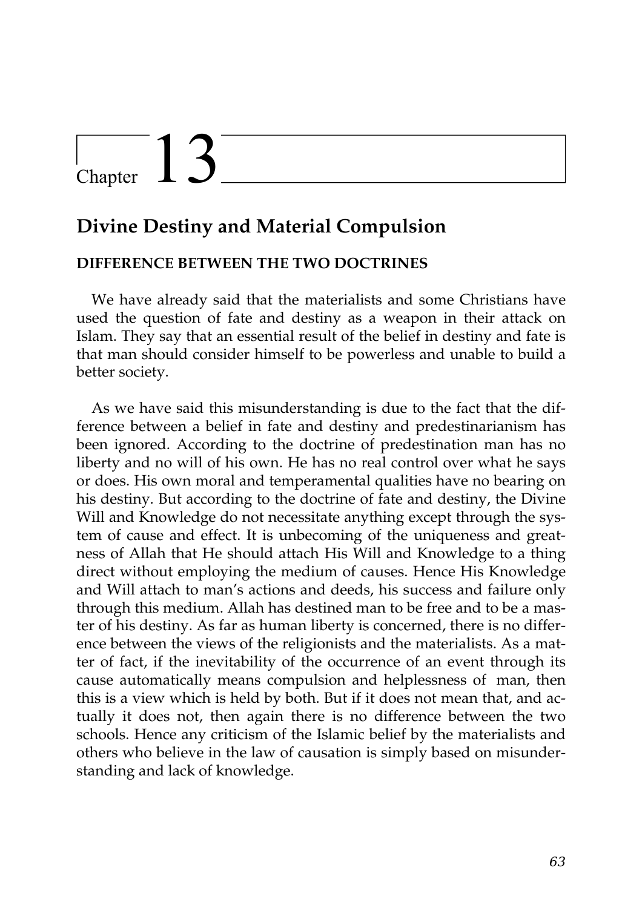# Chapter 13

## Divine Destiny and Material Compulsion

### DIFFERENCE BETWEEN THE TWO DOCTRINES

We have already said that the materialists and some Christians have used the question of fate and destiny as a weapon in their attack on Islam. They say that an essential result of the belief in destiny and fate is that man should consider himself to be powerless and unable to build a better society.

As we have said this misunderstanding is due to the fact that the difference between a belief in fate and destiny and predestinarianism has been ignored. According to the doctrine of predestination man has no liberty and no will of his own. He has no real control over what he says or does. His own moral and temperamental qualities have no bearing on his destiny. But according to the doctrine of fate and destiny, the Divine Will and Knowledge do not necessitate anything except through the system of cause and effect. It is unbecoming of the uniqueness and greatness of Allah that He should attach His Will and Knowledge to a thing direct without employing the medium of causes. Hence His Knowledge and Will attach to man's actions and deeds, his success and failure only through this medium. Allah has destined man to be free and to be a master of his destiny. As far as human liberty is concerned, there is no difference between the views of the religionists and the materialists. As a matter of fact, if the inevitability of the occurrence of an event through its cause automatically means compulsion and helplessness of man, then this is a view which is held by both. But if it does not mean that, and actually it does not, then again there is no difference between the two schools. Hence any criticism of the Islamic belief by the materialists and others who believe in the law of causation is simply based on misunderstanding and lack of knowledge.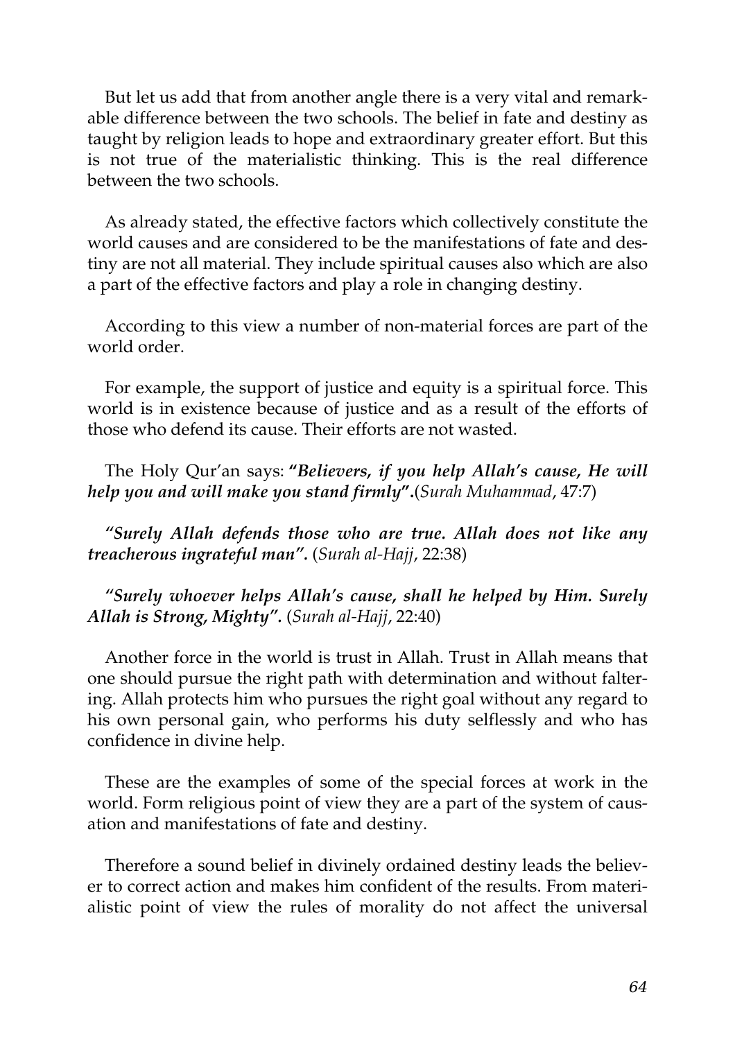But let us add that from another angle there is a very vital and remarkable difference between the two schools. The belief in fate and destiny as taught by religion leads to hope and extraordinary greater effort. But this is not true of the materialistic thinking. This is the real difference between the two schools.

As already stated, the effective factors which collectively constitute the world causes and are considered to be the manifestations of fate and destiny are not all material. They include spiritual causes also which are also a part of the effective factors and play a role in changing destiny.

According to this view a number of non-material forces are part of the world order.

For example, the support of justice and equity is a spiritual force. This world is in existence because of justice and as a result of the efforts of those who defend its cause. Their efforts are not wasted.

The Holy Qur'an says: ***"Believers, if you help Allah's cause, He will help you and will make you stand firmly".***(*Surah Muhammad*, 47:7)

***"Surely Allah defends those who are true. Allah does not like any treacherous ingrateful man".*** (*Surah al-Hajj*, 22:38)

***"Surely whoever helps Allah's cause, shall he helped by Him. Surely Allah is Strong, Mighty".*** (*Surah al-Hajj*, 22:40)

Another force in the world is trust in Allah. Trust in Allah means that one should pursue the right path with determination and without faltering. Allah protects him who pursues the right goal without any regard to his own personal gain, who performs his duty selflessly and who has confidence in divine help.

These are the examples of some of the special forces at work in the world. Form religious point of view they are a part of the system of causation and manifestations of fate and destiny.

Therefore a sound belief in divinely ordained destiny leads the believer to correct action and makes him confident of the results. From materialistic point of view the rules of morality do not affect the universal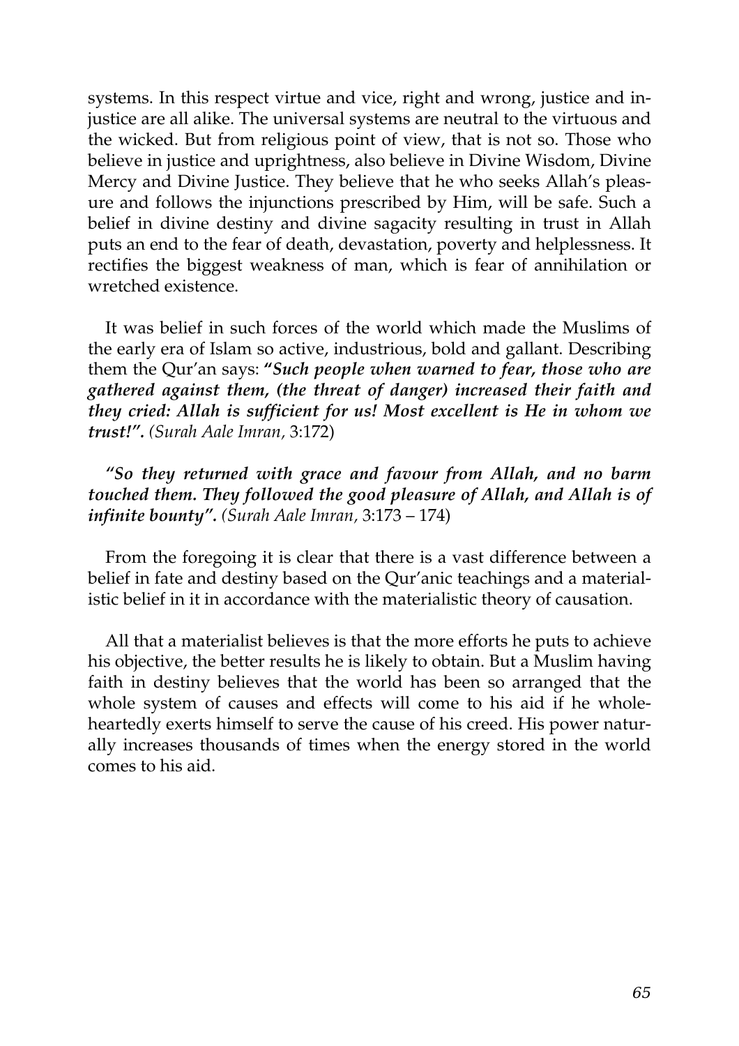systems. In this respect virtue and vice, right and wrong, justice and injustice are all alike. The universal systems are neutral to the virtuous and the wicked. But from religious point of view, that is not so. Those who believe in justice and uprightness, also believe in Divine Wisdom, Divine Mercy and Divine Justice. They believe that he who seeks Allah's pleasure and follows the injunctions prescribed by Him, will be safe. Such a belief in divine destiny and divine sagacity resulting in trust in Allah puts an end to the fear of death, devastation, poverty and helplessness. It rectifies the biggest weakness of man, which is fear of annihilation or wretched existence.

It was belief in such forces of the world which made the Muslims of the early era of Islam so active, industrious, bold and gallant. Describing them the Qur'an says: ***"Such people when warned to fear, those who are gathered against them, (the threat of danger) increased their faith and they cried: Allah is sufficient for us! Most excellent is He in whom we trust!".*** *(Surah Aale Imran,* 3:172)

***"So they returned with grace and favour from Allah, and no barm touched them. They followed the good pleasure of Allah, and Allah is of infinite bounty".*** *(Surah Aale Imran,* 3:173 – 174)

From the foregoing it is clear that there is a vast difference between a belief in fate and destiny based on the Qur'anic teachings and a materialistic belief in it in accordance with the materialistic theory of causation.

All that a materialist believes is that the more efforts he puts to achieve his objective, the better results he is likely to obtain. But a Muslim having faith in destiny believes that the world has been so arranged that the whole system of causes and effects will come to his aid if he wholeheartedly exerts himself to serve the cause of his creed. His power naturally increases thousands of times when the energy stored in the world comes to his aid.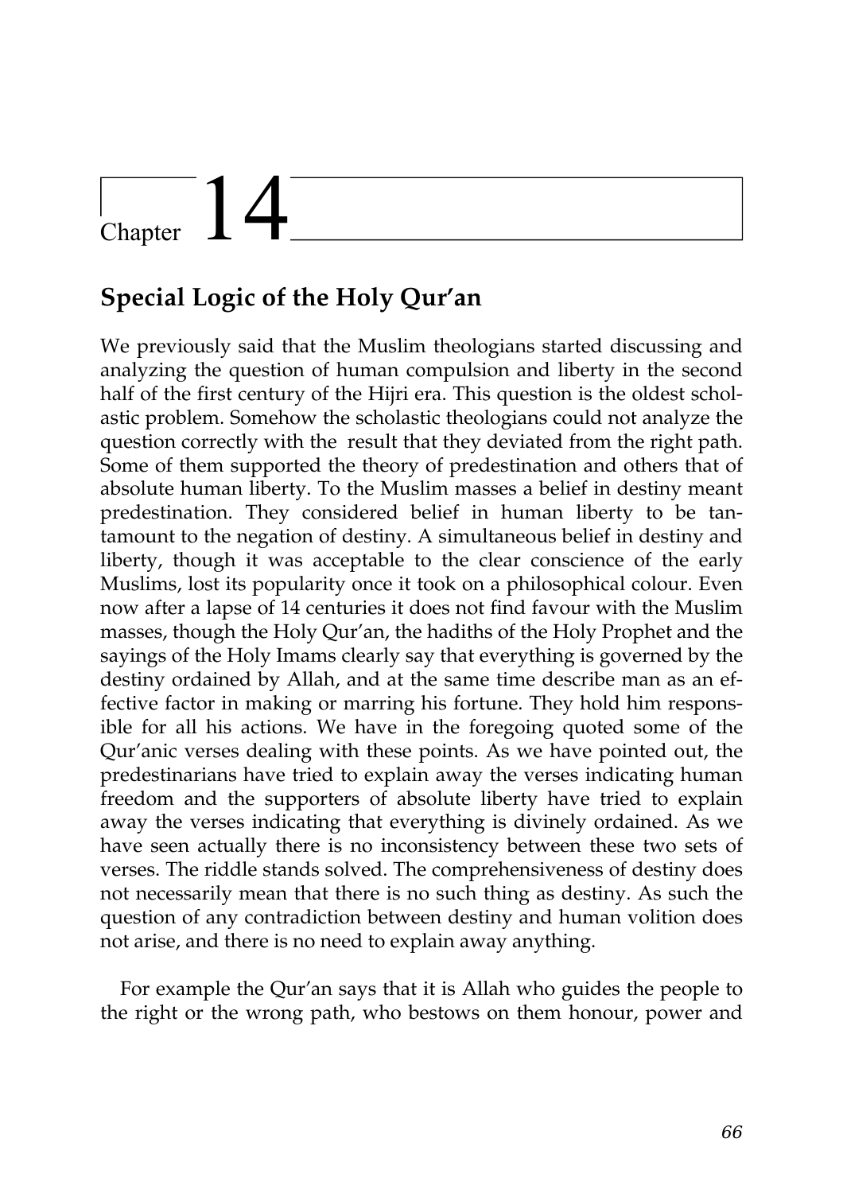# Chapter 14

## Special Logic of the Holy Qur'an

We previously said that the Muslim theologians started discussing and analyzing the question of human compulsion and liberty in the second half of the first century of the Hijri era. This question is the oldest scholastic problem. Somehow the scholastic theologians could not analyze the question correctly with the result that they deviated from the right path. Some of them supported the theory of predestination and others that of absolute human liberty. To the Muslim masses a belief in destiny meant predestination. They considered belief in human liberty to be tantamount to the negation of destiny. A simultaneous belief in destiny and liberty, though it was acceptable to the clear conscience of the early Muslims, lost its popularity once it took on a philosophical colour. Even now after a lapse of 14 centuries it does not find favour with the Muslim masses, though the Holy Qur'an, the hadiths of the Holy Prophet and the sayings of the Holy Imams clearly say that everything is governed by the destiny ordained by Allah, and at the same time describe man as an effective factor in making or marring his fortune. They hold him responsible for all his actions. We have in the foregoing quoted some of the Qur'anic verses dealing with these points. As we have pointed out, the predestinarians have tried to explain away the verses indicating human freedom and the supporters of absolute liberty have tried to explain away the verses indicating that everything is divinely ordained. As we have seen actually there is no inconsistency between these two sets of verses. The riddle stands solved. The comprehensiveness of destiny does not necessarily mean that there is no such thing as destiny. As such the question of any contradiction between destiny and human volition does not arise, and there is no need to explain away anything.

For example the Qur'an says that it is Allah who guides the people to the right or the wrong path, who bestows on them honour, power and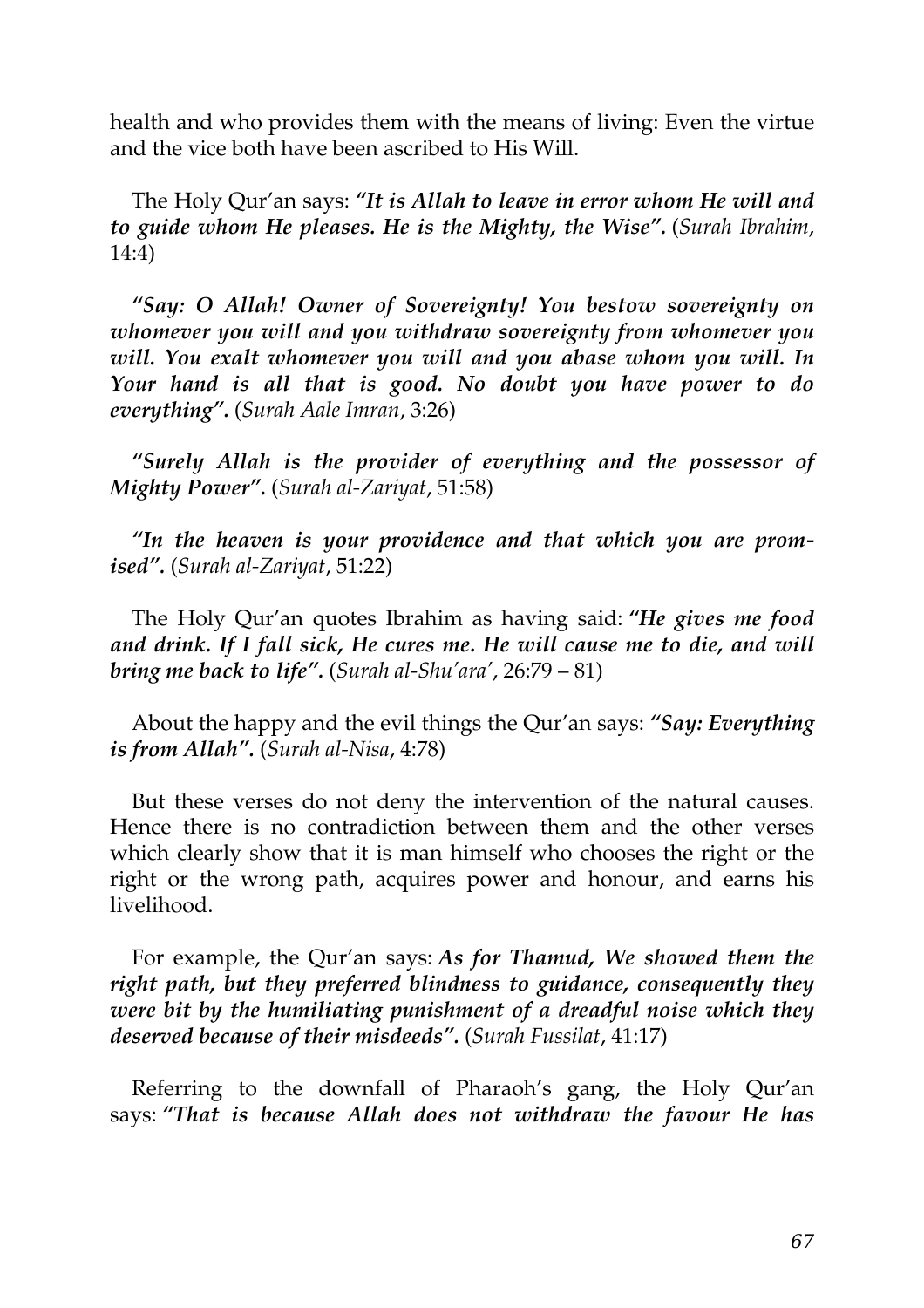health and who provides them with the means of living: Even the virtue and the vice both have been ascribed to His Will.

The Holy Qur'an says: ***"It is Allah to leave in error whom He will and to guide whom He pleases. He is the Mighty, the Wise".*** (*Surah Ibrahim*, 14:4)

***"Say: O Allah! Owner of Sovereignty! You bestow sovereignty on whomever you will and you withdraw sovereignty from whomever you will. You exalt whomever you will and you abase whom you will. In Your hand is all that is good. No doubt you have power to do everything".*** (*Surah Aale Imran*, 3:26)

***"Surely Allah is the provider of everything and the possessor of Mighty Power".*** (*Surah al-Zariyat*, 51:58)

***"In the heaven is your providence and that which you are promised".*** (*Surah al-Zariyat*, 51:22)

The Holy Qur'an quotes Ibrahim as having said: ***"He gives me food and drink. If I fall sick, He cures me. He will cause me to die, and will bring me back to life".*** (*Surah al-Shu'ara'*, 26:79 – 81)

About the happy and the evil things the Qur'an says: ***"Say: Everything is from Allah".*** (*Surah al-Nisa*, 4:78)

But these verses do not deny the intervention of the natural causes. Hence there is no contradiction between them and the other verses which clearly show that it is man himself who chooses the right or the right or the wrong path, acquires power and honour, and earns his livelihood.

For example, the Qur'an says: ***As for Thamud, We showed them the right path, but they preferred blindness to guidance, consequently they were bit by the humiliating punishment of a dreadful noise which they deserved because of their misdeeds".*** (*Surah Fussilat*, 41:17)

Referring to the downfall of Pharaoh's gang, the Holy Qur'an says: ***"That is because Allah does not withdraw the favour He has***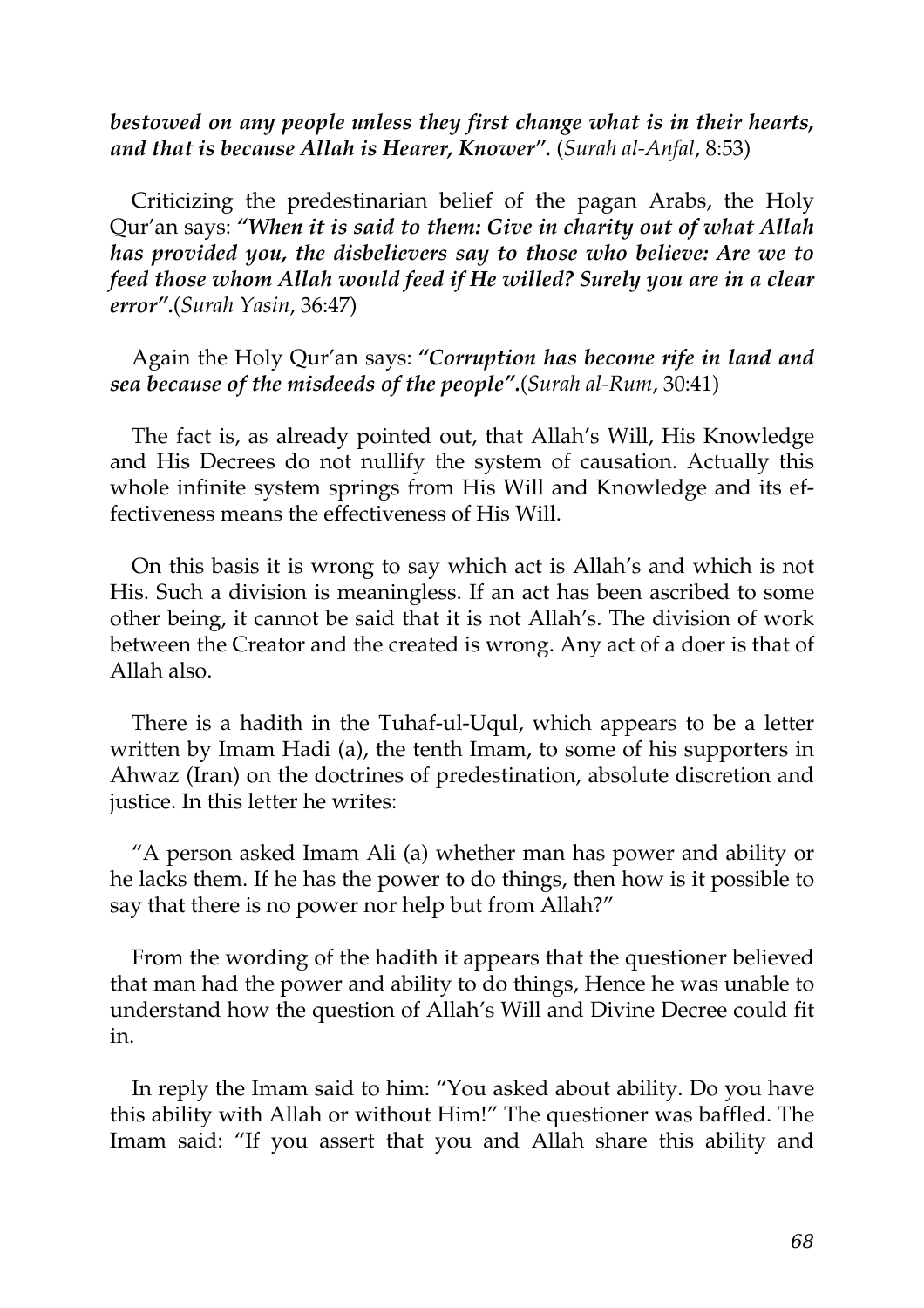***bestowed on any people unless they first change what is in their hearts, and that is because Allah is Hearer, Knower".*** (*Surah al-Anfal*, 8:53)

Criticizing the predestinarian belief of the pagan Arabs, the Holy Qur'an says: ***"When it is said to them: Give in charity out of what Allah has provided you, the disbelievers say to those who believe: Are we to feed those whom Allah would feed if He willed? Surely you are in a clear error".***(*Surah Yasin*, 36:47)

Again the Holy Qur'an says: ***"Corruption has become rife in land and sea because of the misdeeds of the people".***(*Surah al-Rum*, 30:41)

The fact is, as already pointed out, that Allah's Will, His Knowledge and His Decrees do not nullify the system of causation. Actually this whole infinite system springs from His Will and Knowledge and its effectiveness means the effectiveness of His Will.

On this basis it is wrong to say which act is Allah's and which is not His. Such a division is meaningless. If an act has been ascribed to some other being, it cannot be said that it is not Allah's. The division of work between the Creator and the created is wrong. Any act of a doer is that of Allah also.

There is a hadith in the Tuhaf-ul-Uqul, which appears to be a letter written by Imam Hadi (a), the tenth Imam, to some of his supporters in Ahwaz (Iran) on the doctrines of predestination, absolute discretion and justice. In this letter he writes:

"A person asked Imam Ali (a) whether man has power and ability or he lacks them. If he has the power to do things, then how is it possible to say that there is no power nor help but from Allah?"

From the wording of the hadith it appears that the questioner believed that man had the power and ability to do things, Hence he was unable to understand how the question of Allah's Will and Divine Decree could fit in.

In reply the Imam said to him: "You asked about ability. Do you have this ability with Allah or without Him!" The questioner was baffled. The Imam said: "If you assert that you and Allah share this ability and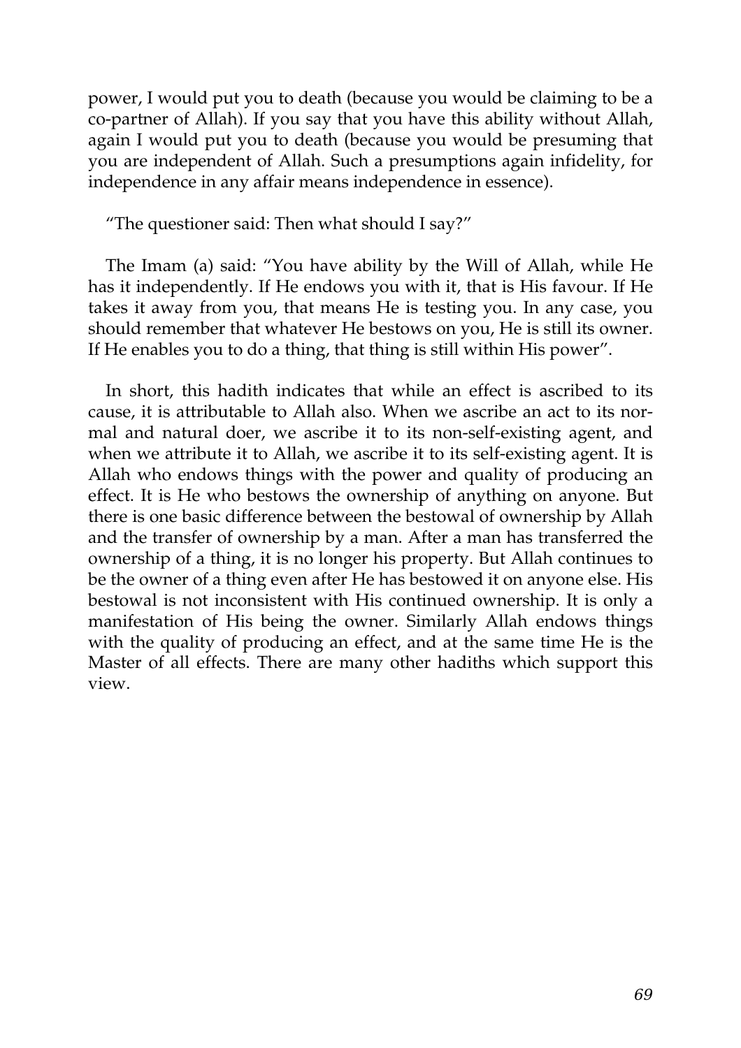power, I would put you to death (because you would be claiming to be a co-partner of Allah). If you say that you have this ability without Allah, again I would put you to death (because you would be presuming that you are independent of Allah. Such a presumptions again infidelity, for independence in any affair means independence in essence).

"The questioner said: Then what should I say?"

The Imam (a) said: "You have ability by the Will of Allah, while He has it independently. If He endows you with it, that is His favour. If He takes it away from you, that means He is testing you. In any case, you should remember that whatever He bestows on you, He is still its owner. If He enables you to do a thing, that thing is still within His power".

In short, this hadith indicates that while an effect is ascribed to its cause, it is attributable to Allah also. When we ascribe an act to its normal and natural doer, we ascribe it to its non-self-existing agent, and when we attribute it to Allah, we ascribe it to its self-existing agent. It is Allah who endows things with the power and quality of producing an effect. It is He who bestows the ownership of anything on anyone. But there is one basic difference between the bestowal of ownership by Allah and the transfer of ownership by a man. After a man has transferred the ownership of a thing, it is no longer his property. But Allah continues to be the owner of a thing even after He has bestowed it on anyone else. His bestowal is not inconsistent with His continued ownership. It is only a manifestation of His being the owner. Similarly Allah endows things with the quality of producing an effect, and at the same time He is the Master of all effects. There are many other hadiths which support this view.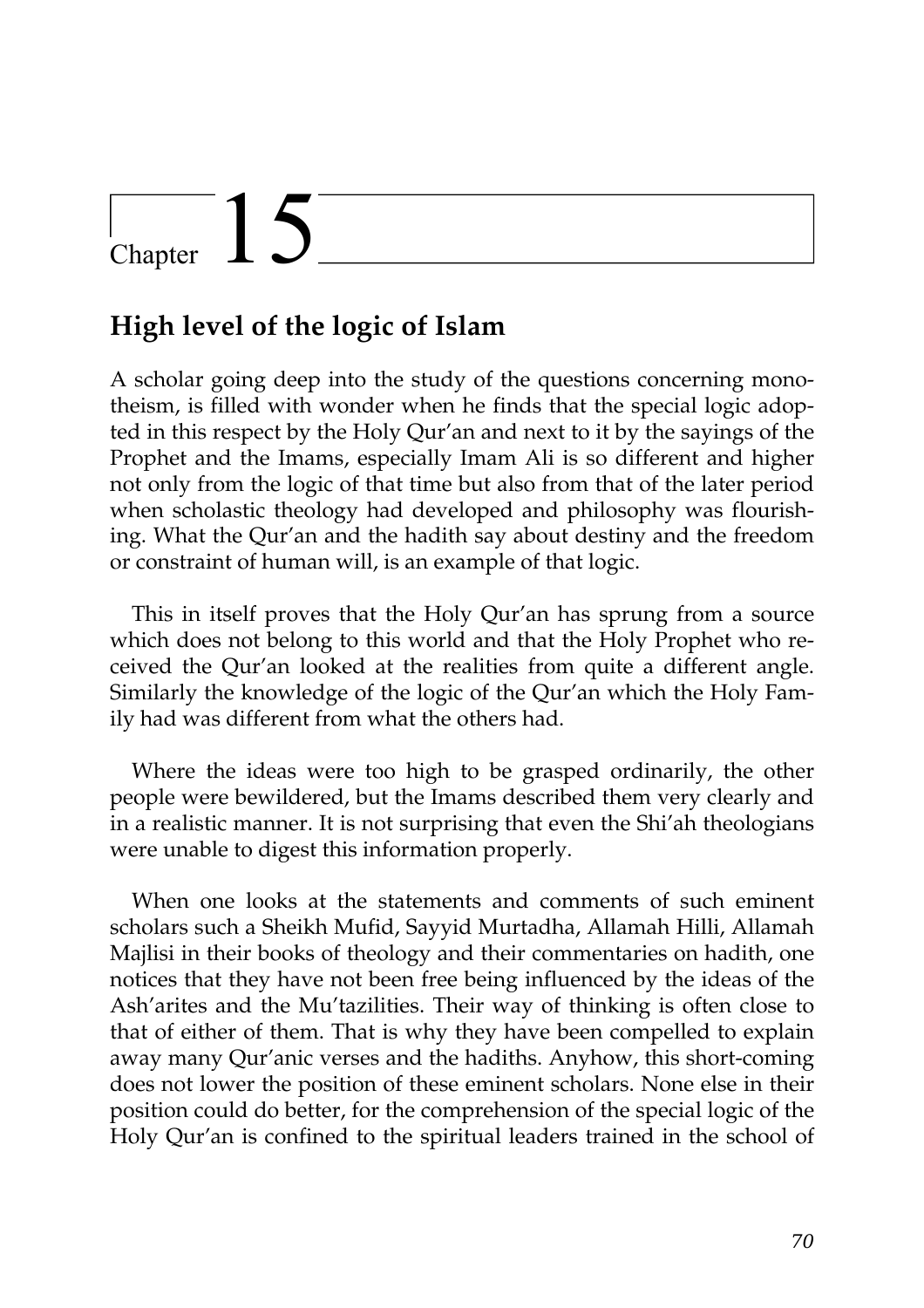# Chapter 15

## High level of the logic of Islam

A scholar going deep into the study of the questions concerning monotheism, is filled with wonder when he finds that the special logic adopted in this respect by the Holy Qur'an and next to it by the sayings of the Prophet and the Imams, especially Imam Ali is so different and higher not only from the logic of that time but also from that of the later period when scholastic theology had developed and philosophy was flourishing. What the Qur'an and the hadith say about destiny and the freedom or constraint of human will, is an example of that logic.

This in itself proves that the Holy Qur'an has sprung from a source which does not belong to this world and that the Holy Prophet who received the Qur'an looked at the realities from quite a different angle. Similarly the knowledge of the logic of the Qur'an which the Holy Family had was different from what the others had.

Where the ideas were too high to be grasped ordinarily, the other people were bewildered, but the Imams described them very clearly and in a realistic manner. It is not surprising that even the Shi'ah theologians were unable to digest this information properly.

When one looks at the statements and comments of such eminent scholars such a Sheikh Mufid, Sayyid Murtadha, Allamah Hilli, Allamah Majlisi in their books of theology and their commentaries on hadith, one notices that they have not been free being influenced by the ideas of the Ash'arites and the Mu'tazilities. Their way of thinking is often close to that of either of them. That is why they have been compelled to explain away many Qur'anic verses and the hadiths. Anyhow, this short-coming does not lower the position of these eminent scholars. None else in their position could do better, for the comprehension of the special logic of the Holy Qur'an is confined to the spiritual leaders trained in the school of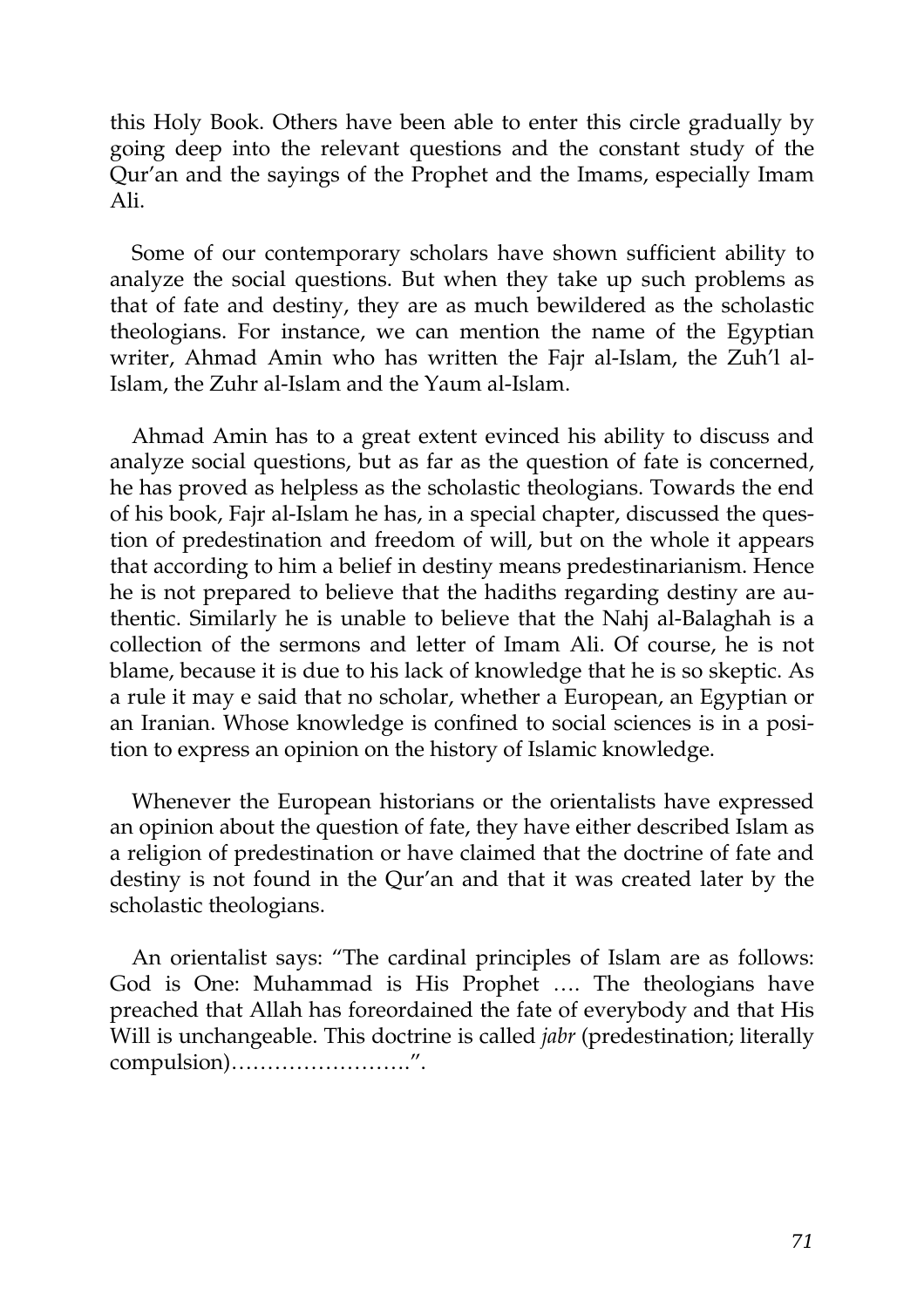this Holy Book. Others have been able to enter this circle gradually by going deep into the relevant questions and the constant study of the Qur'an and the sayings of the Prophet and the Imams, especially Imam Ali.

Some of our contemporary scholars have shown sufficient ability to analyze the social questions. But when they take up such problems as that of fate and destiny, they are as much bewildered as the scholastic theologians. For instance, we can mention the name of the Egyptian writer, Ahmad Amin who has written the Fajr al-Islam, the Zuh'l al-Islam, the Zuhr al-Islam and the Yaum al-Islam.

Ahmad Amin has to a great extent evinced his ability to discuss and analyze social questions, but as far as the question of fate is concerned, he has proved as helpless as the scholastic theologians. Towards the end of his book, Fajr al-Islam he has, in a special chapter, discussed the question of predestination and freedom of will, but on the whole it appears that according to him a belief in destiny means predestinarianism. Hence he is not prepared to believe that the hadiths regarding destiny are authentic. Similarly he is unable to believe that the Nahj al-Balaghah is a collection of the sermons and letter of Imam Ali. Of course, he is not blame, because it is due to his lack of knowledge that he is so skeptic. As a rule it may e said that no scholar, whether a European, an Egyptian or an Iranian. Whose knowledge is confined to social sciences is in a position to express an opinion on the history of Islamic knowledge.

Whenever the European historians or the orientalists have expressed an opinion about the question of fate, they have either described Islam as a religion of predestination or have claimed that the doctrine of fate and destiny is not found in the Qur'an and that it was created later by the scholastic theologians.

An orientalist says: "The cardinal principles of Islam are as follows: God is One: Muhammad is His Prophet …. The theologians have preached that Allah has foreordained the fate of everybody and that His Will is unchangeable. This doctrine is called *jabr* (predestination; literally compulsion)……………………".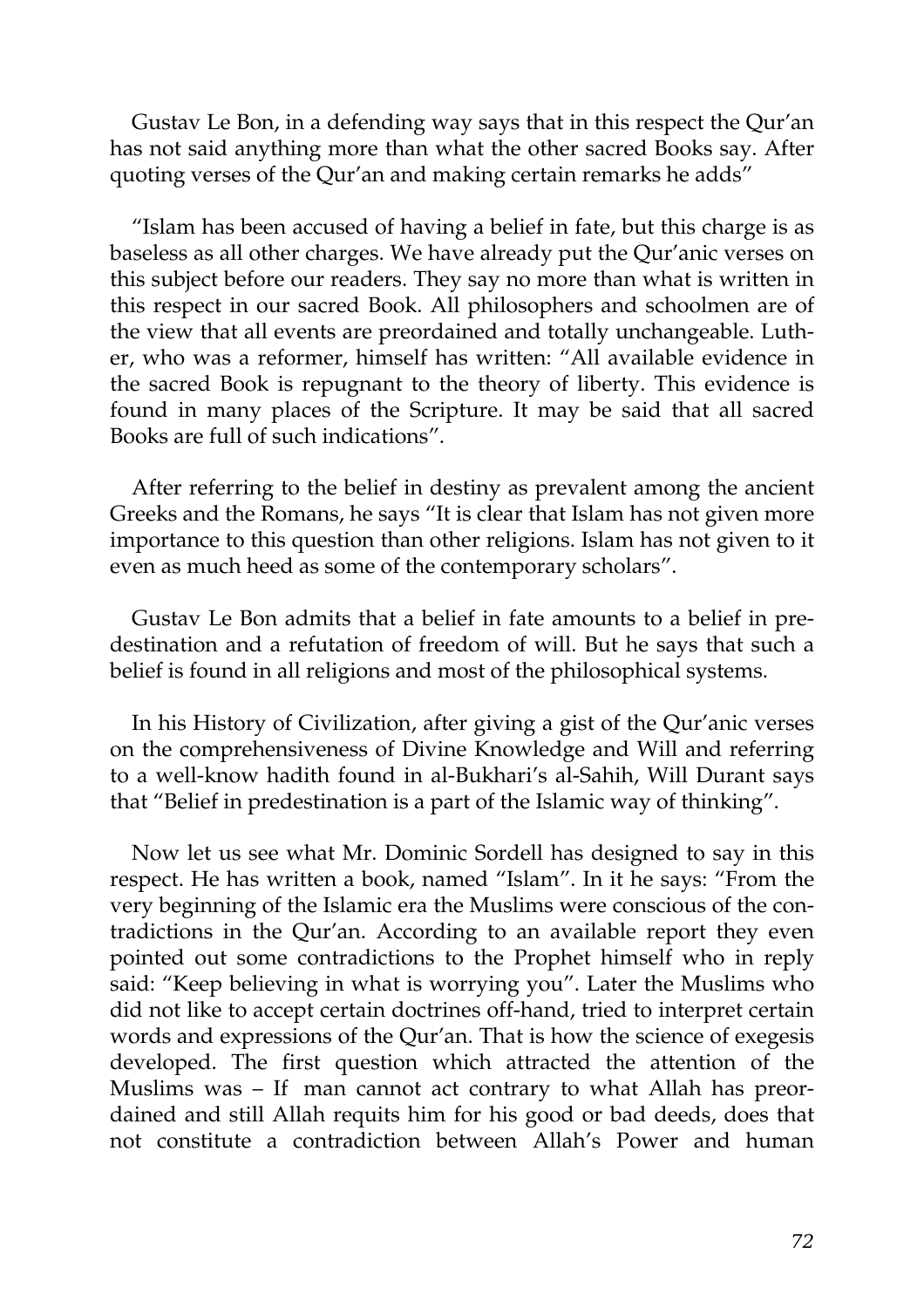Gustav Le Bon, in a defending way says that in this respect the Qur'an has not said anything more than what the other sacred Books say. After quoting verses of the Qur'an and making certain remarks he adds"

"Islam has been accused of having a belief in fate, but this charge is as baseless as all other charges. We have already put the Qur'anic verses on this subject before our readers. They say no more than what is written in this respect in our sacred Book. All philosophers and schoolmen are of the view that all events are preordained and totally unchangeable. Luther, who was a reformer, himself has written: "All available evidence in the sacred Book is repugnant to the theory of liberty. This evidence is found in many places of the Scripture. It may be said that all sacred Books are full of such indications".

After referring to the belief in destiny as prevalent among the ancient Greeks and the Romans, he says "It is clear that Islam has not given more importance to this question than other religions. Islam has not given to it even as much heed as some of the contemporary scholars".

Gustav Le Bon admits that a belief in fate amounts to a belief in predestination and a refutation of freedom of will. But he says that such a belief is found in all religions and most of the philosophical systems.

In his History of Civilization, after giving a gist of the Qur'anic verses on the comprehensiveness of Divine Knowledge and Will and referring to a well-know hadith found in al-Bukhari's al-Sahih, Will Durant says that "Belief in predestination is a part of the Islamic way of thinking".

Now let us see what Mr. Dominic Sordell has designed to say in this respect. He has written a book, named "Islam". In it he says: "From the very beginning of the Islamic era the Muslims were conscious of the contradictions in the Qur'an. According to an available report they even pointed out some contradictions to the Prophet himself who in reply said: "Keep believing in what is worrying you". Later the Muslims who did not like to accept certain doctrines off-hand, tried to interpret certain words and expressions of the Qur'an. That is how the science of exegesis developed. The first question which attracted the attention of the Muslims was – If man cannot act contrary to what Allah has preordained and still Allah requits him for his good or bad deeds, does that not constitute a contradiction between Allah's Power and human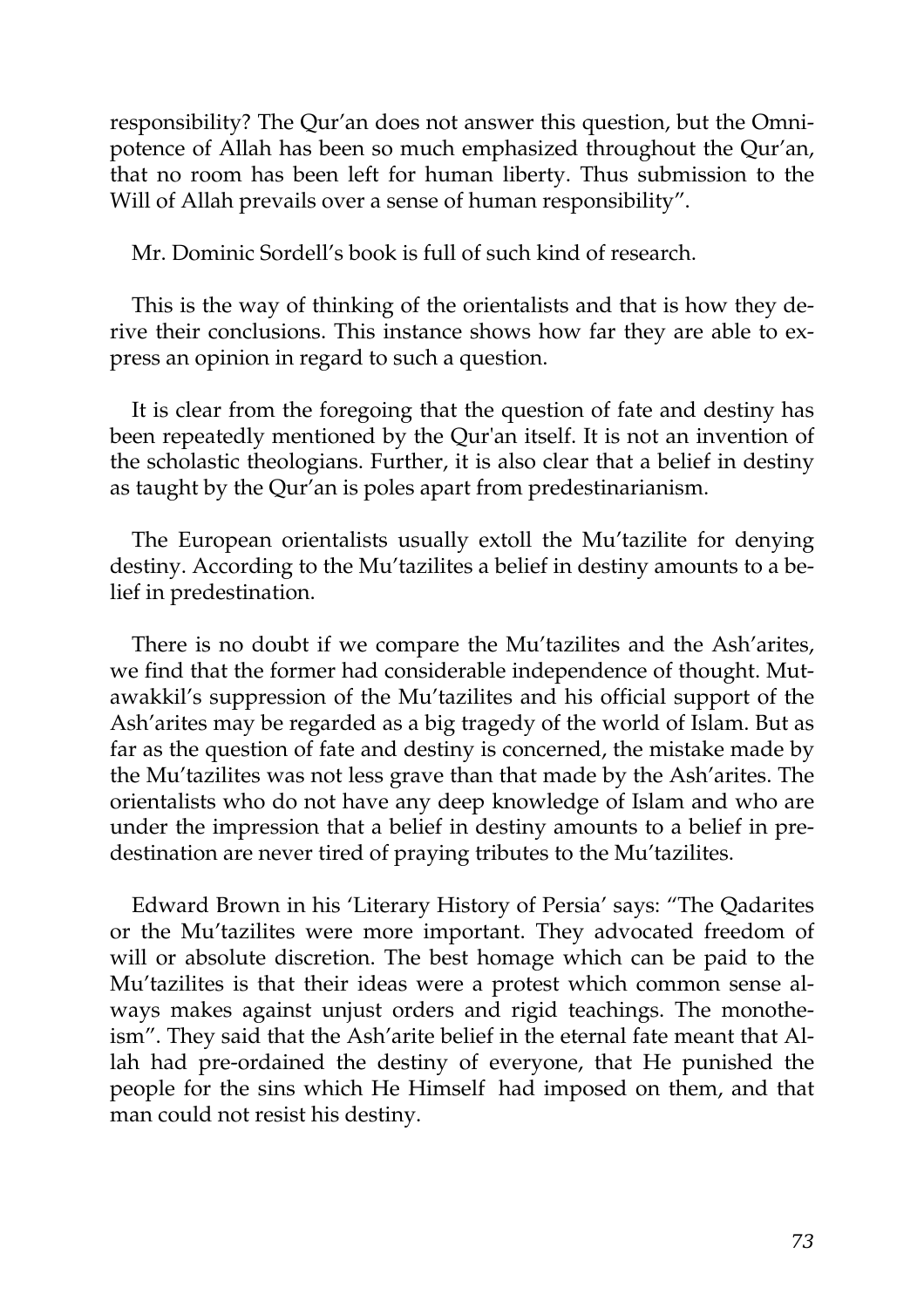responsibility? The Qur'an does not answer this question, but the Omnipotence of Allah has been so much emphasized throughout the Qur'an, that no room has been left for human liberty. Thus submission to the Will of Allah prevails over a sense of human responsibility".

Mr. Dominic Sordell's book is full of such kind of research.

This is the way of thinking of the orientalists and that is how they derive their conclusions. This instance shows how far they are able to express an opinion in regard to such a question.

It is clear from the foregoing that the question of fate and destiny has been repeatedly mentioned by the Qur'an itself. It is not an invention of the scholastic theologians. Further, it is also clear that a belief in destiny as taught by the Qur'an is poles apart from predestinarianism.

The European orientalists usually extoll the Mu'tazilite for denying destiny. According to the Mu'tazilites a belief in destiny amounts to a belief in predestination.

There is no doubt if we compare the Mu'tazilites and the Ash'arites, we find that the former had considerable independence of thought. Mutawakkil's suppression of the Mu'tazilites and his official support of the Ash'arites may be regarded as a big tragedy of the world of Islam. But as far as the question of fate and destiny is concerned, the mistake made by the Mu'tazilites was not less grave than that made by the Ash'arites. The orientalists who do not have any deep knowledge of Islam and who are under the impression that a belief in destiny amounts to a belief in predestination are never tired of praying tributes to the Mu'tazilites.

Edward Brown in his 'Literary History of Persia' says: "The Qadarites or the Mu'tazilites were more important. They advocated freedom of will or absolute discretion. The best homage which can be paid to the Mu'tazilites is that their ideas were a protest which common sense always makes against unjust orders and rigid teachings. The monotheism". They said that the Ash'arite belief in the eternal fate meant that Allah had pre-ordained the destiny of everyone, that He punished the people for the sins which He Himself had imposed on them, and that man could not resist his destiny.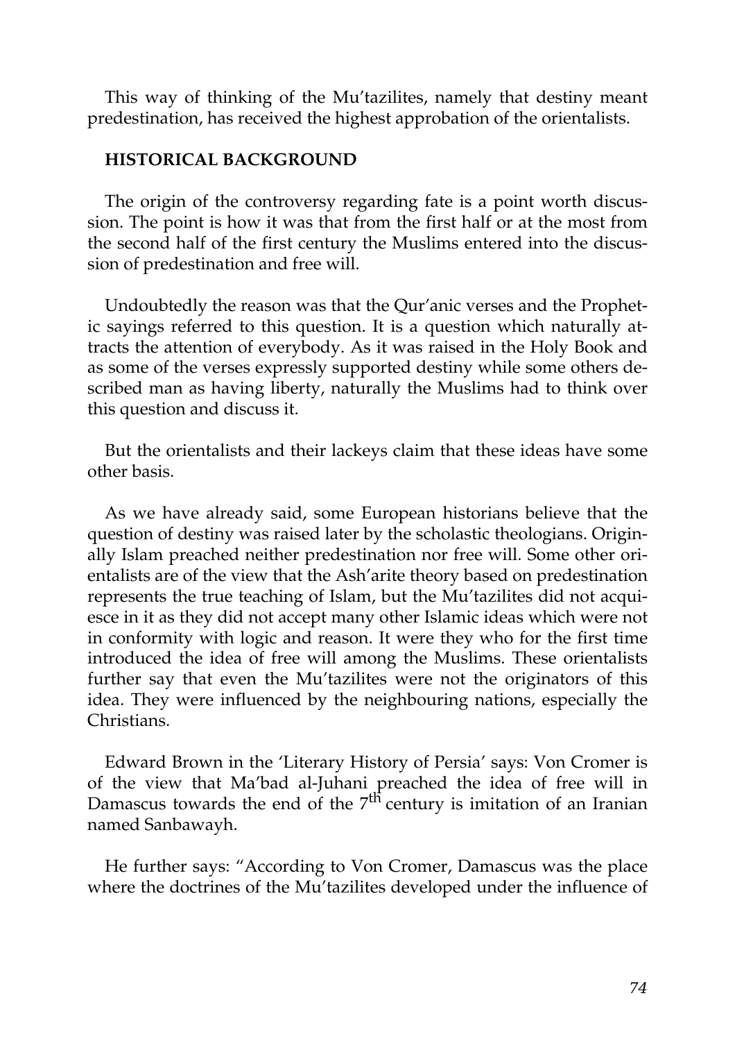This way of thinking of the Mu'tazilites, namely that destiny meant predestination, has received the highest approbation of the orientalists.

## HISTORICAL BACKGROUND

The origin of the controversy regarding fate is a point worth discussion. The point is how it was that from the first half or at the most from the second half of the first century the Muslims entered into the discussion of predestination and free will.

Undoubtedly the reason was that the Qur'anic verses and the Prophetic sayings referred to this question. It is a question which naturally attracts the attention of everybody. As it was raised in the Holy Book and as some of the verses expressly supported destiny while some others described man as having liberty, naturally the Muslims had to think over this question and discuss it.

But the orientalists and their lackeys claim that these ideas have some other basis.

As we have already said, some European historians believe that the question of destiny was raised later by the scholastic theologians. Originally Islam preached neither predestination nor free will. Some other orientalists are of the view that the Ash'arite theory based on predestination represents the true teaching of Islam, but the Mu'tazilites did not acquiesce in it as they did not accept many other Islamic ideas which were not in conformity with logic and reason. It were they who for the first time introduced the idea of free will among the Muslims. These orientalists further say that even the Mu'tazilites were not the originators of this idea. They were influenced by the neighbouring nations, especially the Christians.

Edward Brown in the 'Literary History of Persia' says: Von Cromer is of the view that Ma'bad al-Juhani preached the idea of free will in Damascus towards the end of the 7th century is imitation of an Iranian named Sanbawayh.

He further says: "According to Von Cromer, Damascus was the place where the doctrines of the Mu'tazilites developed under the influence of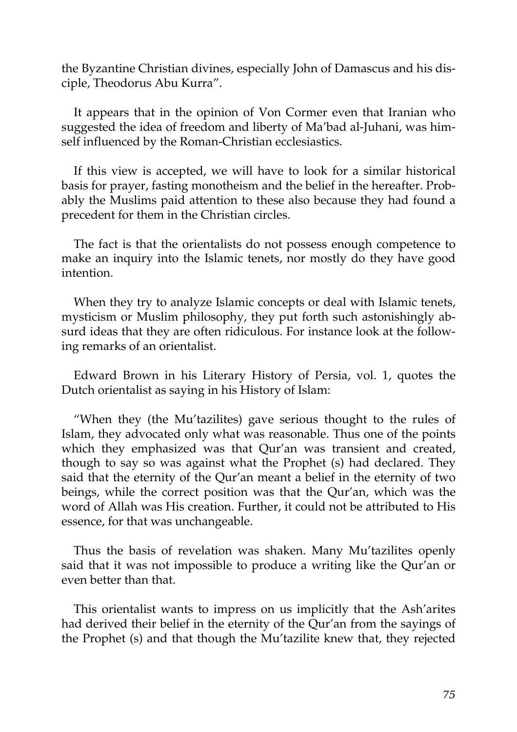the Byzantine Christian divines, especially John of Damascus and his disciple, Theodorus Abu Kurra".

It appears that in the opinion of Von Cormer even that Iranian who suggested the idea of freedom and liberty of Ma'bad al-Juhani, was himself influenced by the Roman-Christian ecclesiastics.

If this view is accepted, we will have to look for a similar historical basis for prayer, fasting monotheism and the belief in the hereafter. Probably the Muslims paid attention to these also because they had found a precedent for them in the Christian circles.

The fact is that the orientalists do not possess enough competence to make an inquiry into the Islamic tenets, nor mostly do they have good intention.

When they try to analyze Islamic concepts or deal with Islamic tenets, mysticism or Muslim philosophy, they put forth such astonishingly absurd ideas that they are often ridiculous. For instance look at the following remarks of an orientalist.

Edward Brown in his Literary History of Persia, vol. 1, quotes the Dutch orientalist as saying in his History of Islam:

"When they (the Mu'tazilites) gave serious thought to the rules of Islam, they advocated only what was reasonable. Thus one of the points which they emphasized was that Qur'an was transient and created, though to say so was against what the Prophet (s) had declared. They said that the eternity of the Qur'an meant a belief in the eternity of two beings, while the correct position was that the Qur'an, which was the word of Allah was His creation. Further, it could not be attributed to His essence, for that was unchangeable.

Thus the basis of revelation was shaken. Many Mu'tazilites openly said that it was not impossible to produce a writing like the Qur'an or even better than that.

This orientalist wants to impress on us implicitly that the Ash'arites had derived their belief in the eternity of the Qur'an from the sayings of the Prophet (s) and that though the Mu'tazilite knew that, they rejected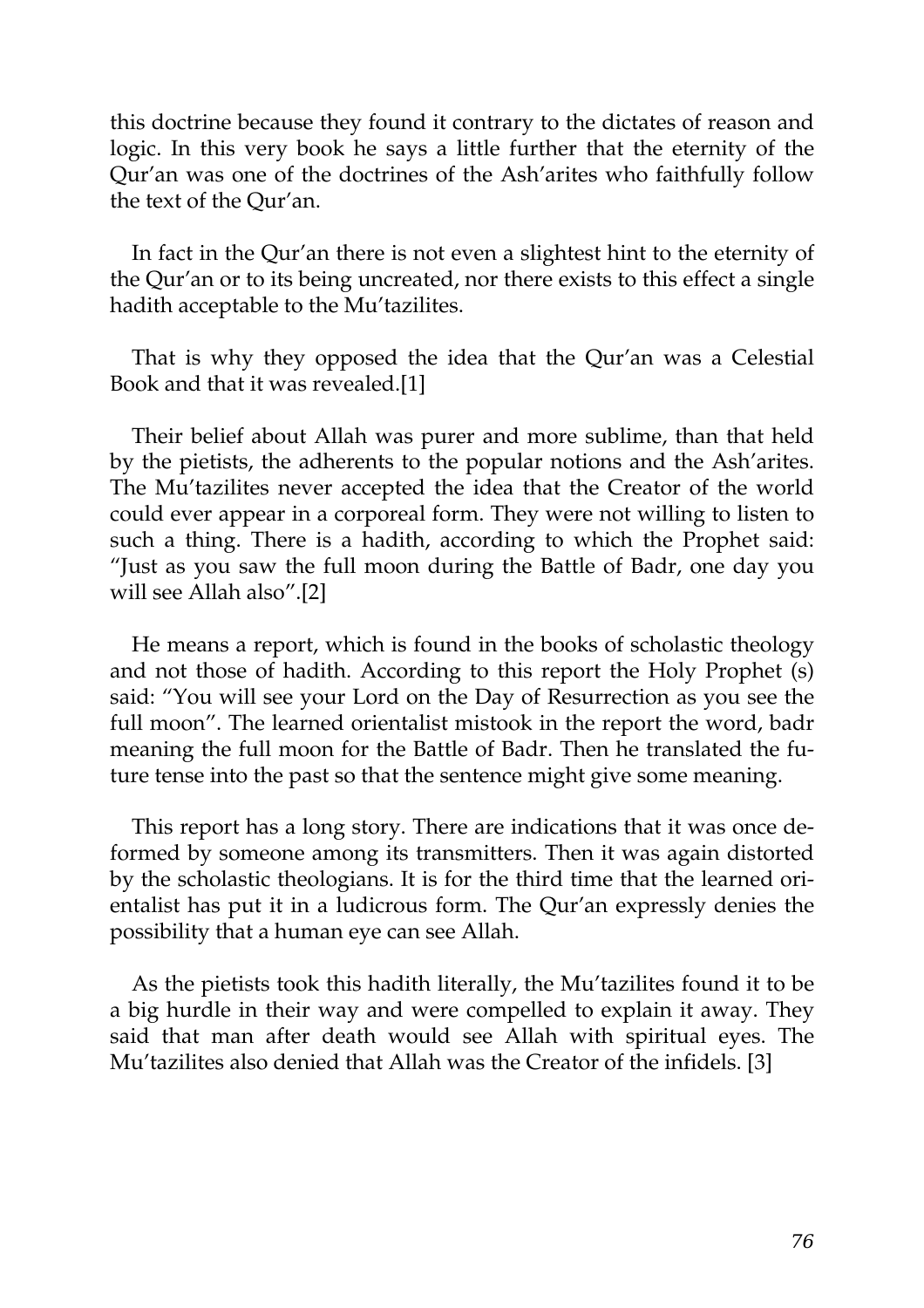this doctrine because they found it contrary to the dictates of reason and logic. In this very book he says a little further that the eternity of the Qur'an was one of the doctrines of the Ash'arites who faithfully follow the text of the Qur'an.

In fact in the Qur'an there is not even a slightest hint to the eternity of the Qur'an or to its being uncreated, nor there exists to this effect a single hadith acceptable to the Mu'tazilites.

That is why they opposed the idea that the Qur'an was a Celestial Book and that it was revealed.[1]

Their belief about Allah was purer and more sublime, than that held by the pietists, the adherents to the popular notions and the Ash'arites. The Mu'tazilites never accepted the idea that the Creator of the world could ever appear in a corporeal form. They were not willing to listen to such a thing. There is a hadith, according to which the Prophet said: "Just as you saw the full moon during the Battle of Badr, one day you will see Allah also".[2]

He means a report, which is found in the books of scholastic theology and not those of hadith. According to this report the Holy Prophet (s) said: "You will see your Lord on the Day of Resurrection as you see the full moon". The learned orientalist mistook in the report the word, badr meaning the full moon for the Battle of Badr. Then he translated the future tense into the past so that the sentence might give some meaning.

This report has a long story. There are indications that it was once deformed by someone among its transmitters. Then it was again distorted by the scholastic theologians. It is for the third time that the learned orientalist has put it in a ludicrous form. The Qur'an expressly denies the possibility that a human eye can see Allah.

As the pietists took this hadith literally, the Mu'tazilites found it to be a big hurdle in their way and were compelled to explain it away. They said that man after death would see Allah with spiritual eyes. The Mu'tazilites also denied that Allah was the Creator of the infidels. [3]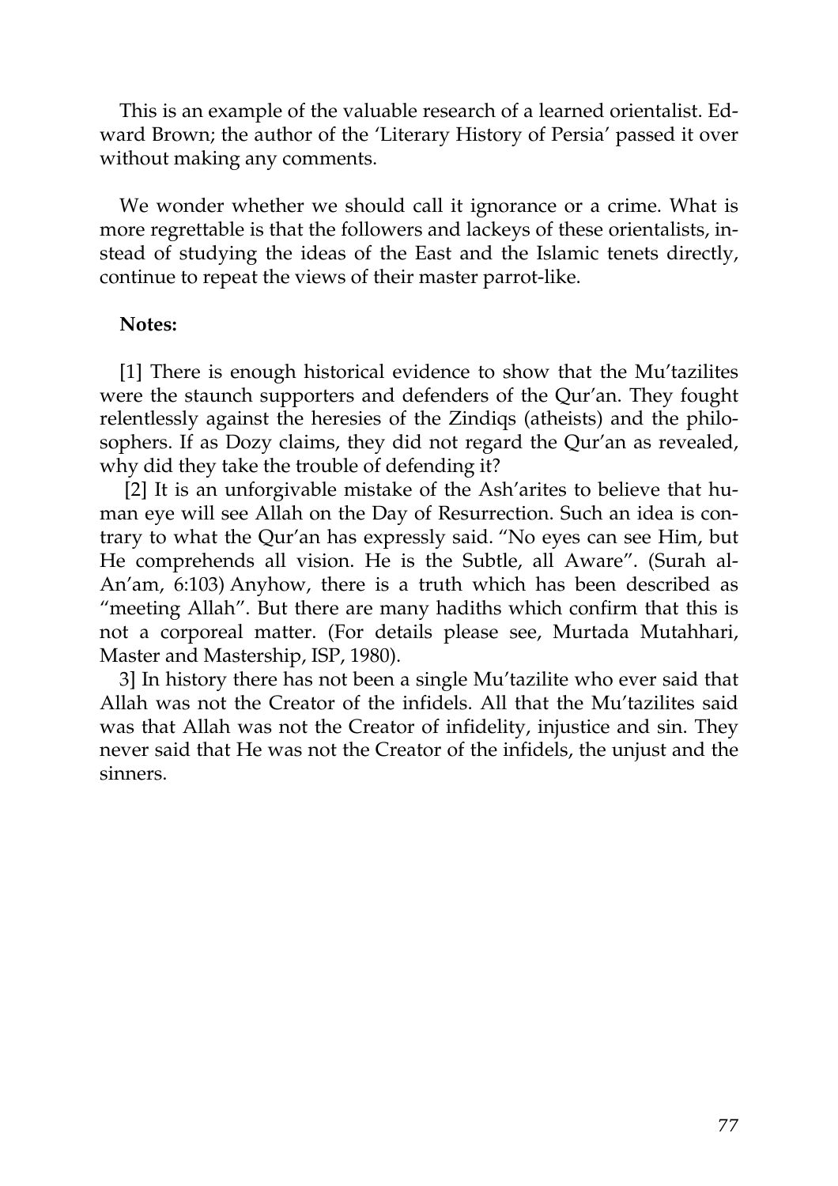This is an example of the valuable research of a learned orientalist. Edward Brown; the author of the 'Literary History of Persia' passed it over without making any comments.

We wonder whether we should call it ignorance or a crime. What is more regrettable is that the followers and lackeys of these orientalists, instead of studying the ideas of the East and the Islamic tenets directly, continue to repeat the views of their master parrot-like.

**Notes:**

[1] There is enough historical evidence to show that the Mu'tazilites were the staunch supporters and defenders of the Qur'an. They fought relentlessly against the heresies of the Zindiqs (atheists) and the philosophers. If as Dozy claims, they did not regard the Qur'an as revealed, why did they take the trouble of defending it?

[2] It is an unforgivable mistake of the Ash'arites to believe that human eye will see Allah on the Day of Resurrection. Such an idea is contrary to what the Qur'an has expressly said. "No eyes can see Him, but He comprehends all vision. He is the Subtle, all Aware". (Surah al-An'am, 6:103) Anyhow, there is a truth which has been described as "meeting Allah". But there are many hadiths which confirm that this is not a corporeal matter. (For details please see, Murtada Mutahhari, Master and Mastership, ISP, 1980).

3] In history there has not been a single Mu'tazilite who ever said that Allah was not the Creator of the infidels. All that the Mu'tazilites said was that Allah was not the Creator of infidelity, injustice and sin. They never said that He was not the Creator of the infidels, the unjust and the sinners.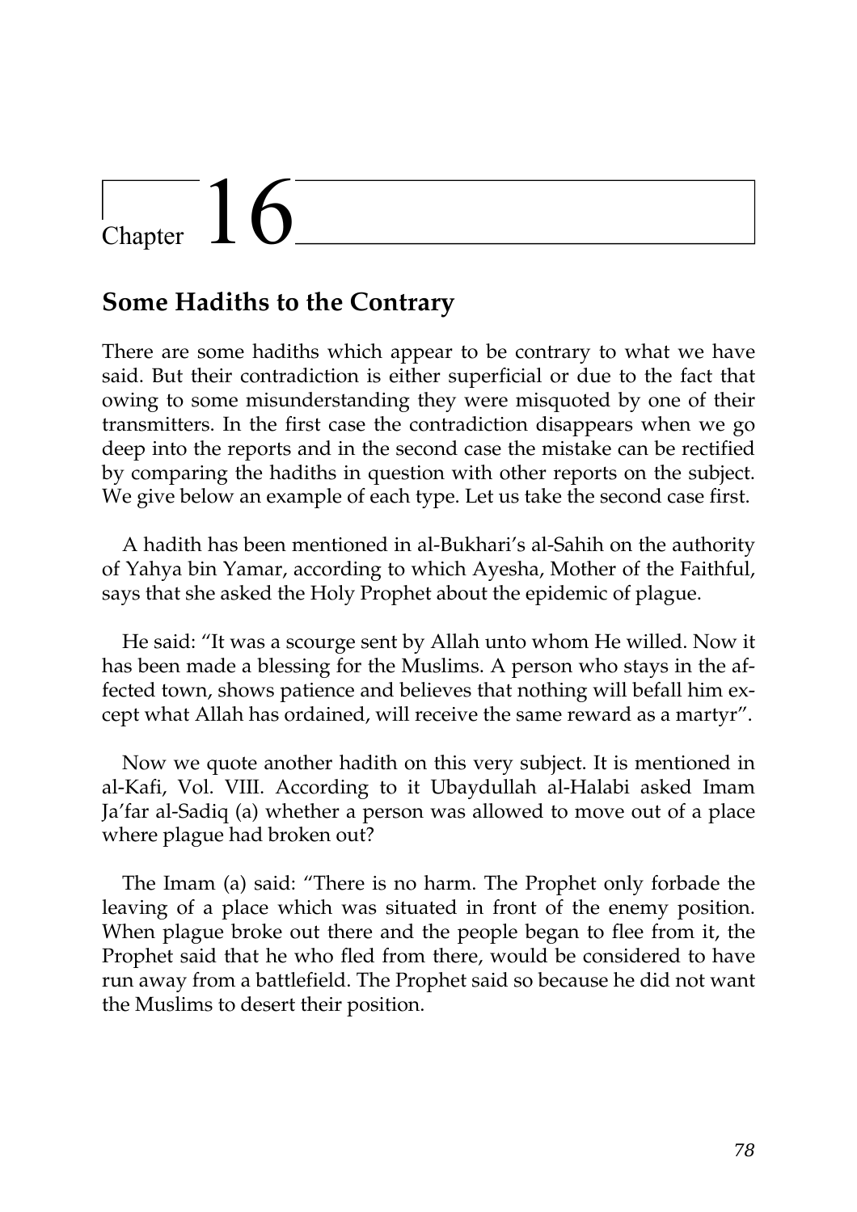# Chapter 16

## Some Hadiths to the Contrary

There are some hadiths which appear to be contrary to what we have said. But their contradiction is either superficial or due to the fact that owing to some misunderstanding they were misquoted by one of their transmitters. In the first case the contradiction disappears when we go deep into the reports and in the second case the mistake can be rectified by comparing the hadiths in question with other reports on the subject. We give below an example of each type. Let us take the second case first.

A hadith has been mentioned in al-Bukhari's al-Sahih on the authority of Yahya bin Yamar, according to which Ayesha, Mother of the Faithful, says that she asked the Holy Prophet about the epidemic of plague.

He said: "It was a scourge sent by Allah unto whom He willed. Now it has been made a blessing for the Muslims. A person who stays in the affected town, shows patience and believes that nothing will befall him except what Allah has ordained, will receive the same reward as a martyr".

Now we quote another hadith on this very subject. It is mentioned in al-Kafi, Vol. VIII. According to it Ubaydullah al-Halabi asked Imam Ja'far al-Sadiq (a) whether a person was allowed to move out of a place where plague had broken out?

The Imam (a) said: "There is no harm. The Prophet only forbade the leaving of a place which was situated in front of the enemy position. When plague broke out there and the people began to flee from it, the Prophet said that he who fled from there, would be considered to have run away from a battlefield. The Prophet said so because he did not want the Muslims to desert their position.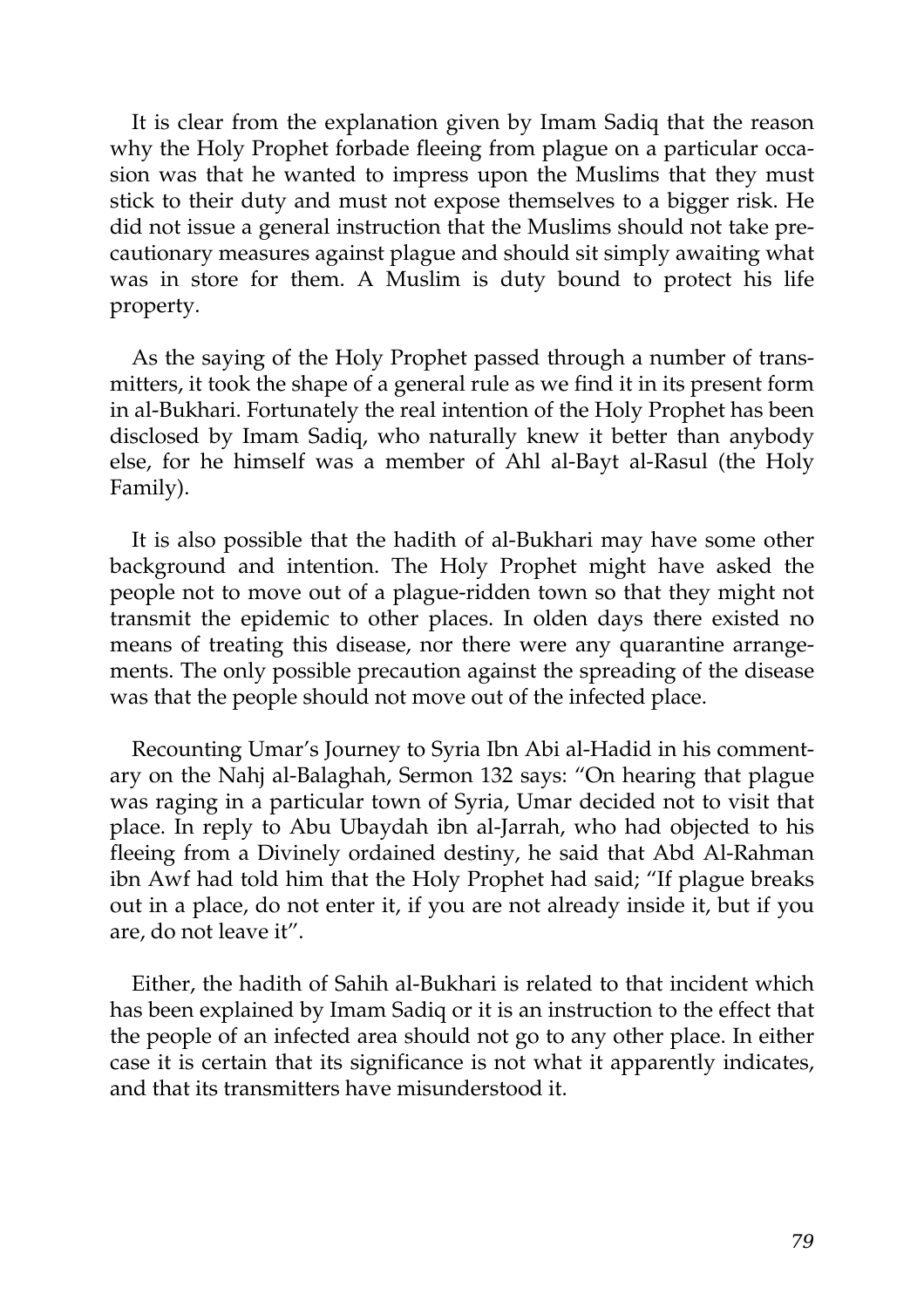It is clear from the explanation given by Imam Sadiq that the reason why the Holy Prophet forbade fleeing from plague on a particular occasion was that he wanted to impress upon the Muslims that they must stick to their duty and must not expose themselves to a bigger risk. He did not issue a general instruction that the Muslims should not take precautionary measures against plague and should sit simply awaiting what was in store for them. A Muslim is duty bound to protect his life property.

As the saying of the Holy Prophet passed through a number of transmitters, it took the shape of a general rule as we find it in its present form in al-Bukhari. Fortunately the real intention of the Holy Prophet has been disclosed by Imam Sadiq, who naturally knew it better than anybody else, for he himself was a member of Ahl al-Bayt al-Rasul (the Holy Family).

It is also possible that the hadith of al-Bukhari may have some other background and intention. The Holy Prophet might have asked the people not to move out of a plague-ridden town so that they might not transmit the epidemic to other places. In olden days there existed no means of treating this disease, nor there were any quarantine arrangements. The only possible precaution against the spreading of the disease was that the people should not move out of the infected place.

Recounting Umar's Journey to Syria Ibn Abi al-Hadid in his commentary on the Nahj al-Balaghah, Sermon 132 says: "On hearing that plague was raging in a particular town of Syria, Umar decided not to visit that place. In reply to Abu Ubaydah ibn al-Jarrah, who had objected to his fleeing from a Divinely ordained destiny, he said that Abd Al-Rahman ibn Awf had told him that the Holy Prophet had said; "If plague breaks out in a place, do not enter it, if you are not already inside it, but if you are, do not leave it".

Either, the hadith of Sahih al-Bukhari is related to that incident which has been explained by Imam Sadiq or it is an instruction to the effect that the people of an infected area should not go to any other place. In either case it is certain that its significance is not what it apparently indicates, and that its transmitters have misunderstood it.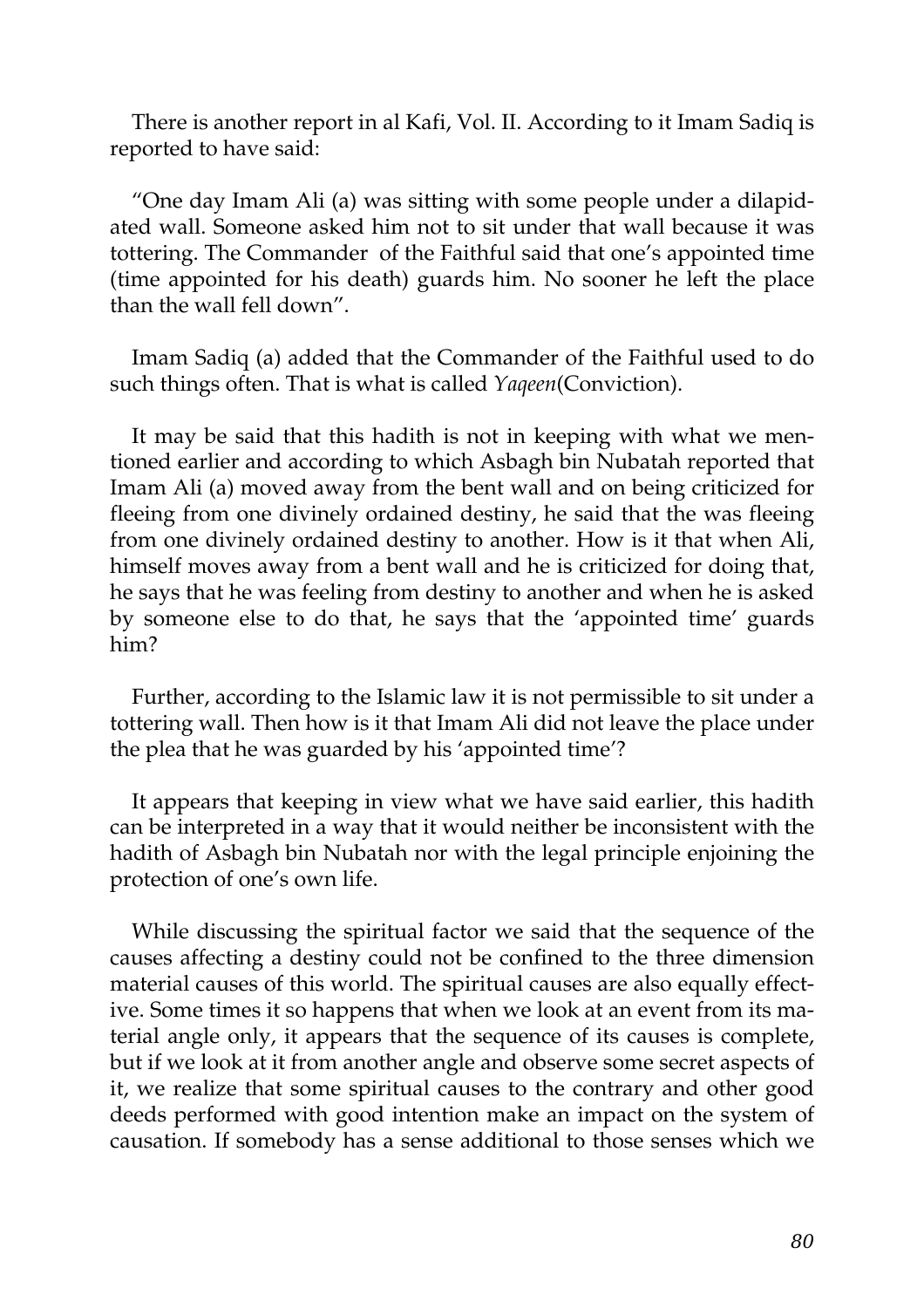There is another report in al Kafi, Vol. II. According to it Imam Sadiq is reported to have said:

"One day Imam Ali (a) was sitting with some people under a dilapidated wall. Someone asked him not to sit under that wall because it was tottering. The Commander of the Faithful said that one's appointed time (time appointed for his death) guards him. No sooner he left the place than the wall fell down".

Imam Sadiq (a) added that the Commander of the Faithful used to do such things often. That is what is called *Yaqeen*(Conviction).

It may be said that this hadith is not in keeping with what we mentioned earlier and according to which Asbagh bin Nubatah reported that Imam Ali (a) moved away from the bent wall and on being criticized for fleeing from one divinely ordained destiny, he said that the was fleeing from one divinely ordained destiny to another. How is it that when Ali, himself moves away from a bent wall and he is criticized for doing that, he says that he was feeling from destiny to another and when he is asked by someone else to do that, he says that the 'appointed time' guards him?

Further, according to the Islamic law it is not permissible to sit under a tottering wall. Then how is it that Imam Ali did not leave the place under the plea that he was guarded by his 'appointed time'?

It appears that keeping in view what we have said earlier, this hadith can be interpreted in a way that it would neither be inconsistent with the hadith of Asbagh bin Nubatah nor with the legal principle enjoining the protection of one's own life.

While discussing the spiritual factor we said that the sequence of the causes affecting a destiny could not be confined to the three dimension material causes of this world. The spiritual causes are also equally effective. Some times it so happens that when we look at an event from its material angle only, it appears that the sequence of its causes is complete, but if we look at it from another angle and observe some secret aspects of it, we realize that some spiritual causes to the contrary and other good deeds performed with good intention make an impact on the system of causation. If somebody has a sense additional to those senses which we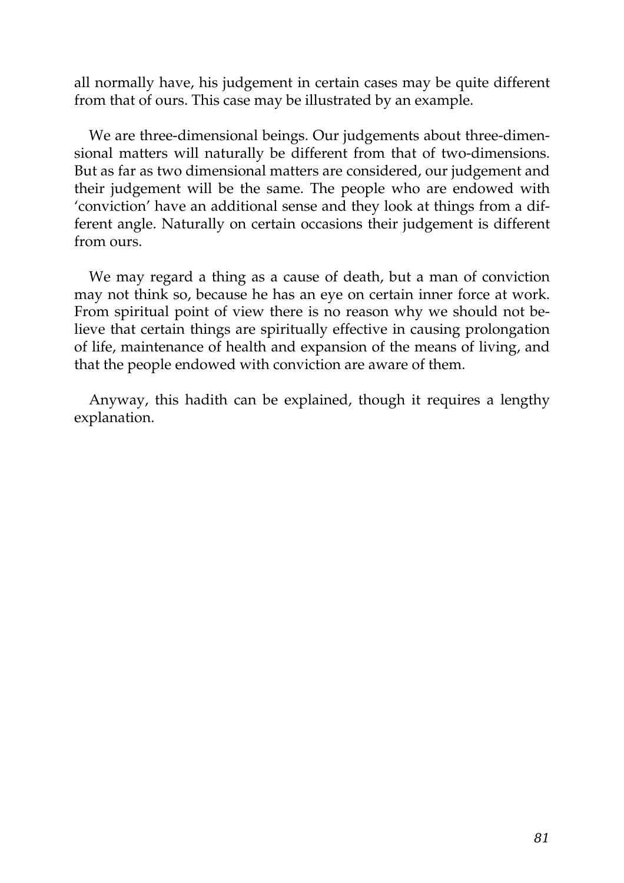all normally have, his judgement in certain cases may be quite different from that of ours. This case may be illustrated by an example.

We are three-dimensional beings. Our judgements about three-dimensional matters will naturally be different from that of two-dimensions. But as far as two dimensional matters are considered, our judgement and their judgement will be the same. The people who are endowed with 'conviction' have an additional sense and they look at things from a different angle. Naturally on certain occasions their judgement is different from ours.

We may regard a thing as a cause of death, but a man of conviction may not think so, because he has an eye on certain inner force at work. From spiritual point of view there is no reason why we should not believe that certain things are spiritually effective in causing prolongation of life, maintenance of health and expansion of the means of living, and that the people endowed with conviction are aware of them.

Anyway, this hadith can be explained, though it requires a lengthy explanation.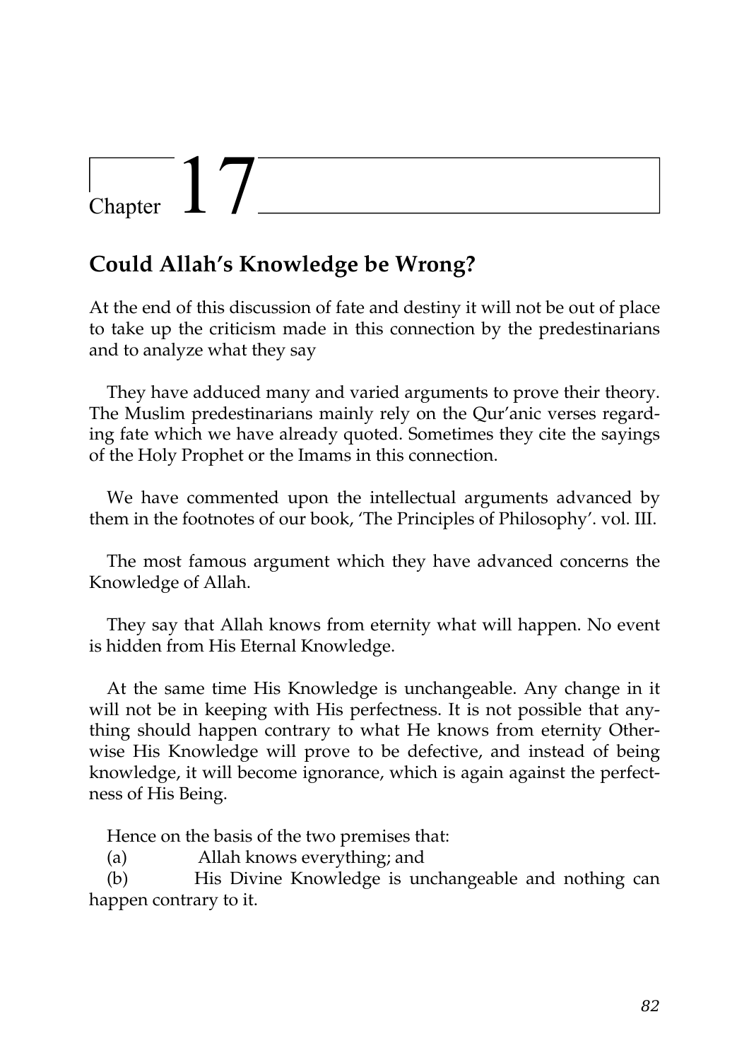# Chapter 17

## Could Allah's Knowledge be Wrong?

At the end of this discussion of fate and destiny it will not be out of place to take up the criticism made in this connection by the predestinarians and to analyze what they say

They have adduced many and varied arguments to prove their theory. The Muslim predestinarians mainly rely on the Qur'anic verses regarding fate which we have already quoted. Sometimes they cite the sayings of the Holy Prophet or the Imams in this connection.

We have commented upon the intellectual arguments advanced by them in the footnotes of our book, 'The Principles of Philosophy'. vol. III.

The most famous argument which they have advanced concerns the Knowledge of Allah.

They say that Allah knows from eternity what will happen. No event is hidden from His Eternal Knowledge.

At the same time His Knowledge is unchangeable. Any change in it will not be in keeping with His perfectness. It is not possible that anything should happen contrary to what He knows from eternity Otherwise His Knowledge will prove to be defective, and instead of being knowledge, it will become ignorance, which is again against the perfectness of His Being.

Hence on the basis of the two premises that:

(a) Allah knows everything; and

(b) His Divine Knowledge is unchangeable and nothing can happen contrary to it.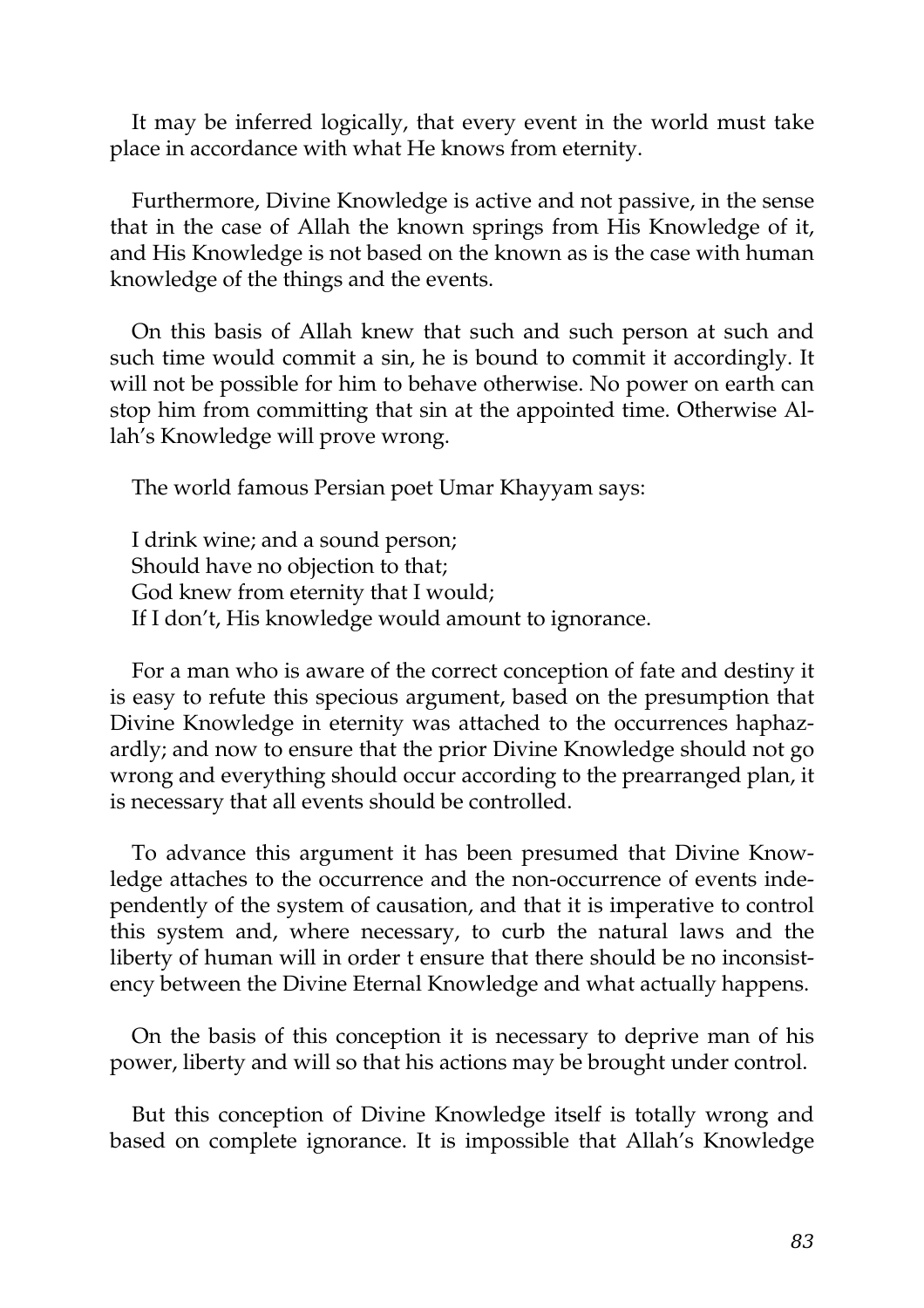It may be inferred logically, that every event in the world must take place in accordance with what He knows from eternity.

Furthermore, Divine Knowledge is active and not passive, in the sense that in the case of Allah the known springs from His Knowledge of it, and His Knowledge is not based on the known as is the case with human knowledge of the things and the events.

On this basis of Allah knew that such and such person at such and such time would commit a sin, he is bound to commit it accordingly. It will not be possible for him to behave otherwise. No power on earth can stop him from committing that sin at the appointed time. Otherwise Allah's Knowledge will prove wrong.

The world famous Persian poet Umar Khayyam says:

I drink wine; and a sound person;
Should have no objection to that;
God knew from eternity that I would;
If I don't, His knowledge would amount to ignorance.

For a man who is aware of the correct conception of fate and destiny it is easy to refute this specious argument, based on the presumption that Divine Knowledge in eternity was attached to the occurrences haphazardly; and now to ensure that the prior Divine Knowledge should not go wrong and everything should occur according to the prearranged plan, it is necessary that all events should be controlled.

To advance this argument it has been presumed that Divine Knowledge attaches to the occurrence and the non-occurrence of events independently of the system of causation, and that it is imperative to control this system and, where necessary, to curb the natural laws and the liberty of human will in order t ensure that there should be no inconsistency between the Divine Eternal Knowledge and what actually happens.

On the basis of this conception it is necessary to deprive man of his power, liberty and will so that his actions may be brought under control.

But this conception of Divine Knowledge itself is totally wrong and based on complete ignorance. It is impossible that Allah's Knowledge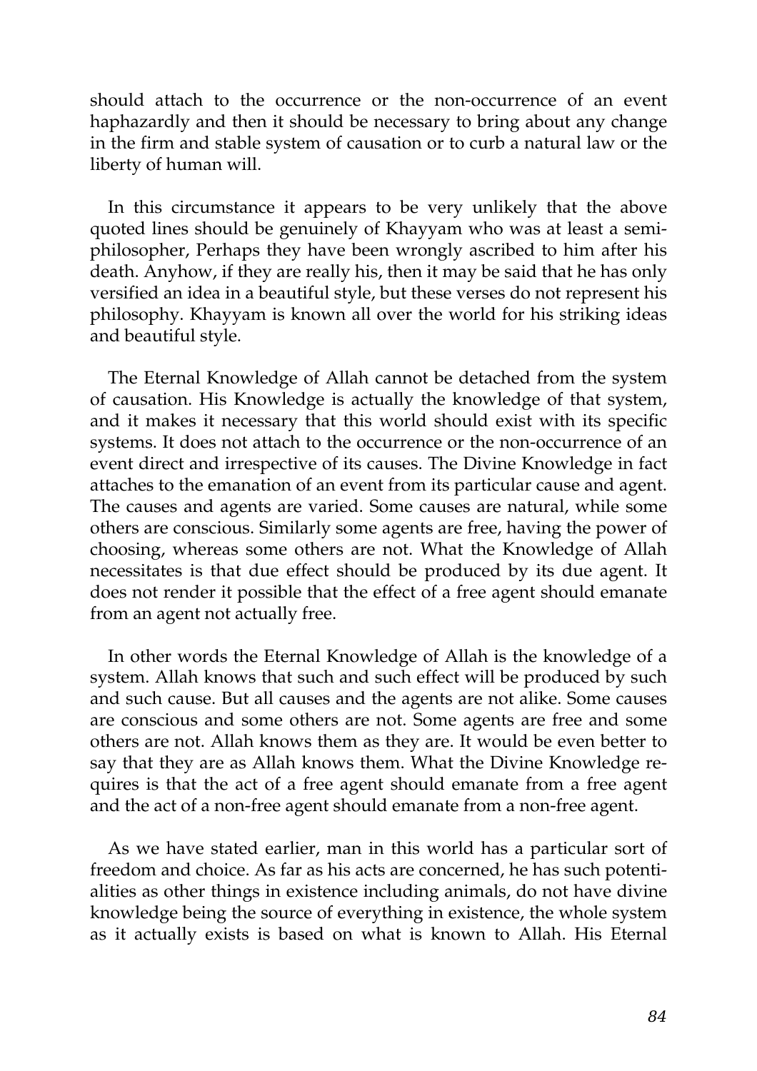should attach to the occurrence or the non-occurrence of an event haphazardly and then it should be necessary to bring about any change in the firm and stable system of causation or to curb a natural law or the liberty of human will.

In this circumstance it appears to be very unlikely that the above quoted lines should be genuinely of Khayyam who was at least a semi-philosopher, Perhaps they have been wrongly ascribed to him after his death. Anyhow, if they are really his, then it may be said that he has only versified an idea in a beautiful style, but these verses do not represent his philosophy. Khayyam is known all over the world for his striking ideas and beautiful style.

The Eternal Knowledge of Allah cannot be detached from the system of causation. His Knowledge is actually the knowledge of that system, and it makes it necessary that this world should exist with its specific systems. It does not attach to the occurrence or the non-occurrence of an event direct and irrespective of its causes. The Divine Knowledge in fact attaches to the emanation of an event from its particular cause and agent. The causes and agents are varied. Some causes are natural, while some others are conscious. Similarly some agents are free, having the power of choosing, whereas some others are not. What the Knowledge of Allah necessitates is that due effect should be produced by its due agent. It does not render it possible that the effect of a free agent should emanate from an agent not actually free.

In other words the Eternal Knowledge of Allah is the knowledge of a system. Allah knows that such and such effect will be produced by such and such cause. But all causes and the agents are not alike. Some causes are conscious and some others are not. Some agents are free and some others are not. Allah knows them as they are. It would be even better to say that they are as Allah knows them. What the Divine Knowledge requires is that the act of a free agent should emanate from a free agent and the act of a non-free agent should emanate from a non-free agent.

As we have stated earlier, man in this world has a particular sort of freedom and choice. As far as his acts are concerned, he has such potentialities as other things in existence including animals, do not have divine knowledge being the source of everything in existence, the whole system as it actually exists is based on what is known to Allah. His Eternal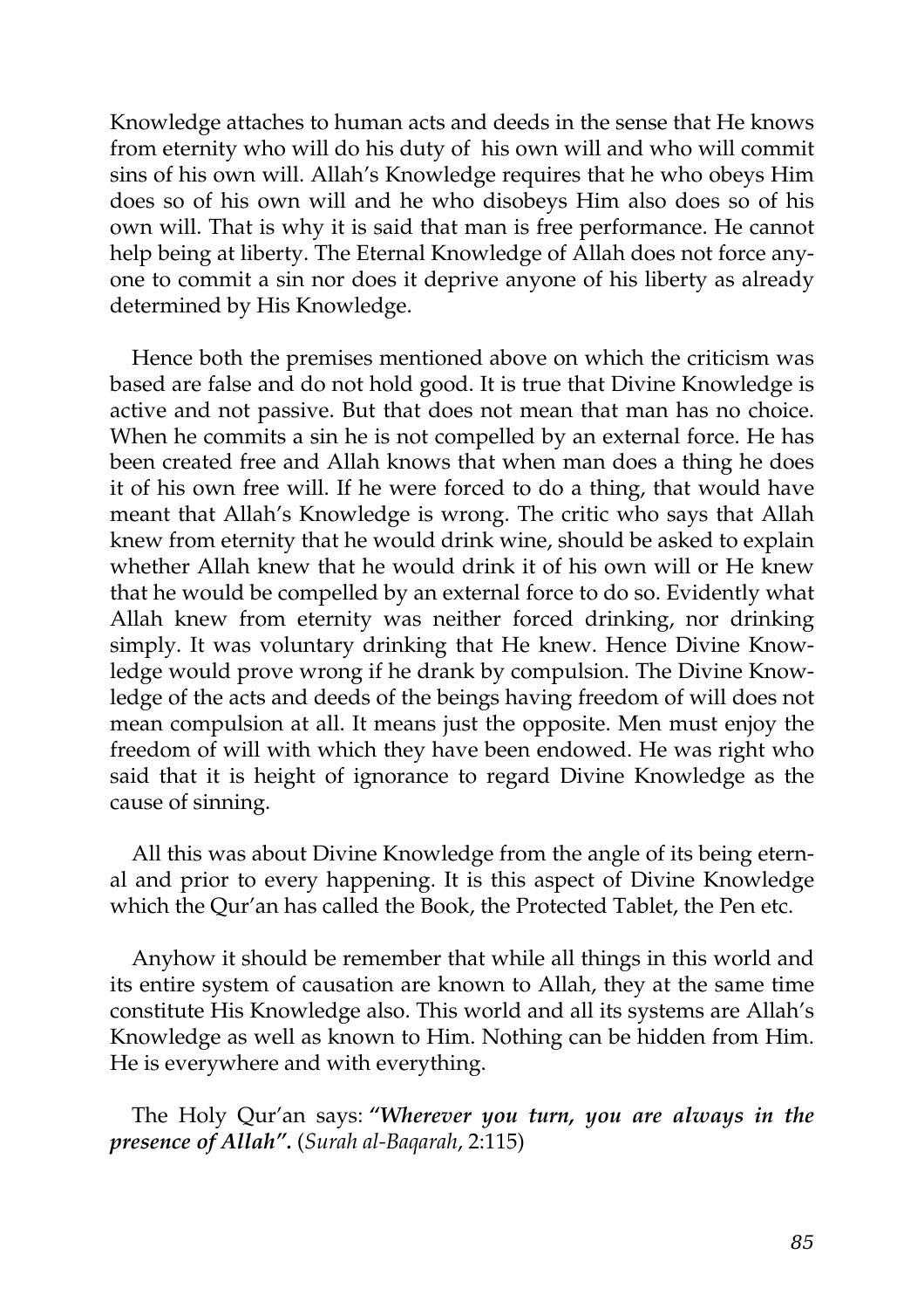Knowledge attaches to human acts and deeds in the sense that He knows from eternity who will do his duty of his own will and who will commit sins of his own will. Allah's Knowledge requires that he who obeys Him does so of his own will and he who disobeys Him also does so of his own will. That is why it is said that man is free performance. He cannot help being at liberty. The Eternal Knowledge of Allah does not force anyone to commit a sin nor does it deprive anyone of his liberty as already determined by His Knowledge.

Hence both the premises mentioned above on which the criticism was based are false and do not hold good. It is true that Divine Knowledge is active and not passive. But that does not mean that man has no choice. When he commits a sin he is not compelled by an external force. He has been created free and Allah knows that when man does a thing he does it of his own free will. If he were forced to do a thing, that would have meant that Allah's Knowledge is wrong. The critic who says that Allah knew from eternity that he would drink wine, should be asked to explain whether Allah knew that he would drink it of his own will or He knew that he would be compelled by an external force to do so. Evidently what Allah knew from eternity was neither forced drinking, nor drinking simply. It was voluntary drinking that He knew. Hence Divine Knowledge would prove wrong if he drank by compulsion. The Divine Knowledge of the acts and deeds of the beings having freedom of will does not mean compulsion at all. It means just the opposite. Men must enjoy the freedom of will with which they have been endowed. He was right who said that it is height of ignorance to regard Divine Knowledge as the cause of sinning.

All this was about Divine Knowledge from the angle of its being eternal and prior to every happening. It is this aspect of Divine Knowledge which the Qur'an has called the Book, the Protected Tablet, the Pen etc.

Anyhow it should be remember that while all things in this world and its entire system of causation are known to Allah, they at the same time constitute His Knowledge also. This world and all its systems are Allah's Knowledge as well as known to Him. Nothing can be hidden from Him. He is everywhere and with everything.

The Holy Qur'an says: ***"Wherever you turn, you are always in the presence of Allah".*** (*Surah al-Baqarah*, 2:115)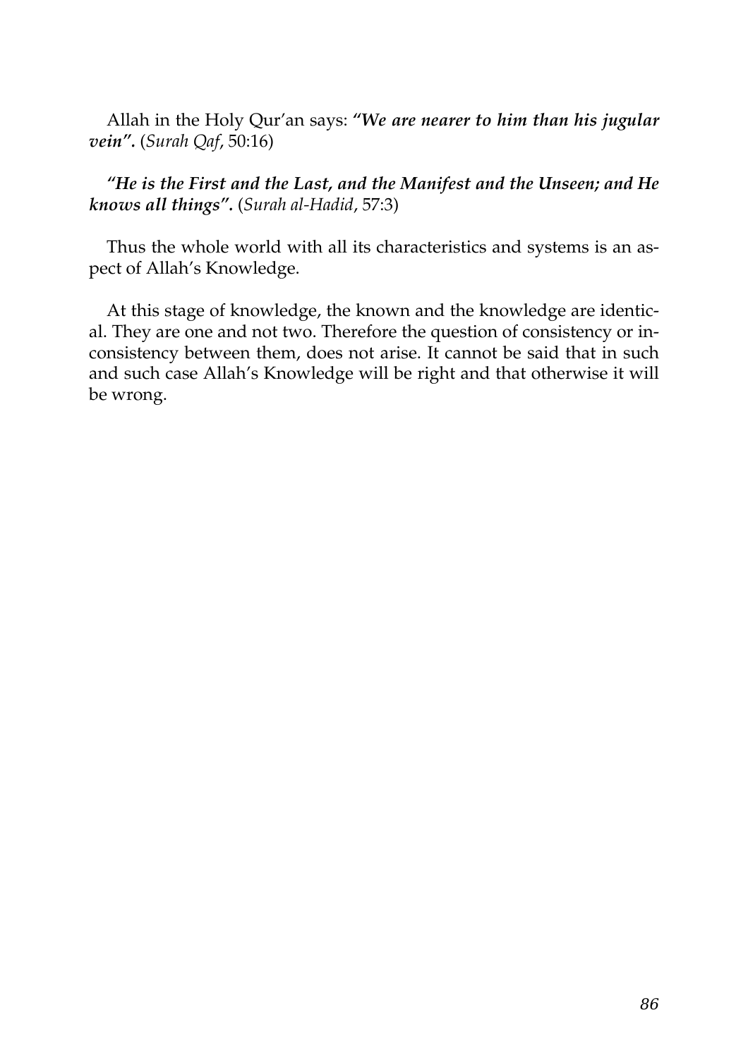Allah in the Holy Qur'an says: ***"We are nearer to him than his jugular vein".*** (*Surah Qaf*, 50:16)

***"He is the First and the Last, and the Manifest and the Unseen; and He knows all things".*** (*Surah al-Hadid*, 57:3)

Thus the whole world with all its characteristics and systems is an aspect of Allah's Knowledge.

At this stage of knowledge, the known and the knowledge are identical. They are one and not two. Therefore the question of consistency or inconsistency between them, does not arise. It cannot be said that in such and such case Allah's Knowledge will be right and that otherwise it will be wrong.